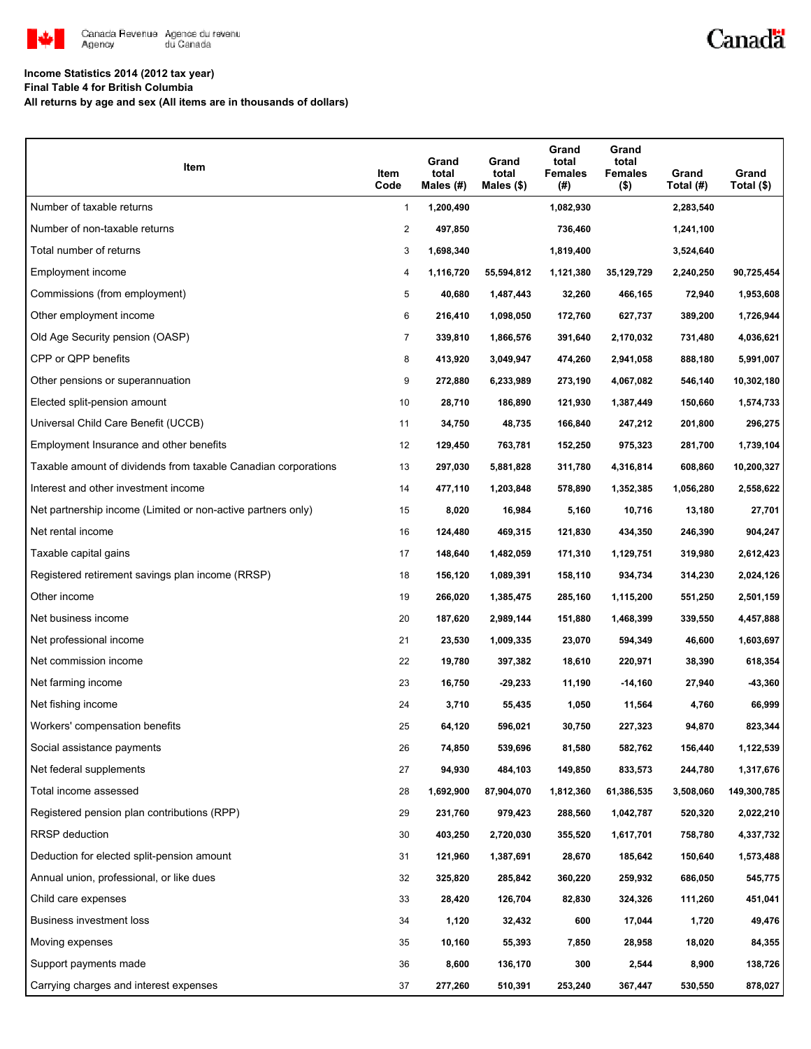Canada Revenue Agency / Agence du revenu du Canada

Canada

**Income Statistics 2014 (2012 tax year)**
**Final Table 4 for British Columbia**
**All returns by age and sex (All items are in thousands of dollars)**

| Item | Item Code | Grand total Males (#) | Grand total Males ($) | Grand total Females (#) | Grand total Females ($) | Grand Total (#) | Grand Total ($) |
|---|---|---|---|---|---|---|---|
| Number of taxable returns | 1 | 1,200,490 | | 1,082,930 | | 2,283,540 | |
| Number of non-taxable returns | 2 | 497,850 | | 736,460 | | 1,241,100 | |
| Total number of returns | 3 | 1,698,340 | | 1,819,400 | | 3,524,640 | |
| Employment income | 4 | 1,116,720 | 55,594,812 | 1,121,380 | 35,129,729 | 2,240,250 | 90,725,454 |
| Commissions (from employment) | 5 | 40,680 | 1,487,443 | 32,260 | 466,165 | 72,940 | 1,953,608 |
| Other employment income | 6 | 216,410 | 1,098,050 | 172,760 | 627,737 | 389,200 | 1,726,944 |
| Old Age Security pension (OASP) | 7 | 339,810 | 1,866,576 | 391,640 | 2,170,032 | 731,480 | 4,036,621 |
| CPP or QPP benefits | 8 | 413,920 | 3,049,947 | 474,260 | 2,941,058 | 888,180 | 5,991,007 |
| Other pensions or superannuation | 9 | 272,880 | 6,233,989 | 273,190 | 4,067,082 | 546,140 | 10,302,180 |
| Elected split-pension amount | 10 | 28,710 | 186,890 | 121,930 | 1,387,449 | 150,660 | 1,574,733 |
| Universal Child Care Benefit (UCCB) | 11 | 34,750 | 48,735 | 166,840 | 247,212 | 201,800 | 296,275 |
| Employment Insurance and other benefits | 12 | 129,450 | 763,781 | 152,250 | 975,323 | 281,700 | 1,739,104 |
| Taxable amount of dividends from taxable Canadian corporations | 13 | 297,030 | 5,881,828 | 311,780 | 4,316,814 | 608,860 | 10,200,327 |
| Interest and other investment income | 14 | 477,110 | 1,203,848 | 578,890 | 1,352,385 | 1,056,280 | 2,558,622 |
| Net partnership income (Limited or non-active partners only) | 15 | 8,020 | 16,984 | 5,160 | 10,716 | 13,180 | 27,701 |
| Net rental income | 16 | 124,480 | 469,315 | 121,830 | 434,350 | 246,390 | 904,247 |
| Taxable capital gains | 17 | 148,640 | 1,482,059 | 171,310 | 1,129,751 | 319,980 | 2,612,423 |
| Registered retirement savings plan income (RRSP) | 18 | 156,120 | 1,089,391 | 158,110 | 934,734 | 314,230 | 2,024,126 |
| Other income | 19 | 266,020 | 1,385,475 | 285,160 | 1,115,200 | 551,250 | 2,501,159 |
| Net business income | 20 | 187,620 | 2,989,144 | 151,880 | 1,468,399 | 339,550 | 4,457,888 |
| Net professional income | 21 | 23,530 | 1,009,335 | 23,070 | 594,349 | 46,600 | 1,603,697 |
| Net commission income | 22 | 19,780 | 397,382 | 18,610 | 220,971 | 38,390 | 618,354 |
| Net farming income | 23 | 16,750 | -29,233 | 11,190 | -14,160 | 27,940 | -43,360 |
| Net fishing income | 24 | 3,710 | 55,435 | 1,050 | 11,564 | 4,760 | 66,999 |
| Workers' compensation benefits | 25 | 64,120 | 596,021 | 30,750 | 227,323 | 94,870 | 823,344 |
| Social assistance payments | 26 | 74,850 | 539,696 | 81,580 | 582,762 | 156,440 | 1,122,539 |
| Net federal supplements | 27 | 94,930 | 484,103 | 149,850 | 833,573 | 244,780 | 1,317,676 |
| Total income assessed | 28 | 1,692,900 | 87,904,070 | 1,812,360 | 61,386,535 | 3,508,060 | 149,300,785 |
| Registered pension plan contributions (RPP) | 29 | 231,760 | 979,423 | 288,560 | 1,042,787 | 520,320 | 2,022,210 |
| RRSP deduction | 30 | 403,250 | 2,720,030 | 355,520 | 1,617,701 | 758,780 | 4,337,732 |
| Deduction for elected split-pension amount | 31 | 121,960 | 1,387,691 | 28,670 | 185,642 | 150,640 | 1,573,488 |
| Annual union, professional, or like dues | 32 | 325,820 | 285,842 | 360,220 | 259,932 | 686,050 | 545,775 |
| Child care expenses | 33 | 28,420 | 126,704 | 82,830 | 324,326 | 111,260 | 451,041 |
| Business investment loss | 34 | 1,120 | 32,432 | 600 | 17,044 | 1,720 | 49,476 |
| Moving expenses | 35 | 10,160 | 55,393 | 7,850 | 28,958 | 18,020 | 84,355 |
| Support payments made | 36 | 8,600 | 136,170 | 300 | 2,544 | 8,900 | 138,726 |
| Carrying charges and interest expenses | 37 | 277,260 | 510,391 | 253,240 | 367,447 | 530,550 | 878,027 |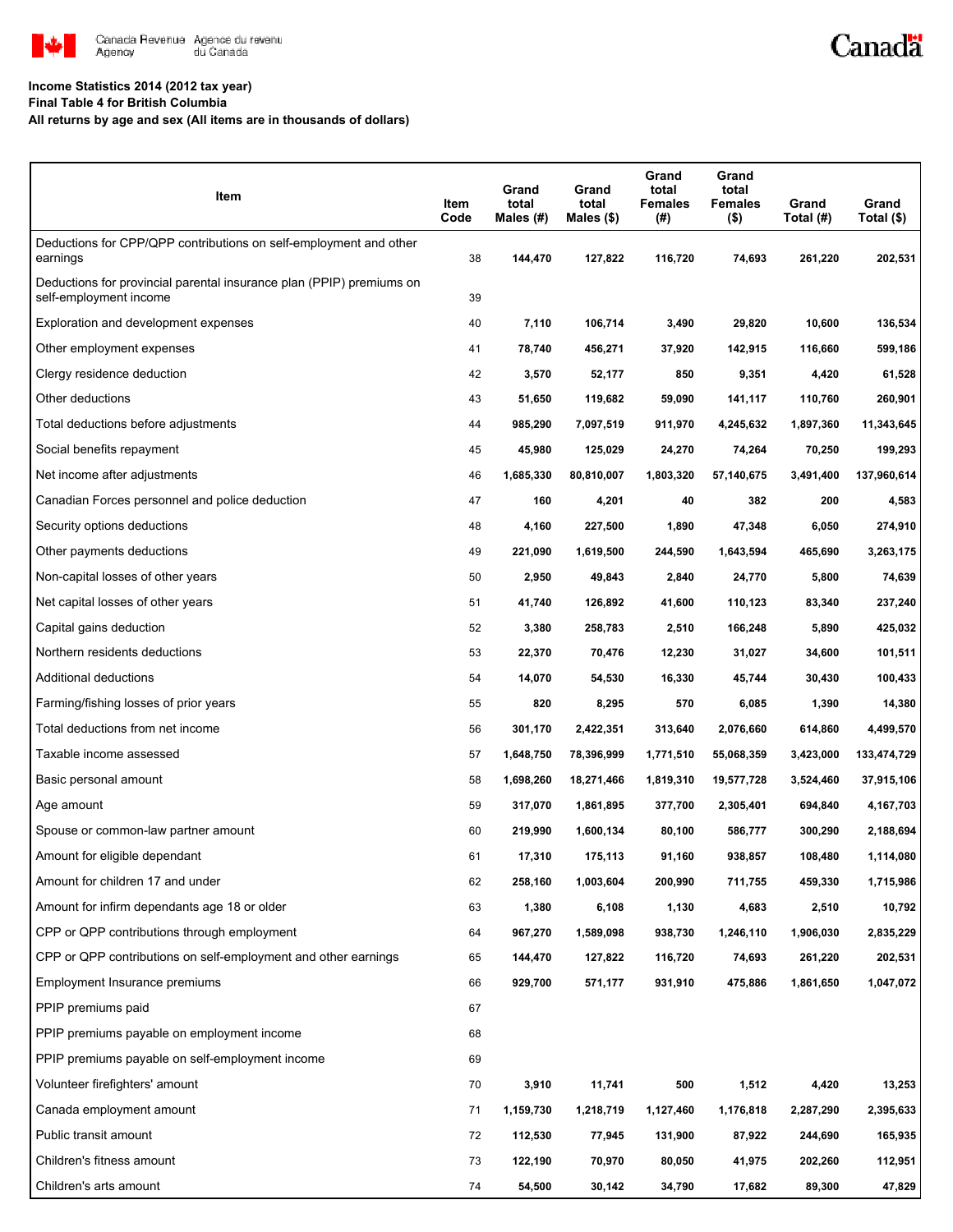**Income Statistics 2014 (2012 tax year)**
**Final Table 4 for British Columbia**
**All returns by age and sex (All items are in thousands of dollars)**

| Item | Item Code | Grand total Males (#) | Grand total Males ($) | Grand total Females (#) | Grand total Females ($) | Grand Total (#) | Grand Total ($) |
|---|---|---|---|---|---|---|---|
| Deductions for CPP/QPP contributions on self-employment and other earnings | 38 | 144,470 | 127,822 | 116,720 | 74,693 | 261,220 | 202,531 |
| Deductions for provincial parental insurance plan (PPIP) premiums on self-employment income | 39 | | | | | | |
| Exploration and development expenses | 40 | 7,110 | 106,714 | 3,490 | 29,820 | 10,600 | 136,534 |
| Other employment expenses | 41 | 78,740 | 456,271 | 37,920 | 142,915 | 116,660 | 599,186 |
| Clergy residence deduction | 42 | 3,570 | 52,177 | 850 | 9,351 | 4,420 | 61,528 |
| Other deductions | 43 | 51,650 | 119,682 | 59,090 | 141,117 | 110,760 | 260,901 |
| Total deductions before adjustments | 44 | 985,290 | 7,097,519 | 911,970 | 4,245,632 | 1,897,360 | 11,343,645 |
| Social benefits repayment | 45 | 45,980 | 125,029 | 24,270 | 74,264 | 70,250 | 199,293 |
| Net income after adjustments | 46 | 1,685,330 | 80,810,007 | 1,803,320 | 57,140,675 | 3,491,400 | 137,960,614 |
| Canadian Forces personnel and police deduction | 47 | 160 | 4,201 | 40 | 382 | 200 | 4,583 |
| Security options deductions | 48 | 4,160 | 227,500 | 1,890 | 47,348 | 6,050 | 274,910 |
| Other payments deductions | 49 | 221,090 | 1,619,500 | 244,590 | 1,643,594 | 465,690 | 3,263,175 |
| Non-capital losses of other years | 50 | 2,950 | 49,843 | 2,840 | 24,770 | 5,800 | 74,639 |
| Net capital losses of other years | 51 | 41,740 | 126,892 | 41,600 | 110,123 | 83,340 | 237,240 |
| Capital gains deduction | 52 | 3,380 | 258,783 | 2,510 | 166,248 | 5,890 | 425,032 |
| Northern residents deductions | 53 | 22,370 | 70,476 | 12,230 | 31,027 | 34,600 | 101,511 |
| Additional deductions | 54 | 14,070 | 54,530 | 16,330 | 45,744 | 30,430 | 100,433 |
| Farming/fishing losses of prior years | 55 | 820 | 8,295 | 570 | 6,085 | 1,390 | 14,380 |
| Total deductions from net income | 56 | 301,170 | 2,422,351 | 313,640 | 2,076,660 | 614,860 | 4,499,570 |
| Taxable income assessed | 57 | 1,648,750 | 78,396,999 | 1,771,510 | 55,068,359 | 3,423,000 | 133,474,729 |
| Basic personal amount | 58 | 1,698,260 | 18,271,466 | 1,819,310 | 19,577,728 | 3,524,460 | 37,915,106 |
| Age amount | 59 | 317,070 | 1,861,895 | 377,700 | 2,305,401 | 694,840 | 4,167,703 |
| Spouse or common-law partner amount | 60 | 219,990 | 1,600,134 | 80,100 | 586,777 | 300,290 | 2,188,694 |
| Amount for eligible dependant | 61 | 17,310 | 175,113 | 91,160 | 938,857 | 108,480 | 1,114,080 |
| Amount for children 17 and under | 62 | 258,160 | 1,003,604 | 200,990 | 711,755 | 459,330 | 1,715,986 |
| Amount for infirm dependants age 18 or older | 63 | 1,380 | 6,108 | 1,130 | 4,683 | 2,510 | 10,792 |
| CPP or QPP contributions through employment | 64 | 967,270 | 1,589,098 | 938,730 | 1,246,110 | 1,906,030 | 2,835,229 |
| CPP or QPP contributions on self-employment and other earnings | 65 | 144,470 | 127,822 | 116,720 | 74,693 | 261,220 | 202,531 |
| Employment Insurance premiums | 66 | 929,700 | 571,177 | 931,910 | 475,886 | 1,861,650 | 1,047,072 |
| PPIP premiums paid | 67 | | | | | | |
| PPIP premiums payable on employment income | 68 | | | | | | |
| PPIP premiums payable on self-employment income | 69 | | | | | | |
| Volunteer firefighters' amount | 70 | 3,910 | 11,741 | 500 | 1,512 | 4,420 | 13,253 |
| Canada employment amount | 71 | 1,159,730 | 1,218,719 | 1,127,460 | 1,176,818 | 2,287,290 | 2,395,633 |
| Public transit amount | 72 | 112,530 | 77,945 | 131,900 | 87,922 | 244,690 | 165,935 |
| Children's fitness amount | 73 | 122,190 | 70,970 | 80,050 | 41,975 | 202,260 | 112,951 |
| Children's arts amount | 74 | 54,500 | 30,142 | 34,790 | 17,682 | 89,300 | 47,829 |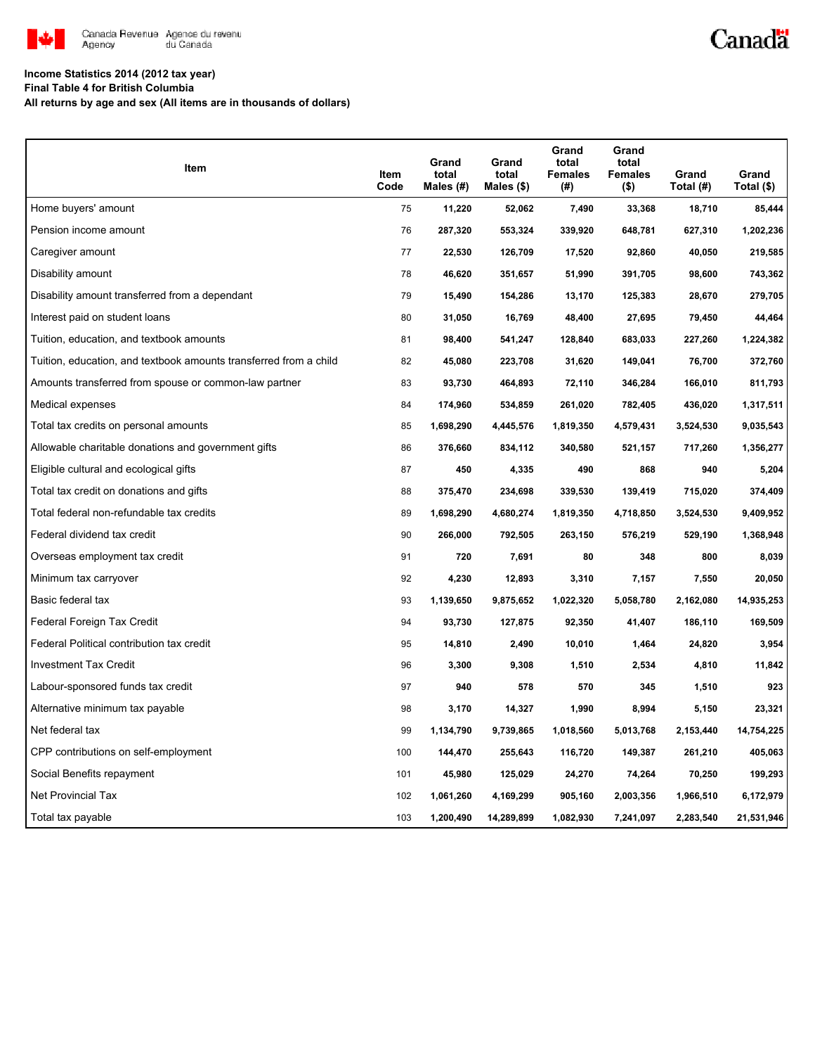Canada Revenue Agency / Agence du revenu du Canada

**Income Statistics 2014 (2012 tax year)**
**Final Table 4 for British Columbia**
**All returns by age and sex (All items are in thousands of dollars)**

| Item | Item Code | Grand total Males (#) | Grand total Males ($) | Grand total Females (#) | Grand total Females ($) | Grand Total (#) | Grand Total ($) |
|---|---|---|---|---|---|---|---|
| Home buyers' amount | 75 | 11,220 | 52,062 | 7,490 | 33,368 | 18,710 | 85,444 |
| Pension income amount | 76 | 287,320 | 553,324 | 339,920 | 648,781 | 627,310 | 1,202,236 |
| Caregiver amount | 77 | 22,530 | 126,709 | 17,520 | 92,860 | 40,050 | 219,585 |
| Disability amount | 78 | 46,620 | 351,657 | 51,990 | 391,705 | 98,600 | 743,362 |
| Disability amount transferred from a dependant | 79 | 15,490 | 154,286 | 13,170 | 125,383 | 28,670 | 279,705 |
| Interest paid on student loans | 80 | 31,050 | 16,769 | 48,400 | 27,695 | 79,450 | 44,464 |
| Tuition, education, and textbook amounts | 81 | 98,400 | 541,247 | 128,840 | 683,033 | 227,260 | 1,224,382 |
| Tuition, education, and textbook amounts transferred from a child | 82 | 45,080 | 223,708 | 31,620 | 149,041 | 76,700 | 372,760 |
| Amounts transferred from spouse or common-law partner | 83 | 93,730 | 464,893 | 72,110 | 346,284 | 166,010 | 811,793 |
| Medical expenses | 84 | 174,960 | 534,859 | 261,020 | 782,405 | 436,020 | 1,317,511 |
| Total tax credits on personal amounts | 85 | 1,698,290 | 4,445,576 | 1,819,350 | 4,579,431 | 3,524,530 | 9,035,543 |
| Allowable charitable donations and government gifts | 86 | 376,660 | 834,112 | 340,580 | 521,157 | 717,260 | 1,356,277 |
| Eligible cultural and ecological gifts | 87 | 450 | 4,335 | 490 | 868 | 940 | 5,204 |
| Total tax credit on donations and gifts | 88 | 375,470 | 234,698 | 339,530 | 139,419 | 715,020 | 374,409 |
| Total federal non-refundable tax credits | 89 | 1,698,290 | 4,680,274 | 1,819,350 | 4,718,850 | 3,524,530 | 9,409,952 |
| Federal dividend tax credit | 90 | 266,000 | 792,505 | 263,150 | 576,219 | 529,190 | 1,368,948 |
| Overseas employment tax credit | 91 | 720 | 7,691 | 80 | 348 | 800 | 8,039 |
| Minimum tax carryover | 92 | 4,230 | 12,893 | 3,310 | 7,157 | 7,550 | 20,050 |
| Basic federal tax | 93 | 1,139,650 | 9,875,652 | 1,022,320 | 5,058,780 | 2,162,080 | 14,935,253 |
| Federal Foreign Tax Credit | 94 | 93,730 | 127,875 | 92,350 | 41,407 | 186,110 | 169,509 |
| Federal Political contribution tax credit | 95 | 14,810 | 2,490 | 10,010 | 1,464 | 24,820 | 3,954 |
| Investment Tax Credit | 96 | 3,300 | 9,308 | 1,510 | 2,534 | 4,810 | 11,842 |
| Labour-sponsored funds tax credit | 97 | 940 | 578 | 570 | 345 | 1,510 | 923 |
| Alternative minimum tax payable | 98 | 3,170 | 14,327 | 1,990 | 8,994 | 5,150 | 23,321 |
| Net federal tax | 99 | 1,134,790 | 9,739,865 | 1,018,560 | 5,013,768 | 2,153,440 | 14,754,225 |
| CPP contributions on self-employment | 100 | 144,470 | 255,643 | 116,720 | 149,387 | 261,210 | 405,063 |
| Social Benefits repayment | 101 | 45,980 | 125,029 | 24,270 | 74,264 | 70,250 | 199,293 |
| Net Provincial Tax | 102 | 1,061,260 | 4,169,299 | 905,160 | 2,003,356 | 1,966,510 | 6,172,979 |
| Total tax payable | 103 | 1,200,490 | 14,289,899 | 1,082,930 | 7,241,097 | 2,283,540 | 21,531,946 |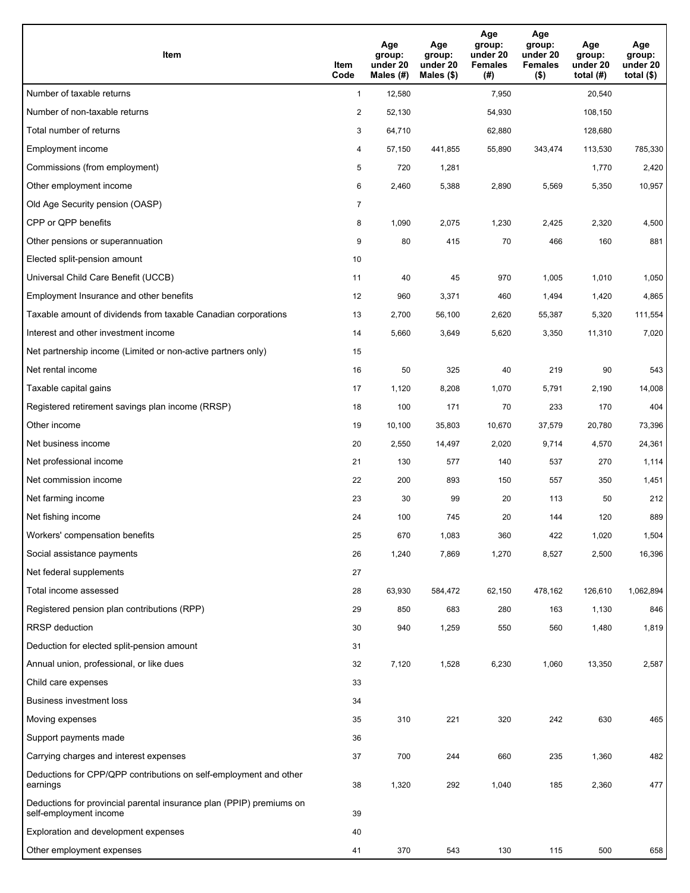| Item | Item Code | Age group: under 20 Males (#) | Age group: under 20 Males ($) | Age group: under 20 Females (#) | Age group: under 20 Females ($) | Age group: under 20 total (#) | Age group: under 20 total ($) |
|---|---|---|---|---|---|---|---|
| Number of taxable returns | 1 | 12,580 | | 7,950 | | 20,540 | |
| Number of non-taxable returns | 2 | 52,130 | | 54,930 | | 108,150 | |
| Total number of returns | 3 | 64,710 | | 62,880 | | 128,680 | |
| Employment income | 4 | 57,150 | 441,855 | 55,890 | 343,474 | 113,530 | 785,330 |
| Commissions (from employment) | 5 | 720 | 1,281 | | | 1,770 | 2,420 |
| Other employment income | 6 | 2,460 | 5,388 | 2,890 | 5,569 | 5,350 | 10,957 |
| Old Age Security pension (OASP) | 7 | | | | | | |
| CPP or QPP benefits | 8 | 1,090 | 2,075 | 1,230 | 2,425 | 2,320 | 4,500 |
| Other pensions or superannuation | 9 | 80 | 415 | 70 | 466 | 160 | 881 |
| Elected split-pension amount | 10 | | | | | | |
| Universal Child Care Benefit (UCCB) | 11 | 40 | 45 | 970 | 1,005 | 1,010 | 1,050 |
| Employment Insurance and other benefits | 12 | 960 | 3,371 | 460 | 1,494 | 1,420 | 4,865 |
| Taxable amount of dividends from taxable Canadian corporations | 13 | 2,700 | 56,100 | 2,620 | 55,387 | 5,320 | 111,554 |
| Interest and other investment income | 14 | 5,660 | 3,649 | 5,620 | 3,350 | 11,310 | 7,020 |
| Net partnership income (Limited or non-active partners only) | 15 | | | | | | |
| Net rental income | 16 | 50 | 325 | 40 | 219 | 90 | 543 |
| Taxable capital gains | 17 | 1,120 | 8,208 | 1,070 | 5,791 | 2,190 | 14,008 |
| Registered retirement savings plan income (RRSP) | 18 | 100 | 171 | 70 | 233 | 170 | 404 |
| Other income | 19 | 10,100 | 35,803 | 10,670 | 37,579 | 20,780 | 73,396 |
| Net business income | 20 | 2,550 | 14,497 | 2,020 | 9,714 | 4,570 | 24,361 |
| Net professional income | 21 | 130 | 577 | 140 | 537 | 270 | 1,114 |
| Net commission income | 22 | 200 | 893 | 150 | 557 | 350 | 1,451 |
| Net farming income | 23 | 30 | 99 | 20 | 113 | 50 | 212 |
| Net fishing income | 24 | 100 | 745 | 20 | 144 | 120 | 889 |
| Workers' compensation benefits | 25 | 670 | 1,083 | 360 | 422 | 1,020 | 1,504 |
| Social assistance payments | 26 | 1,240 | 7,869 | 1,270 | 8,527 | 2,500 | 16,396 |
| Net federal supplements | 27 | | | | | | |
| Total income assessed | 28 | 63,930 | 584,472 | 62,150 | 478,162 | 126,610 | 1,062,894 |
| Registered pension plan contributions (RPP) | 29 | 850 | 683 | 280 | 163 | 1,130 | 846 |
| RRSP deduction | 30 | 940 | 1,259 | 550 | 560 | 1,480 | 1,819 |
| Deduction for elected split-pension amount | 31 | | | | | | |
| Annual union, professional, or like dues | 32 | 7,120 | 1,528 | 6,230 | 1,060 | 13,350 | 2,587 |
| Child care expenses | 33 | | | | | | |
| Business investment loss | 34 | | | | | | |
| Moving expenses | 35 | 310 | 221 | 320 | 242 | 630 | 465 |
| Support payments made | 36 | | | | | | |
| Carrying charges and interest expenses | 37 | 700 | 244 | 660 | 235 | 1,360 | 482 |
| Deductions for CPP/QPP contributions on self-employment and other earnings | 38 | 1,320 | 292 | 1,040 | 185 | 2,360 | 477 |
| Deductions for provincial parental insurance plan (PPIP) premiums on self-employment income | 39 | | | | | | |
| Exploration and development expenses | 40 | | | | | | |
| Other employment expenses | 41 | 370 | 543 | 130 | 115 | 500 | 658 |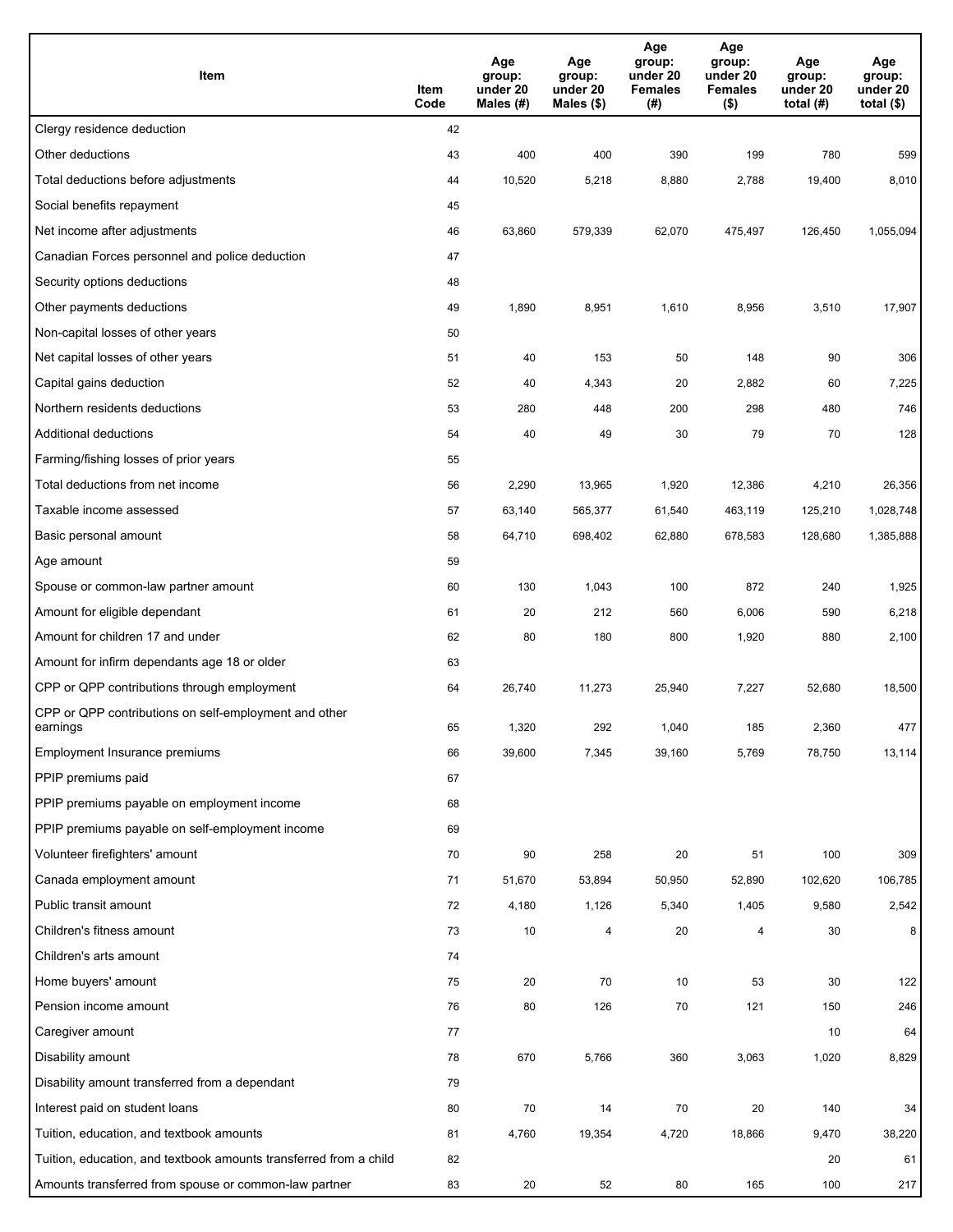| Item | Item Code | Age group: under 20 Males (#) | Age group: under 20 Males ($) | Age group: under 20 Females (#) | Age group: under 20 Females ($) | Age group: under 20 total (#) | Age group: under 20 total ($) |
|---|---|---|---|---|---|---|---|
| Clergy residence deduction | 42 | | | | | | |
| Other deductions | 43 | 400 | 400 | 390 | 199 | 780 | 599 |
| Total deductions before adjustments | 44 | 10,520 | 5,218 | 8,880 | 2,788 | 19,400 | 8,010 |
| Social benefits repayment | 45 | | | | | | |
| Net income after adjustments | 46 | 63,860 | 579,339 | 62,070 | 475,497 | 126,450 | 1,055,094 |
| Canadian Forces personnel and police deduction | 47 | | | | | | |
| Security options deductions | 48 | | | | | | |
| Other payments deductions | 49 | 1,890 | 8,951 | 1,610 | 8,956 | 3,510 | 17,907 |
| Non-capital losses of other years | 50 | | | | | | |
| Net capital losses of other years | 51 | 40 | 153 | 50 | 148 | 90 | 306 |
| Capital gains deduction | 52 | 40 | 4,343 | 20 | 2,882 | 60 | 7,225 |
| Northern residents deductions | 53 | 280 | 448 | 200 | 298 | 480 | 746 |
| Additional deductions | 54 | 40 | 49 | 30 | 79 | 70 | 128 |
| Farming/fishing losses of prior years | 55 | | | | | | |
| Total deductions from net income | 56 | 2,290 | 13,965 | 1,920 | 12,386 | 4,210 | 26,356 |
| Taxable income assessed | 57 | 63,140 | 565,377 | 61,540 | 463,119 | 125,210 | 1,028,748 |
| Basic personal amount | 58 | 64,710 | 698,402 | 62,880 | 678,583 | 128,680 | 1,385,888 |
| Age amount | 59 | | | | | | |
| Spouse or common-law partner amount | 60 | 130 | 1,043 | 100 | 872 | 240 | 1,925 |
| Amount for eligible dependant | 61 | 20 | 212 | 560 | 6,006 | 590 | 6,218 |
| Amount for children 17 and under | 62 | 80 | 180 | 800 | 1,920 | 880 | 2,100 |
| Amount for infirm dependants age 18 or older | 63 | | | | | | |
| CPP or QPP contributions through employment | 64 | 26,740 | 11,273 | 25,940 | 7,227 | 52,680 | 18,500 |
| CPP or QPP contributions on self-employment and other earnings | 65 | 1,320 | 292 | 1,040 | 185 | 2,360 | 477 |
| Employment Insurance premiums | 66 | 39,600 | 7,345 | 39,160 | 5,769 | 78,750 | 13,114 |
| PPIP premiums paid | 67 | | | | | | |
| PPIP premiums payable on employment income | 68 | | | | | | |
| PPIP premiums payable on self-employment income | 69 | | | | | | |
| Volunteer firefighters' amount | 70 | 90 | 258 | 20 | 51 | 100 | 309 |
| Canada employment amount | 71 | 51,670 | 53,894 | 50,950 | 52,890 | 102,620 | 106,785 |
| Public transit amount | 72 | 4,180 | 1,126 | 5,340 | 1,405 | 9,580 | 2,542 |
| Children's fitness amount | 73 | 10 | 4 | 20 | 4 | 30 | 8 |
| Children's arts amount | 74 | | | | | | |
| Home buyers' amount | 75 | 20 | 70 | 10 | 53 | 30 | 122 |
| Pension income amount | 76 | 80 | 126 | 70 | 121 | 150 | 246 |
| Caregiver amount | 77 | | | | | 10 | 64 |
| Disability amount | 78 | 670 | 5,766 | 360 | 3,063 | 1,020 | 8,829 |
| Disability amount transferred from a dependant | 79 | | | | | | |
| Interest paid on student loans | 80 | 70 | 14 | 70 | 20 | 140 | 34 |
| Tuition, education, and textbook amounts | 81 | 4,760 | 19,354 | 4,720 | 18,866 | 9,470 | 38,220 |
| Tuition, education, and textbook amounts transferred from a child | 82 | | | | | 20 | 61 |
| Amounts transferred from spouse or common-law partner | 83 | 20 | 52 | 80 | 165 | 100 | 217 |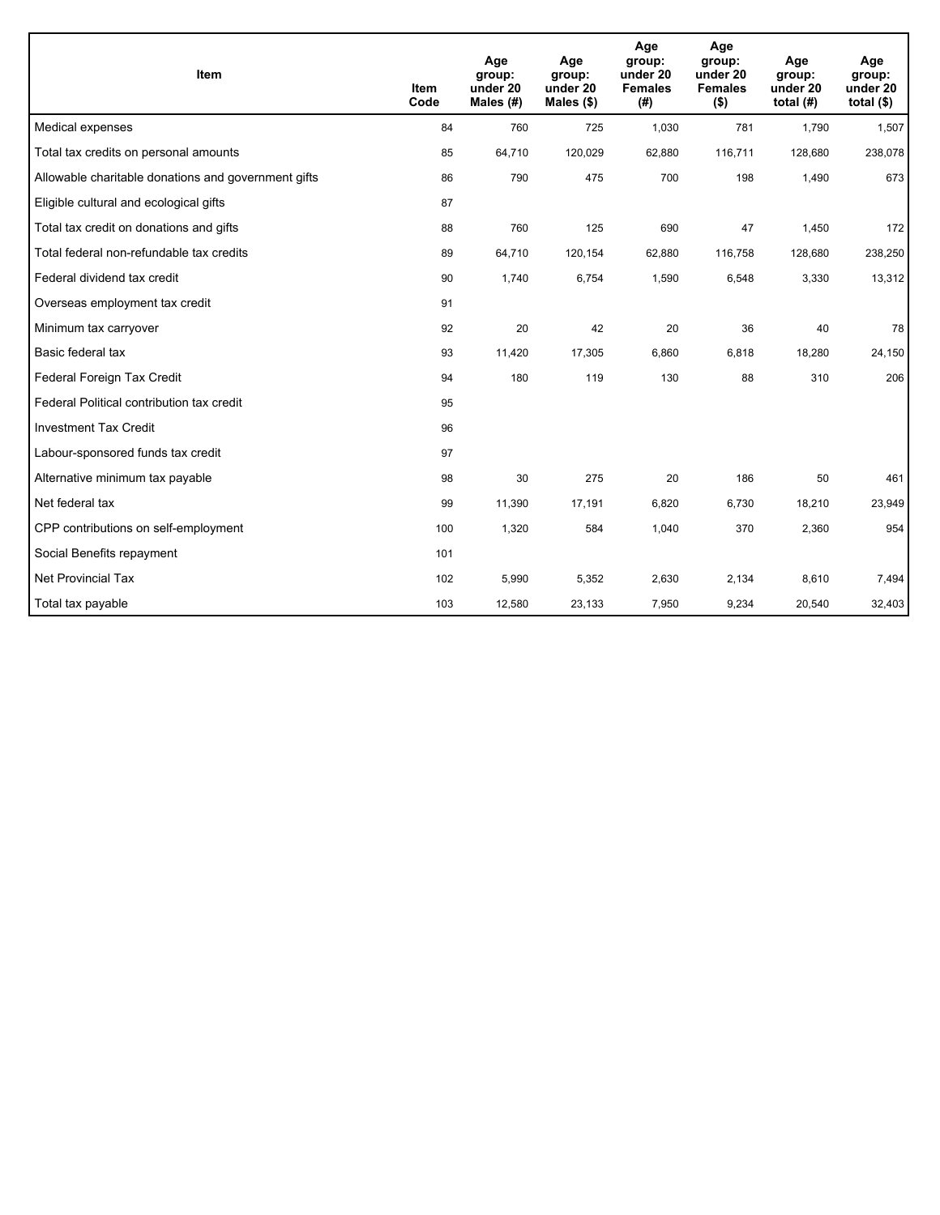| Item | Item Code | Age group: under 20 Males (#) | Age group: under 20 Males ($) | Age group: under 20 Females (#) | Age group: under 20 Females ($) | Age group: under 20 total (#) | Age group: under 20 total ($) |
|---|---|---|---|---|---|---|---|
| Medical expenses | 84 | 760 | 725 | 1,030 | 781 | 1,790 | 1,507 |
| Total tax credits on personal amounts | 85 | 64,710 | 120,029 | 62,880 | 116,711 | 128,680 | 238,078 |
| Allowable charitable donations and government gifts | 86 | 790 | 475 | 700 | 198 | 1,490 | 673 |
| Eligible cultural and ecological gifts | 87 | | | | | | |
| Total tax credit on donations and gifts | 88 | 760 | 125 | 690 | 47 | 1,450 | 172 |
| Total federal non-refundable tax credits | 89 | 64,710 | 120,154 | 62,880 | 116,758 | 128,680 | 238,250 |
| Federal dividend tax credit | 90 | 1,740 | 6,754 | 1,590 | 6,548 | 3,330 | 13,312 |
| Overseas employment tax credit | 91 | | | | | | |
| Minimum tax carryover | 92 | 20 | 42 | 20 | 36 | 40 | 78 |
| Basic federal tax | 93 | 11,420 | 17,305 | 6,860 | 6,818 | 18,280 | 24,150 |
| Federal Foreign Tax Credit | 94 | 180 | 119 | 130 | 88 | 310 | 206 |
| Federal Political contribution tax credit | 95 | | | | | | |
| Investment Tax Credit | 96 | | | | | | |
| Labour-sponsored funds tax credit | 97 | | | | | | |
| Alternative minimum tax payable | 98 | 30 | 275 | 20 | 186 | 50 | 461 |
| Net federal tax | 99 | 11,390 | 17,191 | 6,820 | 6,730 | 18,210 | 23,949 |
| CPP contributions on self-employment | 100 | 1,320 | 584 | 1,040 | 370 | 2,360 | 954 |
| Social Benefits repayment | 101 | | | | | | |
| Net Provincial Tax | 102 | 5,990 | 5,352 | 2,630 | 2,134 | 8,610 | 7,494 |
| Total tax payable | 103 | 12,580 | 23,133 | 7,950 | 9,234 | 20,540 | 32,403 |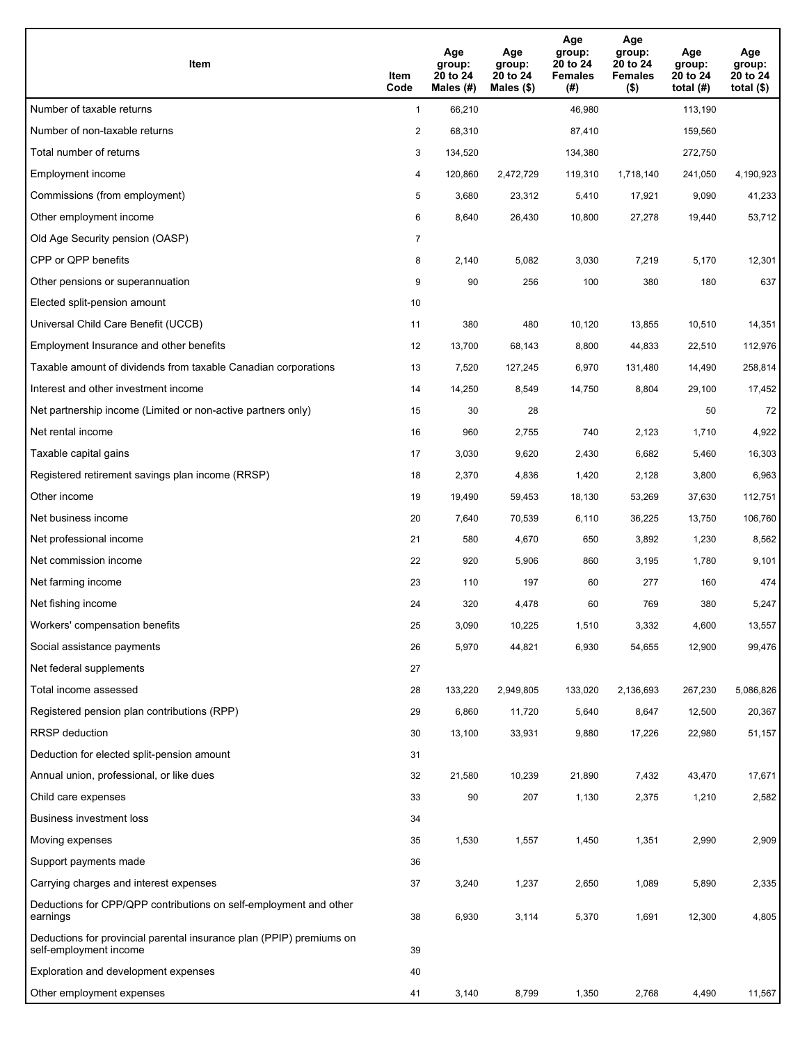| Item | Item Code | Age group: 20 to 24 Males (#) | Age group: 20 to 24 Males ($) | Age group: 20 to 24 Females (#) | Age group: 20 to 24 Females ($) | Age group: 20 to 24 total (#) | Age group: 20 to 24 total ($) |
|---|---|---|---|---|---|---|---|
| Number of taxable returns | 1 | 66,210 | | 46,980 | | 113,190 | |
| Number of non-taxable returns | 2 | 68,310 | | 87,410 | | 159,560 | |
| Total number of returns | 3 | 134,520 | | 134,380 | | 272,750 | |
| Employment income | 4 | 120,860 | 2,472,729 | 119,310 | 1,718,140 | 241,050 | 4,190,923 |
| Commissions (from employment) | 5 | 3,680 | 23,312 | 5,410 | 17,921 | 9,090 | 41,233 |
| Other employment income | 6 | 8,640 | 26,430 | 10,800 | 27,278 | 19,440 | 53,712 |
| Old Age Security pension (OASP) | 7 | | | | | | |
| CPP or QPP benefits | 8 | 2,140 | 5,082 | 3,030 | 7,219 | 5,170 | 12,301 |
| Other pensions or superannuation | 9 | 90 | 256 | 100 | 380 | 180 | 637 |
| Elected split-pension amount | 10 | | | | | | |
| Universal Child Care Benefit (UCCB) | 11 | 380 | 480 | 10,120 | 13,855 | 10,510 | 14,351 |
| Employment Insurance and other benefits | 12 | 13,700 | 68,143 | 8,800 | 44,833 | 22,510 | 112,976 |
| Taxable amount of dividends from taxable Canadian corporations | 13 | 7,520 | 127,245 | 6,970 | 131,480 | 14,490 | 258,814 |
| Interest and other investment income | 14 | 14,250 | 8,549 | 14,750 | 8,804 | 29,100 | 17,452 |
| Net partnership income (Limited or non-active partners only) | 15 | 30 | 28 | | | 50 | 72 |
| Net rental income | 16 | 960 | 2,755 | 740 | 2,123 | 1,710 | 4,922 |
| Taxable capital gains | 17 | 3,030 | 9,620 | 2,430 | 6,682 | 5,460 | 16,303 |
| Registered retirement savings plan income (RRSP) | 18 | 2,370 | 4,836 | 1,420 | 2,128 | 3,800 | 6,963 |
| Other income | 19 | 19,490 | 59,453 | 18,130 | 53,269 | 37,630 | 112,751 |
| Net business income | 20 | 7,640 | 70,539 | 6,110 | 36,225 | 13,750 | 106,760 |
| Net professional income | 21 | 580 | 4,670 | 650 | 3,892 | 1,230 | 8,562 |
| Net commission income | 22 | 920 | 5,906 | 860 | 3,195 | 1,780 | 9,101 |
| Net farming income | 23 | 110 | 197 | 60 | 277 | 160 | 474 |
| Net fishing income | 24 | 320 | 4,478 | 60 | 769 | 380 | 5,247 |
| Workers' compensation benefits | 25 | 3,090 | 10,225 | 1,510 | 3,332 | 4,600 | 13,557 |
| Social assistance payments | 26 | 5,970 | 44,821 | 6,930 | 54,655 | 12,900 | 99,476 |
| Net federal supplements | 27 | | | | | | |
| Total income assessed | 28 | 133,220 | 2,949,805 | 133,020 | 2,136,693 | 267,230 | 5,086,826 |
| Registered pension plan contributions (RPP) | 29 | 6,860 | 11,720 | 5,640 | 8,647 | 12,500 | 20,367 |
| RRSP deduction | 30 | 13,100 | 33,931 | 9,880 | 17,226 | 22,980 | 51,157 |
| Deduction for elected split-pension amount | 31 | | | | | | |
| Annual union, professional, or like dues | 32 | 21,580 | 10,239 | 21,890 | 7,432 | 43,470 | 17,671 |
| Child care expenses | 33 | 90 | 207 | 1,130 | 2,375 | 1,210 | 2,582 |
| Business investment loss | 34 | | | | | | |
| Moving expenses | 35 | 1,530 | 1,557 | 1,450 | 1,351 | 2,990 | 2,909 |
| Support payments made | 36 | | | | | | |
| Carrying charges and interest expenses | 37 | 3,240 | 1,237 | 2,650 | 1,089 | 5,890 | 2,335 |
| Deductions for CPP/QPP contributions on self-employment and other earnings | 38 | 6,930 | 3,114 | 5,370 | 1,691 | 12,300 | 4,805 |
| Deductions for provincial parental insurance plan (PPIP) premiums on self-employment income | 39 | | | | | | |
| Exploration and development expenses | 40 | | | | | | |
| Other employment expenses | 41 | 3,140 | 8,799 | 1,350 | 2,768 | 4,490 | 11,567 |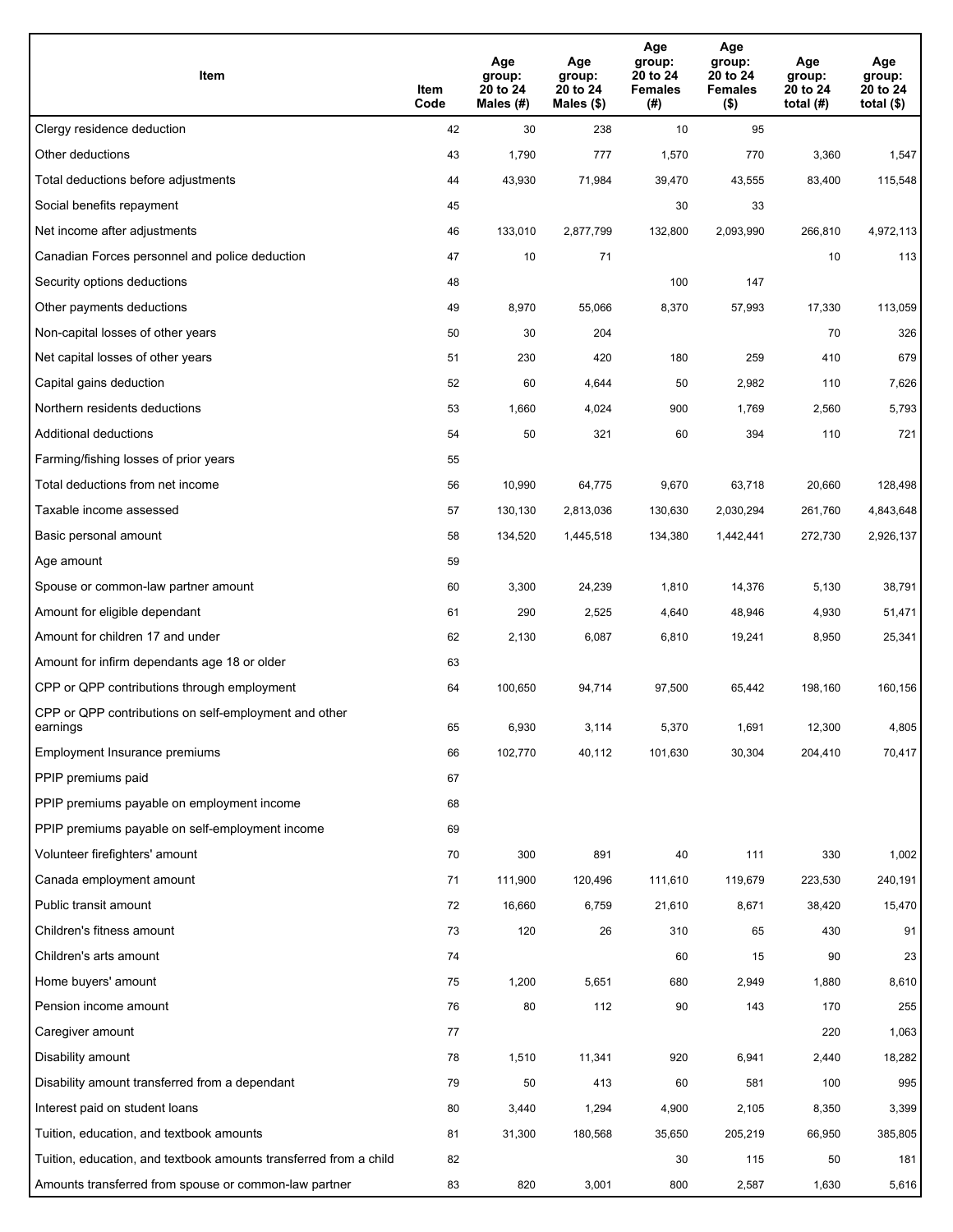| Item | Item Code | Age group: 20 to 24 Males (#) | Age group: 20 to 24 Males ($) | Age group: 20 to 24 Females (#) | Age group: 20 to 24 Females ($) | Age group: 20 to 24 total (#) | Age group: 20 to 24 total ($) |
|---|---|---|---|---|---|---|---|
| Clergy residence deduction | 42 | 30 | 238 | 10 | 95 | | |
| Other deductions | 43 | 1,790 | 777 | 1,570 | 770 | 3,360 | 1,547 |
| Total deductions before adjustments | 44 | 43,930 | 71,984 | 39,470 | 43,555 | 83,400 | 115,548 |
| Social benefits repayment | 45 | | | 30 | 33 | | |
| Net income after adjustments | 46 | 133,010 | 2,877,799 | 132,800 | 2,093,990 | 266,810 | 4,972,113 |
| Canadian Forces personnel and police deduction | 47 | 10 | 71 | | | 10 | 113 |
| Security options deductions | 48 | | | 100 | 147 | | |
| Other payments deductions | 49 | 8,970 | 55,066 | 8,370 | 57,993 | 17,330 | 113,059 |
| Non-capital losses of other years | 50 | 30 | 204 | | | 70 | 326 |
| Net capital losses of other years | 51 | 230 | 420 | 180 | 259 | 410 | 679 |
| Capital gains deduction | 52 | 60 | 4,644 | 50 | 2,982 | 110 | 7,626 |
| Northern residents deductions | 53 | 1,660 | 4,024 | 900 | 1,769 | 2,560 | 5,793 |
| Additional deductions | 54 | 50 | 321 | 60 | 394 | 110 | 721 |
| Farming/fishing losses of prior years | 55 | | | | | | |
| Total deductions from net income | 56 | 10,990 | 64,775 | 9,670 | 63,718 | 20,660 | 128,498 |
| Taxable income assessed | 57 | 130,130 | 2,813,036 | 130,630 | 2,030,294 | 261,760 | 4,843,648 |
| Basic personal amount | 58 | 134,520 | 1,445,518 | 134,380 | 1,442,441 | 272,730 | 2,926,137 |
| Age amount | 59 | | | | | | |
| Spouse or common-law partner amount | 60 | 3,300 | 24,239 | 1,810 | 14,376 | 5,130 | 38,791 |
| Amount for eligible dependant | 61 | 290 | 2,525 | 4,640 | 48,946 | 4,930 | 51,471 |
| Amount for children 17 and under | 62 | 2,130 | 6,087 | 6,810 | 19,241 | 8,950 | 25,341 |
| Amount for infirm dependants age 18 or older | 63 | | | | | | |
| CPP or QPP contributions through employment | 64 | 100,650 | 94,714 | 97,500 | 65,442 | 198,160 | 160,156 |
| CPP or QPP contributions on self-employment and other earnings | 65 | 6,930 | 3,114 | 5,370 | 1,691 | 12,300 | 4,805 |
| Employment Insurance premiums | 66 | 102,770 | 40,112 | 101,630 | 30,304 | 204,410 | 70,417 |
| PPIP premiums paid | 67 | | | | | | |
| PPIP premiums payable on employment income | 68 | | | | | | |
| PPIP premiums payable on self-employment income | 69 | | | | | | |
| Volunteer firefighters' amount | 70 | 300 | 891 | 40 | 111 | 330 | 1,002 |
| Canada employment amount | 71 | 111,900 | 120,496 | 111,610 | 119,679 | 223,530 | 240,191 |
| Public transit amount | 72 | 16,660 | 6,759 | 21,610 | 8,671 | 38,420 | 15,470 |
| Children's fitness amount | 73 | 120 | 26 | 310 | 65 | 430 | 91 |
| Children's arts amount | 74 | | | 60 | 15 | 90 | 23 |
| Home buyers' amount | 75 | 1,200 | 5,651 | 680 | 2,949 | 1,880 | 8,610 |
| Pension income amount | 76 | 80 | 112 | 90 | 143 | 170 | 255 |
| Caregiver amount | 77 | | | | | 220 | 1,063 |
| Disability amount | 78 | 1,510 | 11,341 | 920 | 6,941 | 2,440 | 18,282 |
| Disability amount transferred from a dependant | 79 | 50 | 413 | 60 | 581 | 100 | 995 |
| Interest paid on student loans | 80 | 3,440 | 1,294 | 4,900 | 2,105 | 8,350 | 3,399 |
| Tuition, education, and textbook amounts | 81 | 31,300 | 180,568 | 35,650 | 205,219 | 66,950 | 385,805 |
| Tuition, education, and textbook amounts transferred from a child | 82 | | | 30 | 115 | 50 | 181 |
| Amounts transferred from spouse or common-law partner | 83 | 820 | 3,001 | 800 | 2,587 | 1,630 | 5,616 |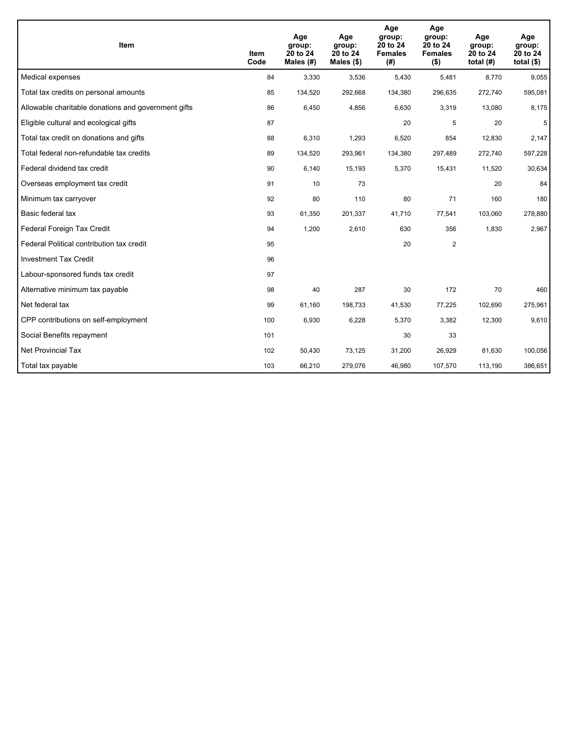| Item | Item Code | Age group: 20 to 24 Males (#) | Age group: 20 to 24 Males ($) | Age group: 20 to 24 Females (#) | Age group: 20 to 24 Females ($) | Age group: 20 to 24 total (#) | Age group: 20 to 24 total ($) |
|---|---|---|---|---|---|---|---|
| Medical expenses | 84 | 3,330 | 3,536 | 5,430 | 5,481 | 8,770 | 9,055 |
| Total tax credits on personal amounts | 85 | 134,520 | 292,668 | 134,380 | 296,635 | 272,740 | 595,081 |
| Allowable charitable donations and government gifts | 86 | 6,450 | 4,856 | 6,630 | 3,319 | 13,080 | 8,175 |
| Eligible cultural and ecological gifts | 87 | | | 20 | 5 | 20 | 5 |
| Total tax credit on donations and gifts | 88 | 6,310 | 1,293 | 6,520 | 854 | 12,830 | 2,147 |
| Total federal non-refundable tax credits | 89 | 134,520 | 293,961 | 134,380 | 297,489 | 272,740 | 597,228 |
| Federal dividend tax credit | 90 | 6,140 | 15,193 | 5,370 | 15,431 | 11,520 | 30,634 |
| Overseas employment tax credit | 91 | 10 | 73 | | | 20 | 84 |
| Minimum tax carryover | 92 | 80 | 110 | 80 | 71 | 160 | 180 |
| Basic federal tax | 93 | 61,350 | 201,337 | 41,710 | 77,541 | 103,060 | 278,880 |
| Federal Foreign Tax Credit | 94 | 1,200 | 2,610 | 630 | 356 | 1,830 | 2,967 |
| Federal Political contribution tax credit | 95 | | | 20 | 2 | | |
| Investment Tax Credit | 96 | | | | | | |
| Labour-sponsored funds tax credit | 97 | | | | | | |
| Alternative minimum tax payable | 98 | 40 | 287 | 30 | 172 | 70 | 460 |
| Net federal tax | 99 | 61,160 | 198,733 | 41,530 | 77,225 | 102,690 | 275,961 |
| CPP contributions on self-employment | 100 | 6,930 | 6,228 | 5,370 | 3,382 | 12,300 | 9,610 |
| Social Benefits repayment | 101 | | | 30 | 33 | | |
| Net Provincial Tax | 102 | 50,430 | 73,125 | 31,200 | 26,929 | 81,630 | 100,056 |
| Total tax payable | 103 | 66,210 | 279,076 | 46,980 | 107,570 | 113,190 | 386,651 |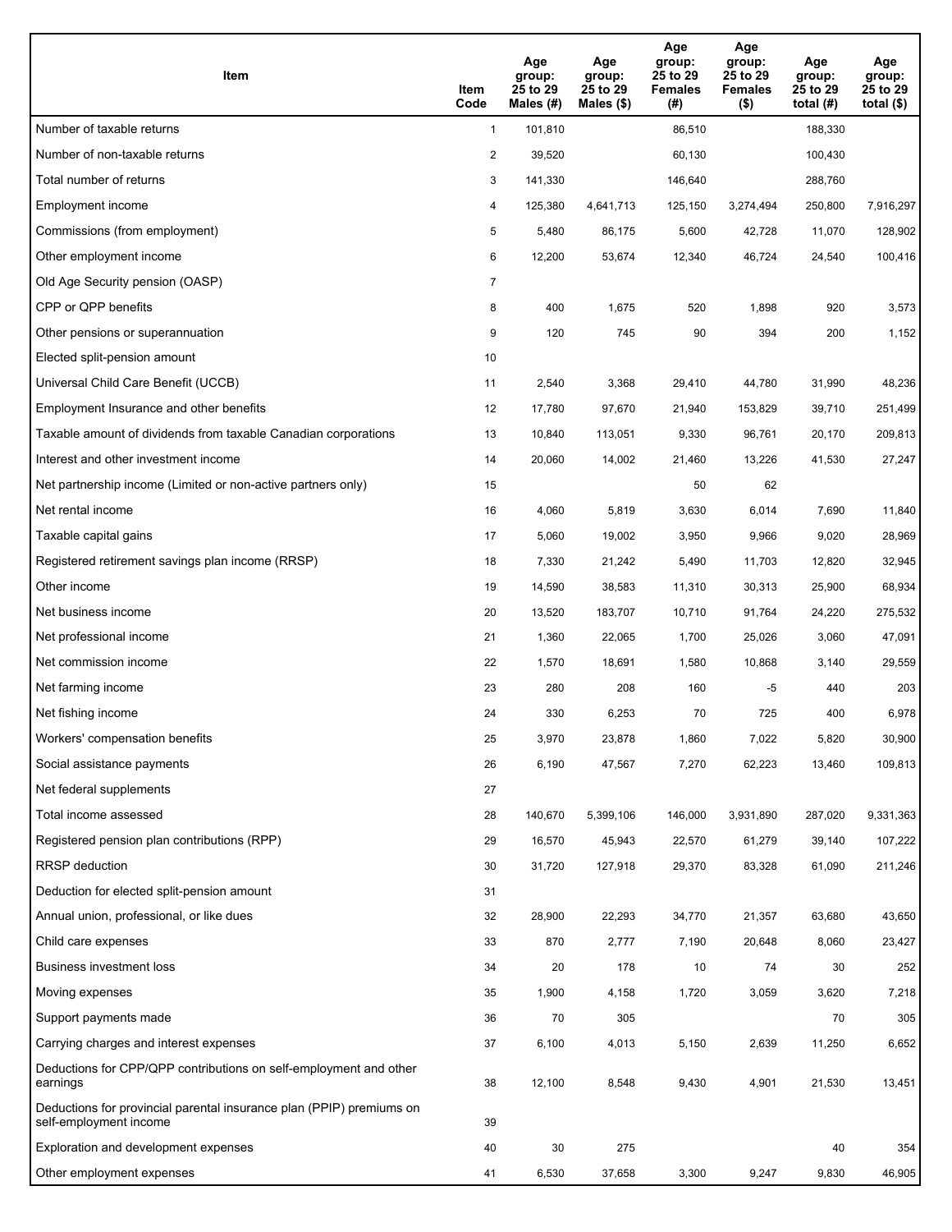| Item | Item Code | Age group: 25 to 29 Males (#) | Age group: 25 to 29 Males ($) | Age group: 25 to 29 Females (#) | Age group: 25 to 29 Females ($) | Age group: 25 to 29 total (#) | Age group: 25 to 29 total ($) |
|---|---|---|---|---|---|---|---|
| Number of taxable returns | 1 | 101,810 | | 86,510 | | 188,330 | |
| Number of non-taxable returns | 2 | 39,520 | | 60,130 | | 100,430 | |
| Total number of returns | 3 | 141,330 | | 146,640 | | 288,760 | |
| Employment income | 4 | 125,380 | 4,641,713 | 125,150 | 3,274,494 | 250,800 | 7,916,297 |
| Commissions (from employment) | 5 | 5,480 | 86,175 | 5,600 | 42,728 | 11,070 | 128,902 |
| Other employment income | 6 | 12,200 | 53,674 | 12,340 | 46,724 | 24,540 | 100,416 |
| Old Age Security pension (OASP) | 7 | | | | | | |
| CPP or QPP benefits | 8 | 400 | 1,675 | 520 | 1,898 | 920 | 3,573 |
| Other pensions or superannuation | 9 | 120 | 745 | 90 | 394 | 200 | 1,152 |
| Elected split-pension amount | 10 | | | | | | |
| Universal Child Care Benefit (UCCB) | 11 | 2,540 | 3,368 | 29,410 | 44,780 | 31,990 | 48,236 |
| Employment Insurance and other benefits | 12 | 17,780 | 97,670 | 21,940 | 153,829 | 39,710 | 251,499 |
| Taxable amount of dividends from taxable Canadian corporations | 13 | 10,840 | 113,051 | 9,330 | 96,761 | 20,170 | 209,813 |
| Interest and other investment income | 14 | 20,060 | 14,002 | 21,460 | 13,226 | 41,530 | 27,247 |
| Net partnership income (Limited or non-active partners only) | 15 | | | 50 | 62 | | |
| Net rental income | 16 | 4,060 | 5,819 | 3,630 | 6,014 | 7,690 | 11,840 |
| Taxable capital gains | 17 | 5,060 | 19,002 | 3,950 | 9,966 | 9,020 | 28,969 |
| Registered retirement savings plan income (RRSP) | 18 | 7,330 | 21,242 | 5,490 | 11,703 | 12,820 | 32,945 |
| Other income | 19 | 14,590 | 38,583 | 11,310 | 30,313 | 25,900 | 68,934 |
| Net business income | 20 | 13,520 | 183,707 | 10,710 | 91,764 | 24,220 | 275,532 |
| Net professional income | 21 | 1,360 | 22,065 | 1,700 | 25,026 | 3,060 | 47,091 |
| Net commission income | 22 | 1,570 | 18,691 | 1,580 | 10,868 | 3,140 | 29,559 |
| Net farming income | 23 | 280 | 208 | 160 | -5 | 440 | 203 |
| Net fishing income | 24 | 330 | 6,253 | 70 | 725 | 400 | 6,978 |
| Workers' compensation benefits | 25 | 3,970 | 23,878 | 1,860 | 7,022 | 5,820 | 30,900 |
| Social assistance payments | 26 | 6,190 | 47,567 | 7,270 | 62,223 | 13,460 | 109,813 |
| Net federal supplements | 27 | | | | | | |
| Total income assessed | 28 | 140,670 | 5,399,106 | 146,000 | 3,931,890 | 287,020 | 9,331,363 |
| Registered pension plan contributions (RPP) | 29 | 16,570 | 45,943 | 22,570 | 61,279 | 39,140 | 107,222 |
| RRSP deduction | 30 | 31,720 | 127,918 | 29,370 | 83,328 | 61,090 | 211,246 |
| Deduction for elected split-pension amount | 31 | | | | | | |
| Annual union, professional, or like dues | 32 | 28,900 | 22,293 | 34,770 | 21,357 | 63,680 | 43,650 |
| Child care expenses | 33 | 870 | 2,777 | 7,190 | 20,648 | 8,060 | 23,427 |
| Business investment loss | 34 | 20 | 178 | 10 | 74 | 30 | 252 |
| Moving expenses | 35 | 1,900 | 4,158 | 1,720 | 3,059 | 3,620 | 7,218 |
| Support payments made | 36 | 70 | 305 | | | 70 | 305 |
| Carrying charges and interest expenses | 37 | 6,100 | 4,013 | 5,150 | 2,639 | 11,250 | 6,652 |
| Deductions for CPP/QPP contributions on self-employment and other earnings | 38 | 12,100 | 8,548 | 9,430 | 4,901 | 21,530 | 13,451 |
| Deductions for provincial parental insurance plan (PPIP) premiums on self-employment income | 39 | | | | | | |
| Exploration and development expenses | 40 | 30 | 275 | | | 40 | 354 |
| Other employment expenses | 41 | 6,530 | 37,658 | 3,300 | 9,247 | 9,830 | 46,905 |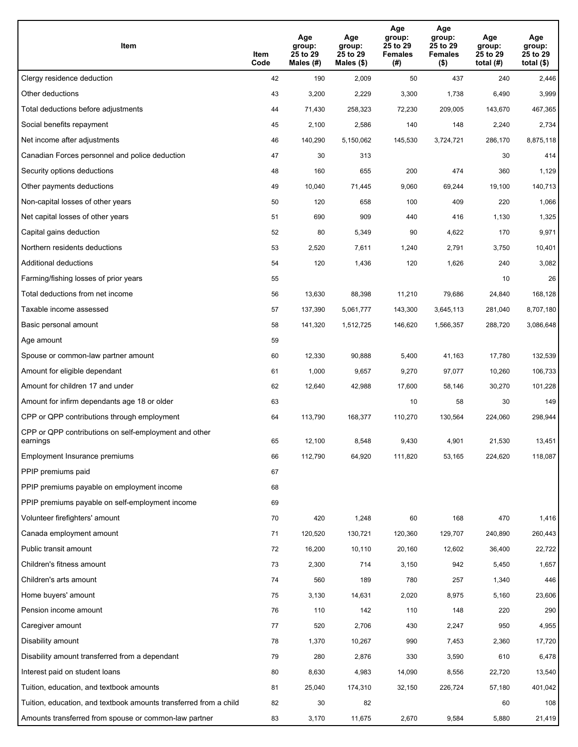| Item | Item Code | Age group: 25 to 29 Males (#) | Age group: 25 to 29 Males ($) | Age group: 25 to 29 Females (#) | Age group: 25 to 29 Females ($) | Age group: 25 to 29 total (#) | Age group: 25 to 29 total ($) |
|---|---|---|---|---|---|---|---|
| Clergy residence deduction | 42 | 190 | 2,009 | 50 | 437 | 240 | 2,446 |
| Other deductions | 43 | 3,200 | 2,229 | 3,300 | 1,738 | 6,490 | 3,999 |
| Total deductions before adjustments | 44 | 71,430 | 258,323 | 72,230 | 209,005 | 143,670 | 467,365 |
| Social benefits repayment | 45 | 2,100 | 2,586 | 140 | 148 | 2,240 | 2,734 |
| Net income after adjustments | 46 | 140,290 | 5,150,062 | 145,530 | 3,724,721 | 286,170 | 8,875,118 |
| Canadian Forces personnel and police deduction | 47 | 30 | 313 | | | 30 | 414 |
| Security options deductions | 48 | 160 | 655 | 200 | 474 | 360 | 1,129 |
| Other payments deductions | 49 | 10,040 | 71,445 | 9,060 | 69,244 | 19,100 | 140,713 |
| Non-capital losses of other years | 50 | 120 | 658 | 100 | 409 | 220 | 1,066 |
| Net capital losses of other years | 51 | 690 | 909 | 440 | 416 | 1,130 | 1,325 |
| Capital gains deduction | 52 | 80 | 5,349 | 90 | 4,622 | 170 | 9,971 |
| Northern residents deductions | 53 | 2,520 | 7,611 | 1,240 | 2,791 | 3,750 | 10,401 |
| Additional deductions | 54 | 120 | 1,436 | 120 | 1,626 | 240 | 3,082 |
| Farming/fishing losses of prior years | 55 | | | | | 10 | 26 |
| Total deductions from net income | 56 | 13,630 | 88,398 | 11,210 | 79,686 | 24,840 | 168,128 |
| Taxable income assessed | 57 | 137,390 | 5,061,777 | 143,300 | 3,645,113 | 281,040 | 8,707,180 |
| Basic personal amount | 58 | 141,320 | 1,512,725 | 146,620 | 1,566,357 | 288,720 | 3,086,648 |
| Age amount | 59 | | | | | | |
| Spouse or common-law partner amount | 60 | 12,330 | 90,888 | 5,400 | 41,163 | 17,780 | 132,539 |
| Amount for eligible dependant | 61 | 1,000 | 9,657 | 9,270 | 97,077 | 10,260 | 106,733 |
| Amount for children 17 and under | 62 | 12,640 | 42,988 | 17,600 | 58,146 | 30,270 | 101,228 |
| Amount for infirm dependants age 18 or older | 63 | | | 10 | 58 | 30 | 149 |
| CPP or QPP contributions through employment | 64 | 113,790 | 168,377 | 110,270 | 130,564 | 224,060 | 298,944 |
| CPP or QPP contributions on self-employment and other earnings | 65 | 12,100 | 8,548 | 9,430 | 4,901 | 21,530 | 13,451 |
| Employment Insurance premiums | 66 | 112,790 | 64,920 | 111,820 | 53,165 | 224,620 | 118,087 |
| PPIP premiums paid | 67 | | | | | | |
| PPIP premiums payable on employment income | 68 | | | | | | |
| PPIP premiums payable on self-employment income | 69 | | | | | | |
| Volunteer firefighters' amount | 70 | 420 | 1,248 | 60 | 168 | 470 | 1,416 |
| Canada employment amount | 71 | 120,520 | 130,721 | 120,360 | 129,707 | 240,890 | 260,443 |
| Public transit amount | 72 | 16,200 | 10,110 | 20,160 | 12,602 | 36,400 | 22,722 |
| Children's fitness amount | 73 | 2,300 | 714 | 3,150 | 942 | 5,450 | 1,657 |
| Children's arts amount | 74 | 560 | 189 | 780 | 257 | 1,340 | 446 |
| Home buyers' amount | 75 | 3,130 | 14,631 | 2,020 | 8,975 | 5,160 | 23,606 |
| Pension income amount | 76 | 110 | 142 | 110 | 148 | 220 | 290 |
| Caregiver amount | 77 | 520 | 2,706 | 430 | 2,247 | 950 | 4,955 |
| Disability amount | 78 | 1,370 | 10,267 | 990 | 7,453 | 2,360 | 17,720 |
| Disability amount transferred from a dependant | 79 | 280 | 2,876 | 330 | 3,590 | 610 | 6,478 |
| Interest paid on student loans | 80 | 8,630 | 4,983 | 14,090 | 8,556 | 22,720 | 13,540 |
| Tuition, education, and textbook amounts | 81 | 25,040 | 174,310 | 32,150 | 226,724 | 57,180 | 401,042 |
| Tuition, education, and textbook amounts transferred from a child | 82 | 30 | 82 | | | 60 | 108 |
| Amounts transferred from spouse or common-law partner | 83 | 3,170 | 11,675 | 2,670 | 9,584 | 5,880 | 21,419 |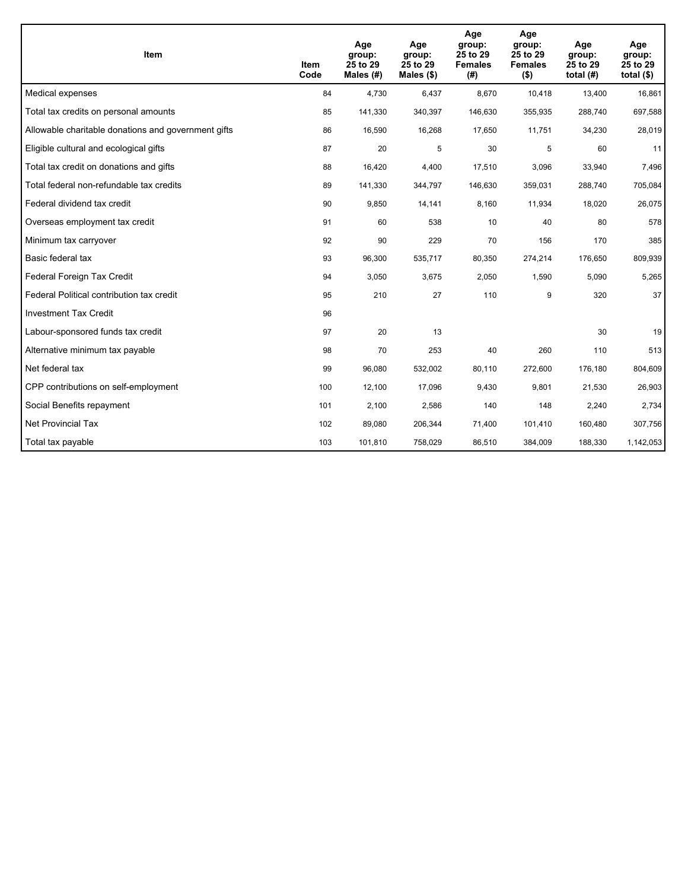| Item | Item Code | Age group: 25 to 29 Males (#) | Age group: 25 to 29 Males ($) | Age group: 25 to 29 Females (#) | Age group: 25 to 29 Females ($) | Age group: 25 to 29 total (#) | Age group: 25 to 29 total ($) |
|---|---|---|---|---|---|---|---|
| Medical expenses | 84 | 4,730 | 6,437 | 8,670 | 10,418 | 13,400 | 16,861 |
| Total tax credits on personal amounts | 85 | 141,330 | 340,397 | 146,630 | 355,935 | 288,740 | 697,588 |
| Allowable charitable donations and government gifts | 86 | 16,590 | 16,268 | 17,650 | 11,751 | 34,230 | 28,019 |
| Eligible cultural and ecological gifts | 87 | 20 | 5 | 30 | 5 | 60 | 11 |
| Total tax credit on donations and gifts | 88 | 16,420 | 4,400 | 17,510 | 3,096 | 33,940 | 7,496 |
| Total federal non-refundable tax credits | 89 | 141,330 | 344,797 | 146,630 | 359,031 | 288,740 | 705,084 |
| Federal dividend tax credit | 90 | 9,850 | 14,141 | 8,160 | 11,934 | 18,020 | 26,075 |
| Overseas employment tax credit | 91 | 60 | 538 | 10 | 40 | 80 | 578 |
| Minimum tax carryover | 92 | 90 | 229 | 70 | 156 | 170 | 385 |
| Basic federal tax | 93 | 96,300 | 535,717 | 80,350 | 274,214 | 176,650 | 809,939 |
| Federal Foreign Tax Credit | 94 | 3,050 | 3,675 | 2,050 | 1,590 | 5,090 | 5,265 |
| Federal Political contribution tax credit | 95 | 210 | 27 | 110 | 9 | 320 | 37 |
| Investment Tax Credit | 96 | | | | | | |
| Labour-sponsored funds tax credit | 97 | 20 | 13 | | | 30 | 19 |
| Alternative minimum tax payable | 98 | 70 | 253 | 40 | 260 | 110 | 513 |
| Net federal tax | 99 | 96,080 | 532,002 | 80,110 | 272,600 | 176,180 | 804,609 |
| CPP contributions on self-employment | 100 | 12,100 | 17,096 | 9,430 | 9,801 | 21,530 | 26,903 |
| Social Benefits repayment | 101 | 2,100 | 2,586 | 140 | 148 | 2,240 | 2,734 |
| Net Provincial Tax | 102 | 89,080 | 206,344 | 71,400 | 101,410 | 160,480 | 307,756 |
| Total tax payable | 103 | 101,810 | 758,029 | 86,510 | 384,009 | 188,330 | 1,142,053 |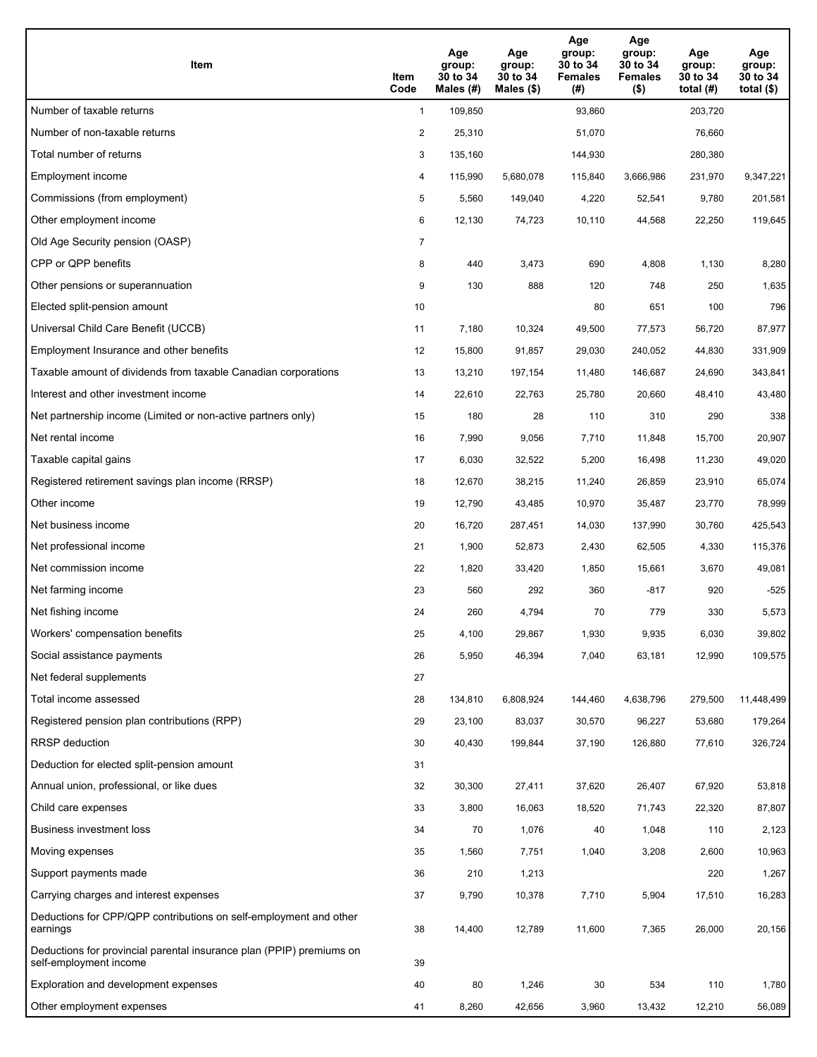| Item | Item Code | Age group: 30 to 34 Males (#) | Age group: 30 to 34 Males ($) | Age group: 30 to 34 Females (#) | Age group: 30 to 34 Females ($) | Age group: 30 to 34 total (#) | Age group: 30 to 34 total ($) |
|---|---|---|---|---|---|---|---|
| Number of taxable returns | 1 | 109,850 | | 93,860 | | 203,720 | |
| Number of non-taxable returns | 2 | 25,310 | | 51,070 | | 76,660 | |
| Total number of returns | 3 | 135,160 | | 144,930 | | 280,380 | |
| Employment income | 4 | 115,990 | 5,680,078 | 115,840 | 3,666,986 | 231,970 | 9,347,221 |
| Commissions (from employment) | 5 | 5,560 | 149,040 | 4,220 | 52,541 | 9,780 | 201,581 |
| Other employment income | 6 | 12,130 | 74,723 | 10,110 | 44,568 | 22,250 | 119,645 |
| Old Age Security pension (OASP) | 7 | | | | | | |
| CPP or QPP benefits | 8 | 440 | 3,473 | 690 | 4,808 | 1,130 | 8,280 |
| Other pensions or superannuation | 9 | 130 | 888 | 120 | 748 | 250 | 1,635 |
| Elected split-pension amount | 10 | | | 80 | 651 | 100 | 796 |
| Universal Child Care Benefit (UCCB) | 11 | 7,180 | 10,324 | 49,500 | 77,573 | 56,720 | 87,977 |
| Employment Insurance and other benefits | 12 | 15,800 | 91,857 | 29,030 | 240,052 | 44,830 | 331,909 |
| Taxable amount of dividends from taxable Canadian corporations | 13 | 13,210 | 197,154 | 11,480 | 146,687 | 24,690 | 343,841 |
| Interest and other investment income | 14 | 22,610 | 22,763 | 25,780 | 20,660 | 48,410 | 43,480 |
| Net partnership income (Limited or non-active partners only) | 15 | 180 | 28 | 110 | 310 | 290 | 338 |
| Net rental income | 16 | 7,990 | 9,056 | 7,710 | 11,848 | 15,700 | 20,907 |
| Taxable capital gains | 17 | 6,030 | 32,522 | 5,200 | 16,498 | 11,230 | 49,020 |
| Registered retirement savings plan income (RRSP) | 18 | 12,670 | 38,215 | 11,240 | 26,859 | 23,910 | 65,074 |
| Other income | 19 | 12,790 | 43,485 | 10,970 | 35,487 | 23,770 | 78,999 |
| Net business income | 20 | 16,720 | 287,451 | 14,030 | 137,990 | 30,760 | 425,543 |
| Net professional income | 21 | 1,900 | 52,873 | 2,430 | 62,505 | 4,330 | 115,376 |
| Net commission income | 22 | 1,820 | 33,420 | 1,850 | 15,661 | 3,670 | 49,081 |
| Net farming income | 23 | 560 | 292 | 360 | -817 | 920 | -525 |
| Net fishing income | 24 | 260 | 4,794 | 70 | 779 | 330 | 5,573 |
| Workers' compensation benefits | 25 | 4,100 | 29,867 | 1,930 | 9,935 | 6,030 | 39,802 |
| Social assistance payments | 26 | 5,950 | 46,394 | 7,040 | 63,181 | 12,990 | 109,575 |
| Net federal supplements | 27 | | | | | | |
| Total income assessed | 28 | 134,810 | 6,808,924 | 144,460 | 4,638,796 | 279,500 | 11,448,499 |
| Registered pension plan contributions (RPP) | 29 | 23,100 | 83,037 | 30,570 | 96,227 | 53,680 | 179,264 |
| RRSP deduction | 30 | 40,430 | 199,844 | 37,190 | 126,880 | 77,610 | 326,724 |
| Deduction for elected split-pension amount | 31 | | | | | | |
| Annual union, professional, or like dues | 32 | 30,300 | 27,411 | 37,620 | 26,407 | 67,920 | 53,818 |
| Child care expenses | 33 | 3,800 | 16,063 | 18,520 | 71,743 | 22,320 | 87,807 |
| Business investment loss | 34 | 70 | 1,076 | 40 | 1,048 | 110 | 2,123 |
| Moving expenses | 35 | 1,560 | 7,751 | 1,040 | 3,208 | 2,600 | 10,963 |
| Support payments made | 36 | 210 | 1,213 | | | 220 | 1,267 |
| Carrying charges and interest expenses | 37 | 9,790 | 10,378 | 7,710 | 5,904 | 17,510 | 16,283 |
| Deductions for CPP/QPP contributions on self-employment and other earnings | 38 | 14,400 | 12,789 | 11,600 | 7,365 | 26,000 | 20,156 |
| Deductions for provincial parental insurance plan (PPIP) premiums on self-employment income | 39 | | | | | | |
| Exploration and development expenses | 40 | 80 | 1,246 | 30 | 534 | 110 | 1,780 |
| Other employment expenses | 41 | 8,260 | 42,656 | 3,960 | 13,432 | 12,210 | 56,089 |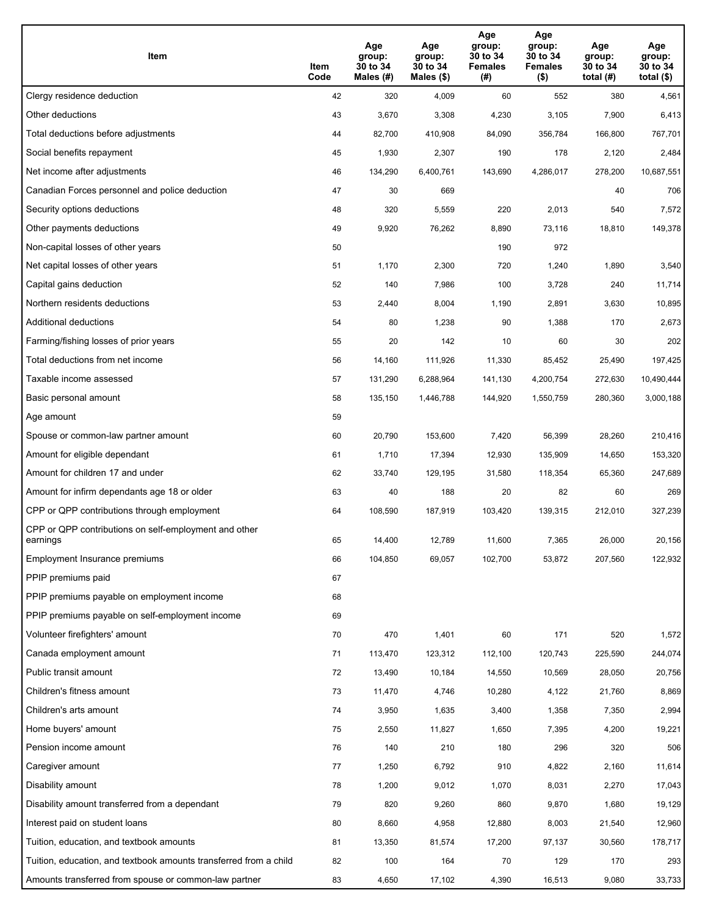| Item | Item Code | Age group: 30 to 34 Males (#) | Age group: 30 to 34 Males ($) | Age group: 30 to 34 Females (#) | Age group: 30 to 34 Females ($) | Age group: 30 to 34 total (#) | Age group: 30 to 34 total ($) |
|---|---|---|---|---|---|---|---|
| Clergy residence deduction | 42 | 320 | 4,009 | 60 | 552 | 380 | 4,561 |
| Other deductions | 43 | 3,670 | 3,308 | 4,230 | 3,105 | 7,900 | 6,413 |
| Total deductions before adjustments | 44 | 82,700 | 410,908 | 84,090 | 356,784 | 166,800 | 767,701 |
| Social benefits repayment | 45 | 1,930 | 2,307 | 190 | 178 | 2,120 | 2,484 |
| Net income after adjustments | 46 | 134,290 | 6,400,761 | 143,690 | 4,286,017 | 278,200 | 10,687,551 |
| Canadian Forces personnel and police deduction | 47 | 30 | 669 | | | 40 | 706 |
| Security options deductions | 48 | 320 | 5,559 | 220 | 2,013 | 540 | 7,572 |
| Other payments deductions | 49 | 9,920 | 76,262 | 8,890 | 73,116 | 18,810 | 149,378 |
| Non-capital losses of other years | 50 | | | 190 | 972 | | |
| Net capital losses of other years | 51 | 1,170 | 2,300 | 720 | 1,240 | 1,890 | 3,540 |
| Capital gains deduction | 52 | 140 | 7,986 | 100 | 3,728 | 240 | 11,714 |
| Northern residents deductions | 53 | 2,440 | 8,004 | 1,190 | 2,891 | 3,630 | 10,895 |
| Additional deductions | 54 | 80 | 1,238 | 90 | 1,388 | 170 | 2,673 |
| Farming/fishing losses of prior years | 55 | 20 | 142 | 10 | 60 | 30 | 202 |
| Total deductions from net income | 56 | 14,160 | 111,926 | 11,330 | 85,452 | 25,490 | 197,425 |
| Taxable income assessed | 57 | 131,290 | 6,288,964 | 141,130 | 4,200,754 | 272,630 | 10,490,444 |
| Basic personal amount | 58 | 135,150 | 1,446,788 | 144,920 | 1,550,759 | 280,360 | 3,000,188 |
| Age amount | 59 | | | | | | |
| Spouse or common-law partner amount | 60 | 20,790 | 153,600 | 7,420 | 56,399 | 28,260 | 210,416 |
| Amount for eligible dependant | 61 | 1,710 | 17,394 | 12,930 | 135,909 | 14,650 | 153,320 |
| Amount for children 17 and under | 62 | 33,740 | 129,195 | 31,580 | 118,354 | 65,360 | 247,689 |
| Amount for infirm dependants age 18 or older | 63 | 40 | 188 | 20 | 82 | 60 | 269 |
| CPP or QPP contributions through employment | 64 | 108,590 | 187,919 | 103,420 | 139,315 | 212,010 | 327,239 |
| CPP or QPP contributions on self-employment and other earnings | 65 | 14,400 | 12,789 | 11,600 | 7,365 | 26,000 | 20,156 |
| Employment Insurance premiums | 66 | 104,850 | 69,057 | 102,700 | 53,872 | 207,560 | 122,932 |
| PPIP premiums paid | 67 | | | | | | |
| PPIP premiums payable on employment income | 68 | | | | | | |
| PPIP premiums payable on self-employment income | 69 | | | | | | |
| Volunteer firefighters' amount | 70 | 470 | 1,401 | 60 | 171 | 520 | 1,572 |
| Canada employment amount | 71 | 113,470 | 123,312 | 112,100 | 120,743 | 225,590 | 244,074 |
| Public transit amount | 72 | 13,490 | 10,184 | 14,550 | 10,569 | 28,050 | 20,756 |
| Children's fitness amount | 73 | 11,470 | 4,746 | 10,280 | 4,122 | 21,760 | 8,869 |
| Children's arts amount | 74 | 3,950 | 1,635 | 3,400 | 1,358 | 7,350 | 2,994 |
| Home buyers' amount | 75 | 2,550 | 11,827 | 1,650 | 7,395 | 4,200 | 19,221 |
| Pension income amount | 76 | 140 | 210 | 180 | 296 | 320 | 506 |
| Caregiver amount | 77 | 1,250 | 6,792 | 910 | 4,822 | 2,160 | 11,614 |
| Disability amount | 78 | 1,200 | 9,012 | 1,070 | 8,031 | 2,270 | 17,043 |
| Disability amount transferred from a dependant | 79 | 820 | 9,260 | 860 | 9,870 | 1,680 | 19,129 |
| Interest paid on student loans | 80 | 8,660 | 4,958 | 12,880 | 8,003 | 21,540 | 12,960 |
| Tuition, education, and textbook amounts | 81 | 13,350 | 81,574 | 17,200 | 97,137 | 30,560 | 178,717 |
| Tuition, education, and textbook amounts transferred from a child | 82 | 100 | 164 | 70 | 129 | 170 | 293 |
| Amounts transferred from spouse or common-law partner | 83 | 4,650 | 17,102 | 4,390 | 16,513 | 9,080 | 33,733 |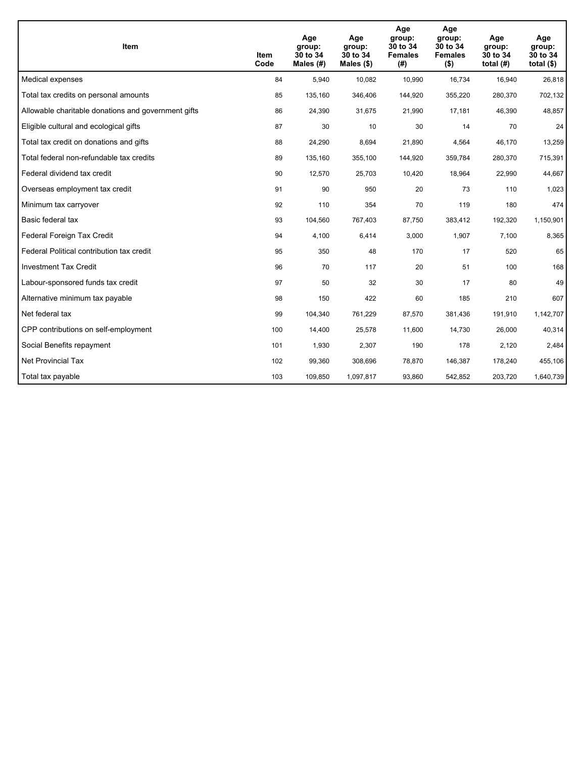| Item | Item Code | Age group: 30 to 34 Males (#) | Age group: 30 to 34 Males ($) | Age group: 30 to 34 Females (#) | Age group: 30 to 34 Females ($) | Age group: 30 to 34 total (#) | Age group: 30 to 34 total ($) |
|---|---|---|---|---|---|---|---|
| Medical expenses | 84 | 5,940 | 10,082 | 10,990 | 16,734 | 16,940 | 26,818 |
| Total tax credits on personal amounts | 85 | 135,160 | 346,406 | 144,920 | 355,220 | 280,370 | 702,132 |
| Allowable charitable donations and government gifts | 86 | 24,390 | 31,675 | 21,990 | 17,181 | 46,390 | 48,857 |
| Eligible cultural and ecological gifts | 87 | 30 | 10 | 30 | 14 | 70 | 24 |
| Total tax credit on donations and gifts | 88 | 24,290 | 8,694 | 21,890 | 4,564 | 46,170 | 13,259 |
| Total federal non-refundable tax credits | 89 | 135,160 | 355,100 | 144,920 | 359,784 | 280,370 | 715,391 |
| Federal dividend tax credit | 90 | 12,570 | 25,703 | 10,420 | 18,964 | 22,990 | 44,667 |
| Overseas employment tax credit | 91 | 90 | 950 | 20 | 73 | 110 | 1,023 |
| Minimum tax carryover | 92 | 110 | 354 | 70 | 119 | 180 | 474 |
| Basic federal tax | 93 | 104,560 | 767,403 | 87,750 | 383,412 | 192,320 | 1,150,901 |
| Federal Foreign Tax Credit | 94 | 4,100 | 6,414 | 3,000 | 1,907 | 7,100 | 8,365 |
| Federal Political contribution tax credit | 95 | 350 | 48 | 170 | 17 | 520 | 65 |
| Investment Tax Credit | 96 | 70 | 117 | 20 | 51 | 100 | 168 |
| Labour-sponsored funds tax credit | 97 | 50 | 32 | 30 | 17 | 80 | 49 |
| Alternative minimum tax payable | 98 | 150 | 422 | 60 | 185 | 210 | 607 |
| Net federal tax | 99 | 104,340 | 761,229 | 87,570 | 381,436 | 191,910 | 1,142,707 |
| CPP contributions on self-employment | 100 | 14,400 | 25,578 | 11,600 | 14,730 | 26,000 | 40,314 |
| Social Benefits repayment | 101 | 1,930 | 2,307 | 190 | 178 | 2,120 | 2,484 |
| Net Provincial Tax | 102 | 99,360 | 308,696 | 78,870 | 146,387 | 178,240 | 455,106 |
| Total tax payable | 103 | 109,850 | 1,097,817 | 93,860 | 542,852 | 203,720 | 1,640,739 |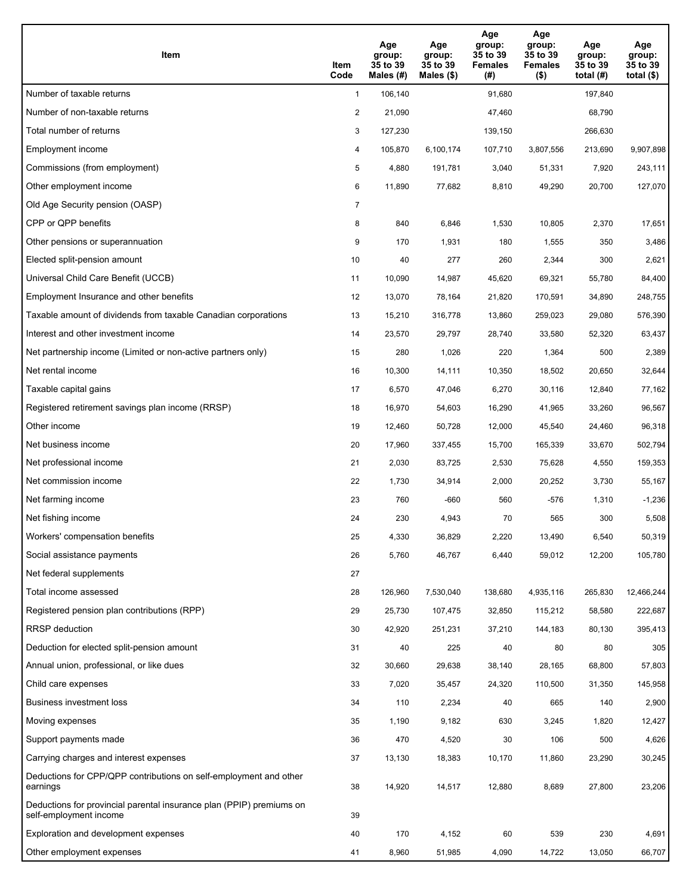| Item | Item Code | Age group: 35 to 39 Males (#) | Age group: 35 to 39 Males ($) | Age group: 35 to 39 Females (#) | Age group: 35 to 39 Females ($) | Age group: 35 to 39 total (#) | Age group: 35 to 39 total ($) |
|---|---|---|---|---|---|---|---|
| Number of taxable returns | 1 | 106,140 | | 91,680 | | 197,840 | |
| Number of non-taxable returns | 2 | 21,090 | | 47,460 | | 68,790 | |
| Total number of returns | 3 | 127,230 | | 139,150 | | 266,630 | |
| Employment income | 4 | 105,870 | 6,100,174 | 107,710 | 3,807,556 | 213,690 | 9,907,898 |
| Commissions (from employment) | 5 | 4,880 | 191,781 | 3,040 | 51,331 | 7,920 | 243,111 |
| Other employment income | 6 | 11,890 | 77,682 | 8,810 | 49,290 | 20,700 | 127,070 |
| Old Age Security pension (OASP) | 7 | | | | | | |
| CPP or QPP benefits | 8 | 840 | 6,846 | 1,530 | 10,805 | 2,370 | 17,651 |
| Other pensions or superannuation | 9 | 170 | 1,931 | 180 | 1,555 | 350 | 3,486 |
| Elected split-pension amount | 10 | 40 | 277 | 260 | 2,344 | 300 | 2,621 |
| Universal Child Care Benefit (UCCB) | 11 | 10,090 | 14,987 | 45,620 | 69,321 | 55,780 | 84,400 |
| Employment Insurance and other benefits | 12 | 13,070 | 78,164 | 21,820 | 170,591 | 34,890 | 248,755 |
| Taxable amount of dividends from taxable Canadian corporations | 13 | 15,210 | 316,778 | 13,860 | 259,023 | 29,080 | 576,390 |
| Interest and other investment income | 14 | 23,570 | 29,797 | 28,740 | 33,580 | 52,320 | 63,437 |
| Net partnership income (Limited or non-active partners only) | 15 | 280 | 1,026 | 220 | 1,364 | 500 | 2,389 |
| Net rental income | 16 | 10,300 | 14,111 | 10,350 | 18,502 | 20,650 | 32,644 |
| Taxable capital gains | 17 | 6,570 | 47,046 | 6,270 | 30,116 | 12,840 | 77,162 |
| Registered retirement savings plan income (RRSP) | 18 | 16,970 | 54,603 | 16,290 | 41,965 | 33,260 | 96,567 |
| Other income | 19 | 12,460 | 50,728 | 12,000 | 45,540 | 24,460 | 96,318 |
| Net business income | 20 | 17,960 | 337,455 | 15,700 | 165,339 | 33,670 | 502,794 |
| Net professional income | 21 | 2,030 | 83,725 | 2,530 | 75,628 | 4,550 | 159,353 |
| Net commission income | 22 | 1,730 | 34,914 | 2,000 | 20,252 | 3,730 | 55,167 |
| Net farming income | 23 | 760 | -660 | 560 | -576 | 1,310 | -1,236 |
| Net fishing income | 24 | 230 | 4,943 | 70 | 565 | 300 | 5,508 |
| Workers' compensation benefits | 25 | 4,330 | 36,829 | 2,220 | 13,490 | 6,540 | 50,319 |
| Social assistance payments | 26 | 5,760 | 46,767 | 6,440 | 59,012 | 12,200 | 105,780 |
| Net federal supplements | 27 | | | | | | |
| Total income assessed | 28 | 126,960 | 7,530,040 | 138,680 | 4,935,116 | 265,830 | 12,466,244 |
| Registered pension plan contributions (RPP) | 29 | 25,730 | 107,475 | 32,850 | 115,212 | 58,580 | 222,687 |
| RRSP deduction | 30 | 42,920 | 251,231 | 37,210 | 144,183 | 80,130 | 395,413 |
| Deduction for elected split-pension amount | 31 | 40 | 225 | 40 | 80 | 80 | 305 |
| Annual union, professional, or like dues | 32 | 30,660 | 29,638 | 38,140 | 28,165 | 68,800 | 57,803 |
| Child care expenses | 33 | 7,020 | 35,457 | 24,320 | 110,500 | 31,350 | 145,958 |
| Business investment loss | 34 | 110 | 2,234 | 40 | 665 | 140 | 2,900 |
| Moving expenses | 35 | 1,190 | 9,182 | 630 | 3,245 | 1,820 | 12,427 |
| Support payments made | 36 | 470 | 4,520 | 30 | 106 | 500 | 4,626 |
| Carrying charges and interest expenses | 37 | 13,130 | 18,383 | 10,170 | 11,860 | 23,290 | 30,245 |
| Deductions for CPP/QPP contributions on self-employment and other earnings | 38 | 14,920 | 14,517 | 12,880 | 8,689 | 27,800 | 23,206 |
| Deductions for provincial parental insurance plan (PPIP) premiums on self-employment income | 39 | | | | | | |
| Exploration and development expenses | 40 | 170 | 4,152 | 60 | 539 | 230 | 4,691 |
| Other employment expenses | 41 | 8,960 | 51,985 | 4,090 | 14,722 | 13,050 | 66,707 |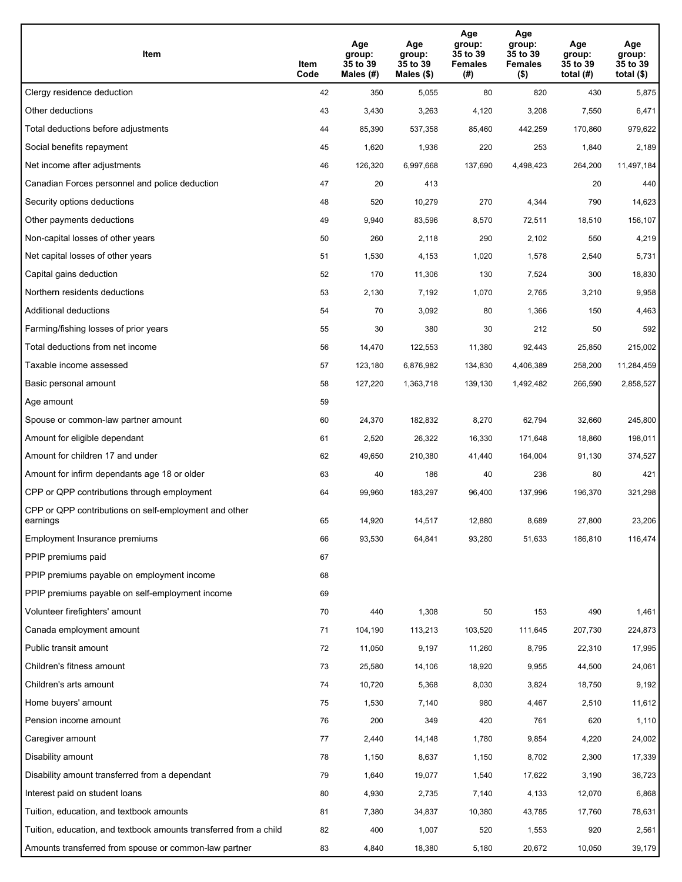| Item | Item Code | Age group: 35 to 39 Males (#) | Age group: 35 to 39 Males ($) | Age group: 35 to 39 Females (#) | Age group: 35 to 39 Females ($) | Age group: 35 to 39 total (#) | Age group: 35 to 39 total ($) |
|---|---|---|---|---|---|---|---|
| Clergy residence deduction | 42 | 350 | 5,055 | 80 | 820 | 430 | 5,875 |
| Other deductions | 43 | 3,430 | 3,263 | 4,120 | 3,208 | 7,550 | 6,471 |
| Total deductions before adjustments | 44 | 85,390 | 537,358 | 85,460 | 442,259 | 170,860 | 979,622 |
| Social benefits repayment | 45 | 1,620 | 1,936 | 220 | 253 | 1,840 | 2,189 |
| Net income after adjustments | 46 | 126,320 | 6,997,668 | 137,690 | 4,498,423 | 264,200 | 11,497,184 |
| Canadian Forces personnel and police deduction | 47 | 20 | 413 | | | 20 | 440 |
| Security options deductions | 48 | 520 | 10,279 | 270 | 4,344 | 790 | 14,623 |
| Other payments deductions | 49 | 9,940 | 83,596 | 8,570 | 72,511 | 18,510 | 156,107 |
| Non-capital losses of other years | 50 | 260 | 2,118 | 290 | 2,102 | 550 | 4,219 |
| Net capital losses of other years | 51 | 1,530 | 4,153 | 1,020 | 1,578 | 2,540 | 5,731 |
| Capital gains deduction | 52 | 170 | 11,306 | 130 | 7,524 | 300 | 18,830 |
| Northern residents deductions | 53 | 2,130 | 7,192 | 1,070 | 2,765 | 3,210 | 9,958 |
| Additional deductions | 54 | 70 | 3,092 | 80 | 1,366 | 150 | 4,463 |
| Farming/fishing losses of prior years | 55 | 30 | 380 | 30 | 212 | 50 | 592 |
| Total deductions from net income | 56 | 14,470 | 122,553 | 11,380 | 92,443 | 25,850 | 215,002 |
| Taxable income assessed | 57 | 123,180 | 6,876,982 | 134,830 | 4,406,389 | 258,200 | 11,284,459 |
| Basic personal amount | 58 | 127,220 | 1,363,718 | 139,130 | 1,492,482 | 266,590 | 2,858,527 |
| Age amount | 59 | | | | | | |
| Spouse or common-law partner amount | 60 | 24,370 | 182,832 | 8,270 | 62,794 | 32,660 | 245,800 |
| Amount for eligible dependant | 61 | 2,520 | 26,322 | 16,330 | 171,648 | 18,860 | 198,011 |
| Amount for children 17 and under | 62 | 49,650 | 210,380 | 41,440 | 164,004 | 91,130 | 374,527 |
| Amount for infirm dependants age 18 or older | 63 | 40 | 186 | 40 | 236 | 80 | 421 |
| CPP or QPP contributions through employment | 64 | 99,960 | 183,297 | 96,400 | 137,996 | 196,370 | 321,298 |
| CPP or QPP contributions on self-employment and other earnings | 65 | 14,920 | 14,517 | 12,880 | 8,689 | 27,800 | 23,206 |
| Employment Insurance premiums | 66 | 93,530 | 64,841 | 93,280 | 51,633 | 186,810 | 116,474 |
| PPIP premiums paid | 67 | | | | | | |
| PPIP premiums payable on employment income | 68 | | | | | | |
| PPIP premiums payable on self-employment income | 69 | | | | | | |
| Volunteer firefighters' amount | 70 | 440 | 1,308 | 50 | 153 | 490 | 1,461 |
| Canada employment amount | 71 | 104,190 | 113,213 | 103,520 | 111,645 | 207,730 | 224,873 |
| Public transit amount | 72 | 11,050 | 9,197 | 11,260 | 8,795 | 22,310 | 17,995 |
| Children's fitness amount | 73 | 25,580 | 14,106 | 18,920 | 9,955 | 44,500 | 24,061 |
| Children's arts amount | 74 | 10,720 | 5,368 | 8,030 | 3,824 | 18,750 | 9,192 |
| Home buyers' amount | 75 | 1,530 | 7,140 | 980 | 4,467 | 2,510 | 11,612 |
| Pension income amount | 76 | 200 | 349 | 420 | 761 | 620 | 1,110 |
| Caregiver amount | 77 | 2,440 | 14,148 | 1,780 | 9,854 | 4,220 | 24,002 |
| Disability amount | 78 | 1,150 | 8,637 | 1,150 | 8,702 | 2,300 | 17,339 |
| Disability amount transferred from a dependant | 79 | 1,640 | 19,077 | 1,540 | 17,622 | 3,190 | 36,723 |
| Interest paid on student loans | 80 | 4,930 | 2,735 | 7,140 | 4,133 | 12,070 | 6,868 |
| Tuition, education, and textbook amounts | 81 | 7,380 | 34,837 | 10,380 | 43,785 | 17,760 | 78,631 |
| Tuition, education, and textbook amounts transferred from a child | 82 | 400 | 1,007 | 520 | 1,553 | 920 | 2,561 |
| Amounts transferred from spouse or common-law partner | 83 | 4,840 | 18,380 | 5,180 | 20,672 | 10,050 | 39,179 |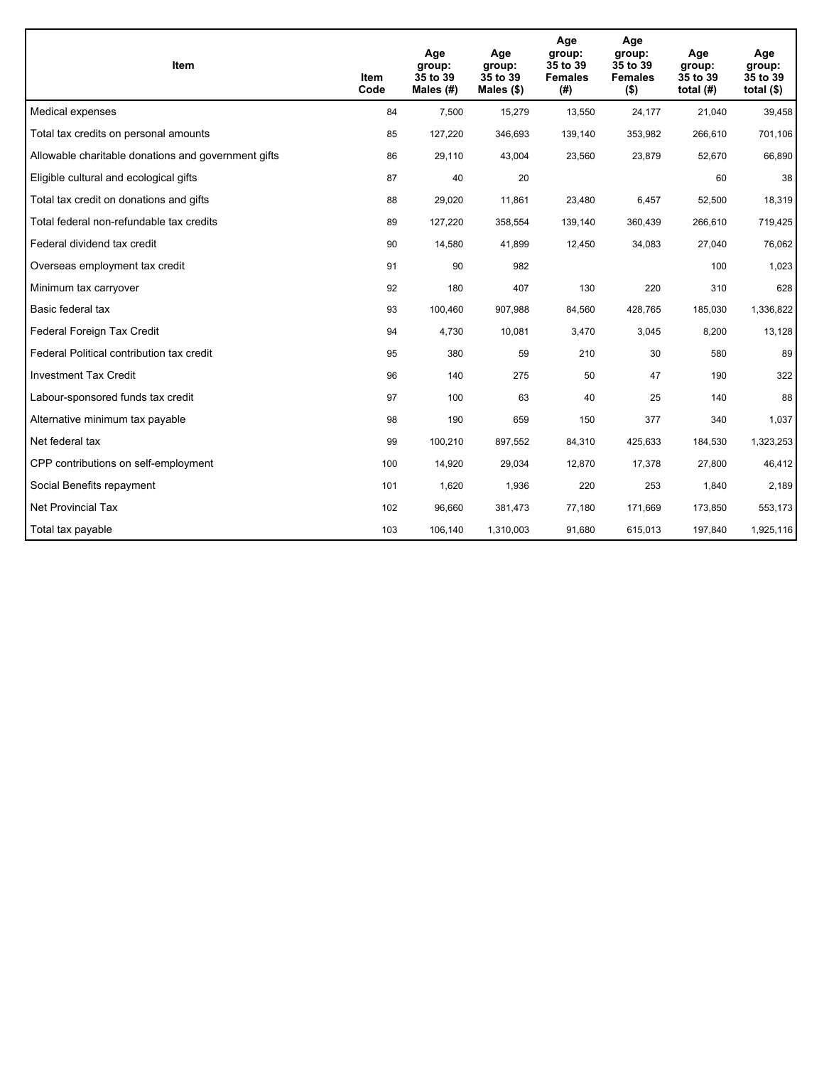| Item | Item Code | Age group: 35 to 39 Males (#) | Age group: 35 to 39 Males ($) | Age group: 35 to 39 Females (#) | Age group: 35 to 39 Females ($) | Age group: 35 to 39 total (#) | Age group: 35 to 39 total ($) |
|---|---|---|---|---|---|---|---|
| Medical expenses | 84 | 7,500 | 15,279 | 13,550 | 24,177 | 21,040 | 39,458 |
| Total tax credits on personal amounts | 85 | 127,220 | 346,693 | 139,140 | 353,982 | 266,610 | 701,106 |
| Allowable charitable donations and government gifts | 86 | 29,110 | 43,004 | 23,560 | 23,879 | 52,670 | 66,890 |
| Eligible cultural and ecological gifts | 87 | 40 | 20 | | | 60 | 38 |
| Total tax credit on donations and gifts | 88 | 29,020 | 11,861 | 23,480 | 6,457 | 52,500 | 18,319 |
| Total federal non-refundable tax credits | 89 | 127,220 | 358,554 | 139,140 | 360,439 | 266,610 | 719,425 |
| Federal dividend tax credit | 90 | 14,580 | 41,899 | 12,450 | 34,083 | 27,040 | 76,062 |
| Overseas employment tax credit | 91 | 90 | 982 | | | 100 | 1,023 |
| Minimum tax carryover | 92 | 180 | 407 | 130 | 220 | 310 | 628 |
| Basic federal tax | 93 | 100,460 | 907,988 | 84,560 | 428,765 | 185,030 | 1,336,822 |
| Federal Foreign Tax Credit | 94 | 4,730 | 10,081 | 3,470 | 3,045 | 8,200 | 13,128 |
| Federal Political contribution tax credit | 95 | 380 | 59 | 210 | 30 | 580 | 89 |
| Investment Tax Credit | 96 | 140 | 275 | 50 | 47 | 190 | 322 |
| Labour-sponsored funds tax credit | 97 | 100 | 63 | 40 | 25 | 140 | 88 |
| Alternative minimum tax payable | 98 | 190 | 659 | 150 | 377 | 340 | 1,037 |
| Net federal tax | 99 | 100,210 | 897,552 | 84,310 | 425,633 | 184,530 | 1,323,253 |
| CPP contributions on self-employment | 100 | 14,920 | 29,034 | 12,870 | 17,378 | 27,800 | 46,412 |
| Social Benefits repayment | 101 | 1,620 | 1,936 | 220 | 253 | 1,840 | 2,189 |
| Net Provincial Tax | 102 | 96,660 | 381,473 | 77,180 | 171,669 | 173,850 | 553,173 |
| Total tax payable | 103 | 106,140 | 1,310,003 | 91,680 | 615,013 | 197,840 | 1,925,116 |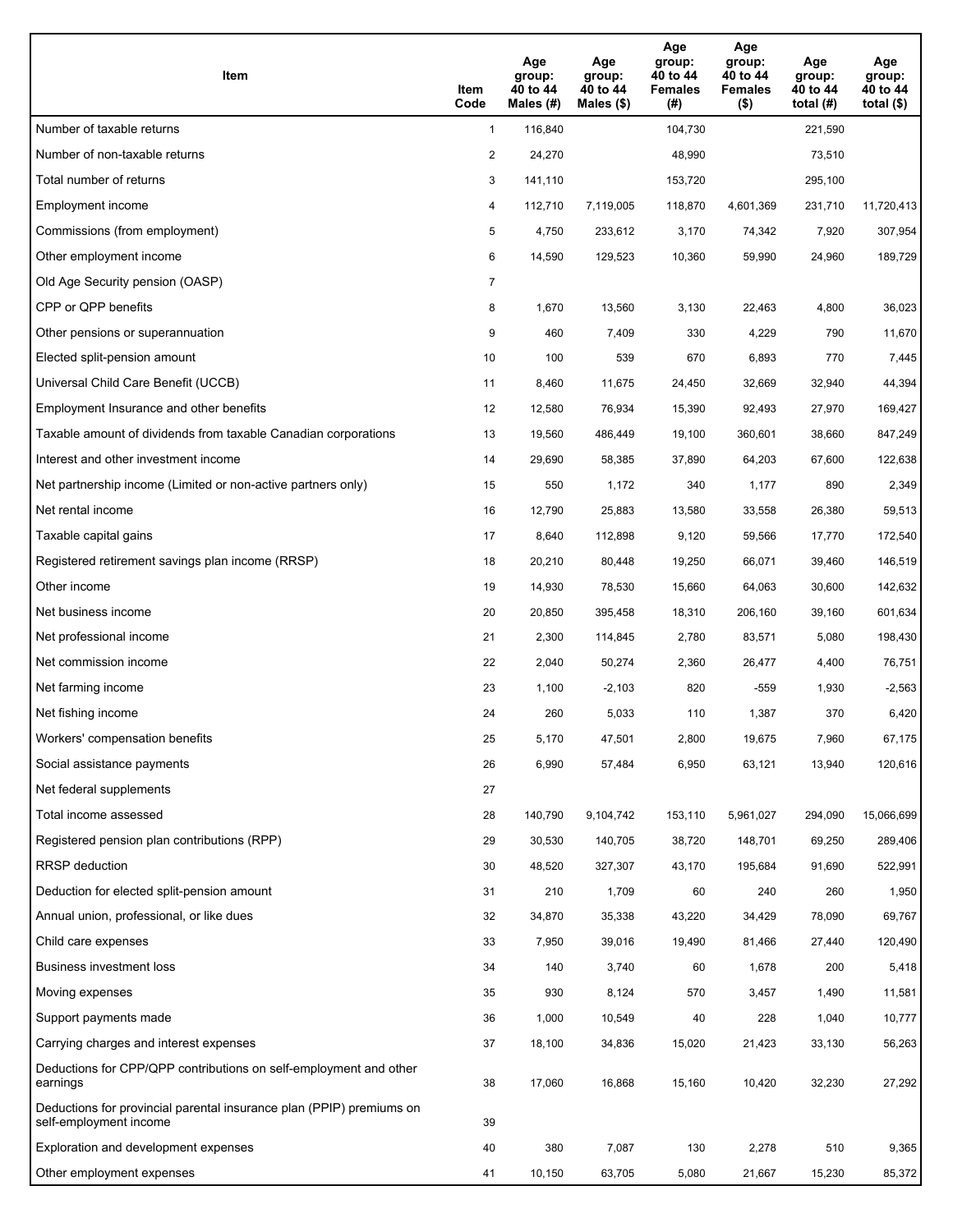| Item | Item Code | Age group: 40 to 44 Males (#) | Age group: 40 to 44 Males ($) | Age group: 40 to 44 Females (#) | Age group: 40 to 44 Females ($) | Age group: 40 to 44 total (#) | Age group: 40 to 44 total ($) |
|---|---|---|---|---|---|---|---|
| Number of taxable returns | 1 | 116,840 | | 104,730 | | 221,590 | |
| Number of non-taxable returns | 2 | 24,270 | | 48,990 | | 73,510 | |
| Total number of returns | 3 | 141,110 | | 153,720 | | 295,100 | |
| Employment income | 4 | 112,710 | 7,119,005 | 118,870 | 4,601,369 | 231,710 | 11,720,413 |
| Commissions (from employment) | 5 | 4,750 | 233,612 | 3,170 | 74,342 | 7,920 | 307,954 |
| Other employment income | 6 | 14,590 | 129,523 | 10,360 | 59,990 | 24,960 | 189,729 |
| Old Age Security pension (OASP) | 7 | | | | | | |
| CPP or QPP benefits | 8 | 1,670 | 13,560 | 3,130 | 22,463 | 4,800 | 36,023 |
| Other pensions or superannuation | 9 | 460 | 7,409 | 330 | 4,229 | 790 | 11,670 |
| Elected split-pension amount | 10 | 100 | 539 | 670 | 6,893 | 770 | 7,445 |
| Universal Child Care Benefit (UCCB) | 11 | 8,460 | 11,675 | 24,450 | 32,669 | 32,940 | 44,394 |
| Employment Insurance and other benefits | 12 | 12,580 | 76,934 | 15,390 | 92,493 | 27,970 | 169,427 |
| Taxable amount of dividends from taxable Canadian corporations | 13 | 19,560 | 486,449 | 19,100 | 360,601 | 38,660 | 847,249 |
| Interest and other investment income | 14 | 29,690 | 58,385 | 37,890 | 64,203 | 67,600 | 122,638 |
| Net partnership income (Limited or non-active partners only) | 15 | 550 | 1,172 | 340 | 1,177 | 890 | 2,349 |
| Net rental income | 16 | 12,790 | 25,883 | 13,580 | 33,558 | 26,380 | 59,513 |
| Taxable capital gains | 17 | 8,640 | 112,898 | 9,120 | 59,566 | 17,770 | 172,540 |
| Registered retirement savings plan income (RRSP) | 18 | 20,210 | 80,448 | 19,250 | 66,071 | 39,460 | 146,519 |
| Other income | 19 | 14,930 | 78,530 | 15,660 | 64,063 | 30,600 | 142,632 |
| Net business income | 20 | 20,850 | 395,458 | 18,310 | 206,160 | 39,160 | 601,634 |
| Net professional income | 21 | 2,300 | 114,845 | 2,780 | 83,571 | 5,080 | 198,430 |
| Net commission income | 22 | 2,040 | 50,274 | 2,360 | 26,477 | 4,400 | 76,751 |
| Net farming income | 23 | 1,100 | -2,103 | 820 | -559 | 1,930 | -2,563 |
| Net fishing income | 24 | 260 | 5,033 | 110 | 1,387 | 370 | 6,420 |
| Workers' compensation benefits | 25 | 5,170 | 47,501 | 2,800 | 19,675 | 7,960 | 67,175 |
| Social assistance payments | 26 | 6,990 | 57,484 | 6,950 | 63,121 | 13,940 | 120,616 |
| Net federal supplements | 27 | | | | | | |
| Total income assessed | 28 | 140,790 | 9,104,742 | 153,110 | 5,961,027 | 294,090 | 15,066,699 |
| Registered pension plan contributions (RPP) | 29 | 30,530 | 140,705 | 38,720 | 148,701 | 69,250 | 289,406 |
| RRSP deduction | 30 | 48,520 | 327,307 | 43,170 | 195,684 | 91,690 | 522,991 |
| Deduction for elected split-pension amount | 31 | 210 | 1,709 | 60 | 240 | 260 | 1,950 |
| Annual union, professional, or like dues | 32 | 34,870 | 35,338 | 43,220 | 34,429 | 78,090 | 69,767 |
| Child care expenses | 33 | 7,950 | 39,016 | 19,490 | 81,466 | 27,440 | 120,490 |
| Business investment loss | 34 | 140 | 3,740 | 60 | 1,678 | 200 | 5,418 |
| Moving expenses | 35 | 930 | 8,124 | 570 | 3,457 | 1,490 | 11,581 |
| Support payments made | 36 | 1,000 | 10,549 | 40 | 228 | 1,040 | 10,777 |
| Carrying charges and interest expenses | 37 | 18,100 | 34,836 | 15,020 | 21,423 | 33,130 | 56,263 |
| Deductions for CPP/QPP contributions on self-employment and other earnings | 38 | 17,060 | 16,868 | 15,160 | 10,420 | 32,230 | 27,292 |
| Deductions for provincial parental insurance plan (PPIP) premiums on self-employment income | 39 | | | | | | |
| Exploration and development expenses | 40 | 380 | 7,087 | 130 | 2,278 | 510 | 9,365 |
| Other employment expenses | 41 | 10,150 | 63,705 | 5,080 | 21,667 | 15,230 | 85,372 |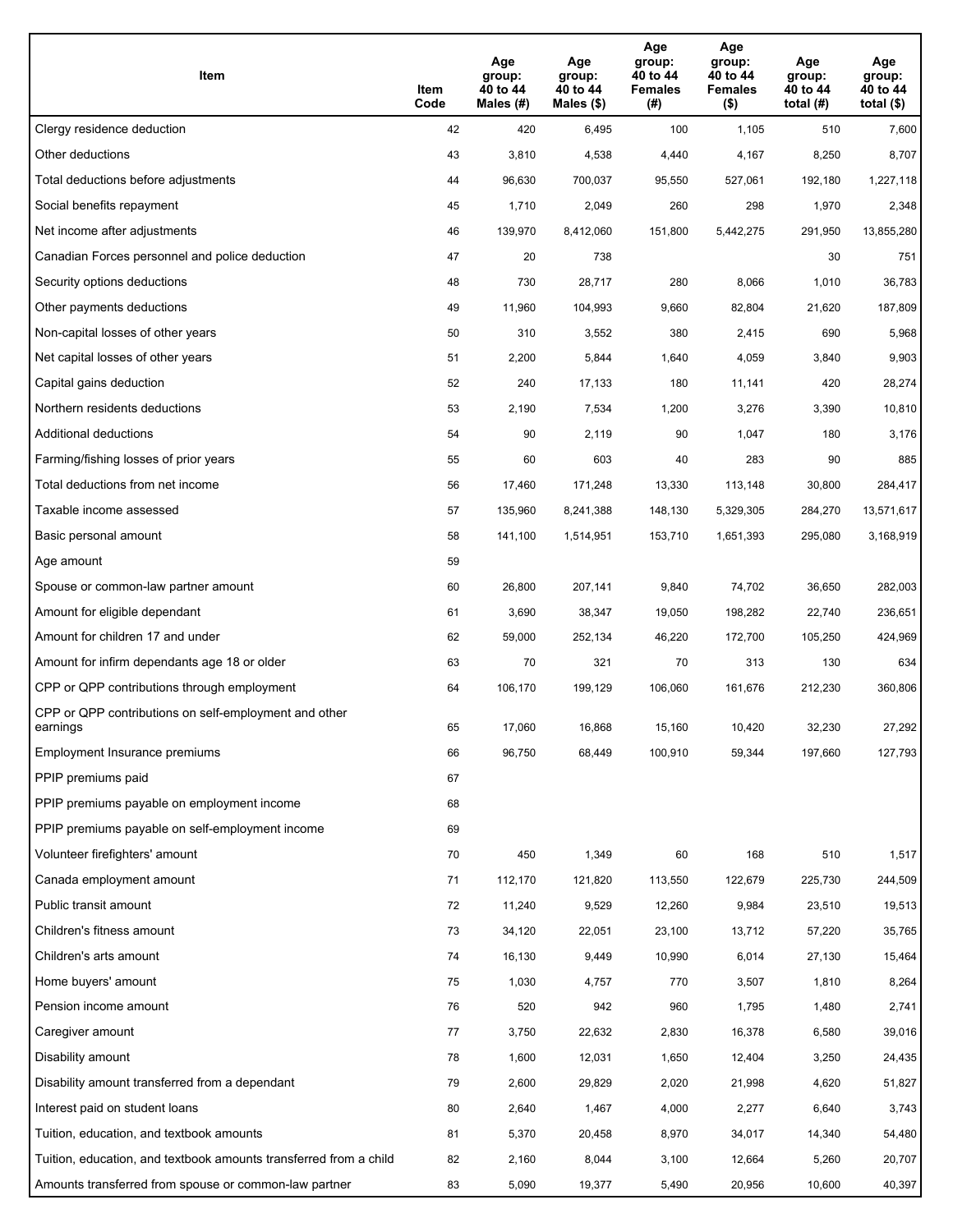| Item | Item Code | Age group: 40 to 44 Males (#) | Age group: 40 to 44 Males ($) | Age group: 40 to 44 Females (#) | Age group: 40 to 44 Females ($) | Age group: 40 to 44 total (#) | Age group: 40 to 44 total ($) |
|---|---|---|---|---|---|---|---|
| Clergy residence deduction | 42 | 420 | 6,495 | 100 | 1,105 | 510 | 7,600 |
| Other deductions | 43 | 3,810 | 4,538 | 4,440 | 4,167 | 8,250 | 8,707 |
| Total deductions before adjustments | 44 | 96,630 | 700,037 | 95,550 | 527,061 | 192,180 | 1,227,118 |
| Social benefits repayment | 45 | 1,710 | 2,049 | 260 | 298 | 1,970 | 2,348 |
| Net income after adjustments | 46 | 139,970 | 8,412,060 | 151,800 | 5,442,275 | 291,950 | 13,855,280 |
| Canadian Forces personnel and police deduction | 47 | 20 | 738 | | | 30 | 751 |
| Security options deductions | 48 | 730 | 28,717 | 280 | 8,066 | 1,010 | 36,783 |
| Other payments deductions | 49 | 11,960 | 104,993 | 9,660 | 82,804 | 21,620 | 187,809 |
| Non-capital losses of other years | 50 | 310 | 3,552 | 380 | 2,415 | 690 | 5,968 |
| Net capital losses of other years | 51 | 2,200 | 5,844 | 1,640 | 4,059 | 3,840 | 9,903 |
| Capital gains deduction | 52 | 240 | 17,133 | 180 | 11,141 | 420 | 28,274 |
| Northern residents deductions | 53 | 2,190 | 7,534 | 1,200 | 3,276 | 3,390 | 10,810 |
| Additional deductions | 54 | 90 | 2,119 | 90 | 1,047 | 180 | 3,176 |
| Farming/fishing losses of prior years | 55 | 60 | 603 | 40 | 283 | 90 | 885 |
| Total deductions from net income | 56 | 17,460 | 171,248 | 13,330 | 113,148 | 30,800 | 284,417 |
| Taxable income assessed | 57 | 135,960 | 8,241,388 | 148,130 | 5,329,305 | 284,270 | 13,571,617 |
| Basic personal amount | 58 | 141,100 | 1,514,951 | 153,710 | 1,651,393 | 295,080 | 3,168,919 |
| Age amount | 59 | | | | | | |
| Spouse or common-law partner amount | 60 | 26,800 | 207,141 | 9,840 | 74,702 | 36,650 | 282,003 |
| Amount for eligible dependant | 61 | 3,690 | 38,347 | 19,050 | 198,282 | 22,740 | 236,651 |
| Amount for children 17 and under | 62 | 59,000 | 252,134 | 46,220 | 172,700 | 105,250 | 424,969 |
| Amount for infirm dependants age 18 or older | 63 | 70 | 321 | 70 | 313 | 130 | 634 |
| CPP or QPP contributions through employment | 64 | 106,170 | 199,129 | 106,060 | 161,676 | 212,230 | 360,806 |
| CPP or QPP contributions on self-employment and other earnings | 65 | 17,060 | 16,868 | 15,160 | 10,420 | 32,230 | 27,292 |
| Employment Insurance premiums | 66 | 96,750 | 68,449 | 100,910 | 59,344 | 197,660 | 127,793 |
| PPIP premiums paid | 67 | | | | | | |
| PPIP premiums payable on employment income | 68 | | | | | | |
| PPIP premiums payable on self-employment income | 69 | | | | | | |
| Volunteer firefighters' amount | 70 | 450 | 1,349 | 60 | 168 | 510 | 1,517 |
| Canada employment amount | 71 | 112,170 | 121,820 | 113,550 | 122,679 | 225,730 | 244,509 |
| Public transit amount | 72 | 11,240 | 9,529 | 12,260 | 9,984 | 23,510 | 19,513 |
| Children's fitness amount | 73 | 34,120 | 22,051 | 23,100 | 13,712 | 57,220 | 35,765 |
| Children's arts amount | 74 | 16,130 | 9,449 | 10,990 | 6,014 | 27,130 | 15,464 |
| Home buyers' amount | 75 | 1,030 | 4,757 | 770 | 3,507 | 1,810 | 8,264 |
| Pension income amount | 76 | 520 | 942 | 960 | 1,795 | 1,480 | 2,741 |
| Caregiver amount | 77 | 3,750 | 22,632 | 2,830 | 16,378 | 6,580 | 39,016 |
| Disability amount | 78 | 1,600 | 12,031 | 1,650 | 12,404 | 3,250 | 24,435 |
| Disability amount transferred from a dependant | 79 | 2,600 | 29,829 | 2,020 | 21,998 | 4,620 | 51,827 |
| Interest paid on student loans | 80 | 2,640 | 1,467 | 4,000 | 2,277 | 6,640 | 3,743 |
| Tuition, education, and textbook amounts | 81 | 5,370 | 20,458 | 8,970 | 34,017 | 14,340 | 54,480 |
| Tuition, education, and textbook amounts transferred from a child | 82 | 2,160 | 8,044 | 3,100 | 12,664 | 5,260 | 20,707 |
| Amounts transferred from spouse or common-law partner | 83 | 5,090 | 19,377 | 5,490 | 20,956 | 10,600 | 40,397 |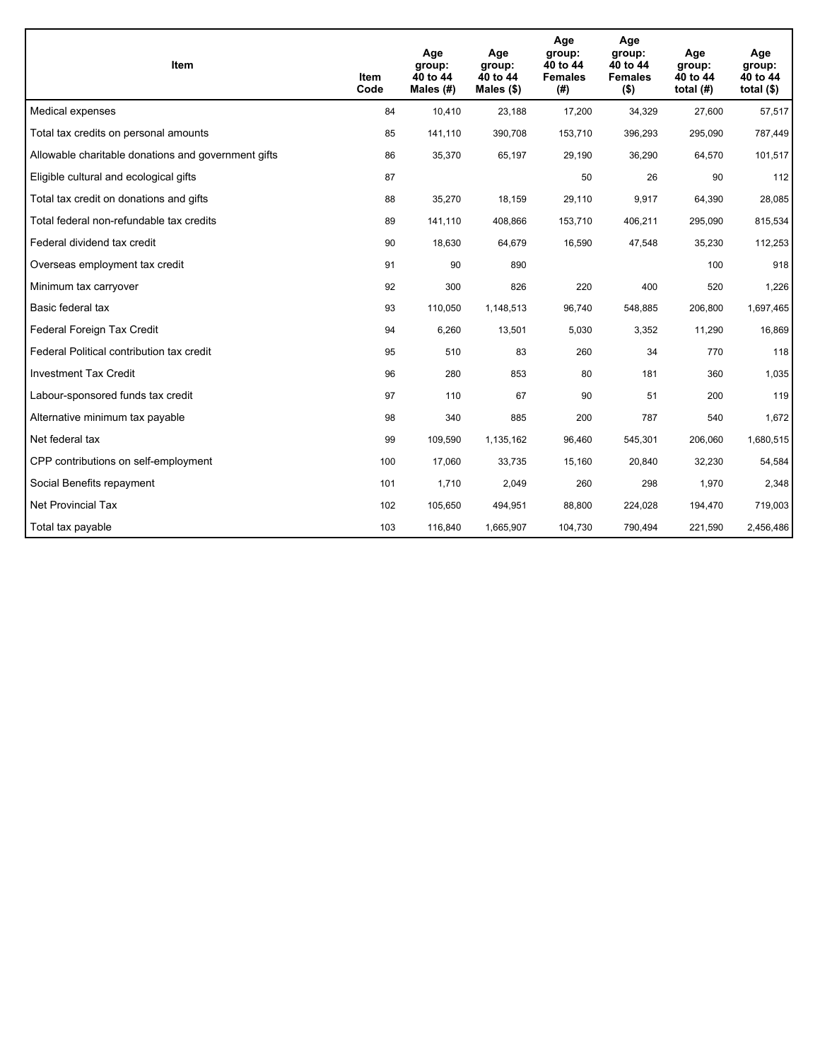| Item | Item Code | Age group: 40 to 44 Males (#) | Age group: 40 to 44 Males ($) | Age group: 40 to 44 Females (#) | Age group: 40 to 44 Females ($) | Age group: 40 to 44 total (#) | Age group: 40 to 44 total ($) |
|---|---|---|---|---|---|---|---|
| Medical expenses | 84 | 10,410 | 23,188 | 17,200 | 34,329 | 27,600 | 57,517 |
| Total tax credits on personal amounts | 85 | 141,110 | 390,708 | 153,710 | 396,293 | 295,090 | 787,449 |
| Allowable charitable donations and government gifts | 86 | 35,370 | 65,197 | 29,190 | 36,290 | 64,570 | 101,517 |
| Eligible cultural and ecological gifts | 87 | | | 50 | 26 | 90 | 112 |
| Total tax credit on donations and gifts | 88 | 35,270 | 18,159 | 29,110 | 9,917 | 64,390 | 28,085 |
| Total federal non-refundable tax credits | 89 | 141,110 | 408,866 | 153,710 | 406,211 | 295,090 | 815,534 |
| Federal dividend tax credit | 90 | 18,630 | 64,679 | 16,590 | 47,548 | 35,230 | 112,253 |
| Overseas employment tax credit | 91 | 90 | 890 | | | 100 | 918 |
| Minimum tax carryover | 92 | 300 | 826 | 220 | 400 | 520 | 1,226 |
| Basic federal tax | 93 | 110,050 | 1,148,513 | 96,740 | 548,885 | 206,800 | 1,697,465 |
| Federal Foreign Tax Credit | 94 | 6,260 | 13,501 | 5,030 | 3,352 | 11,290 | 16,869 |
| Federal Political contribution tax credit | 95 | 510 | 83 | 260 | 34 | 770 | 118 |
| Investment Tax Credit | 96 | 280 | 853 | 80 | 181 | 360 | 1,035 |
| Labour-sponsored funds tax credit | 97 | 110 | 67 | 90 | 51 | 200 | 119 |
| Alternative minimum tax payable | 98 | 340 | 885 | 200 | 787 | 540 | 1,672 |
| Net federal tax | 99 | 109,590 | 1,135,162 | 96,460 | 545,301 | 206,060 | 1,680,515 |
| CPP contributions on self-employment | 100 | 17,060 | 33,735 | 15,160 | 20,840 | 32,230 | 54,584 |
| Social Benefits repayment | 101 | 1,710 | 2,049 | 260 | 298 | 1,970 | 2,348 |
| Net Provincial Tax | 102 | 105,650 | 494,951 | 88,800 | 224,028 | 194,470 | 719,003 |
| Total tax payable | 103 | 116,840 | 1,665,907 | 104,730 | 790,494 | 221,590 | 2,456,486 |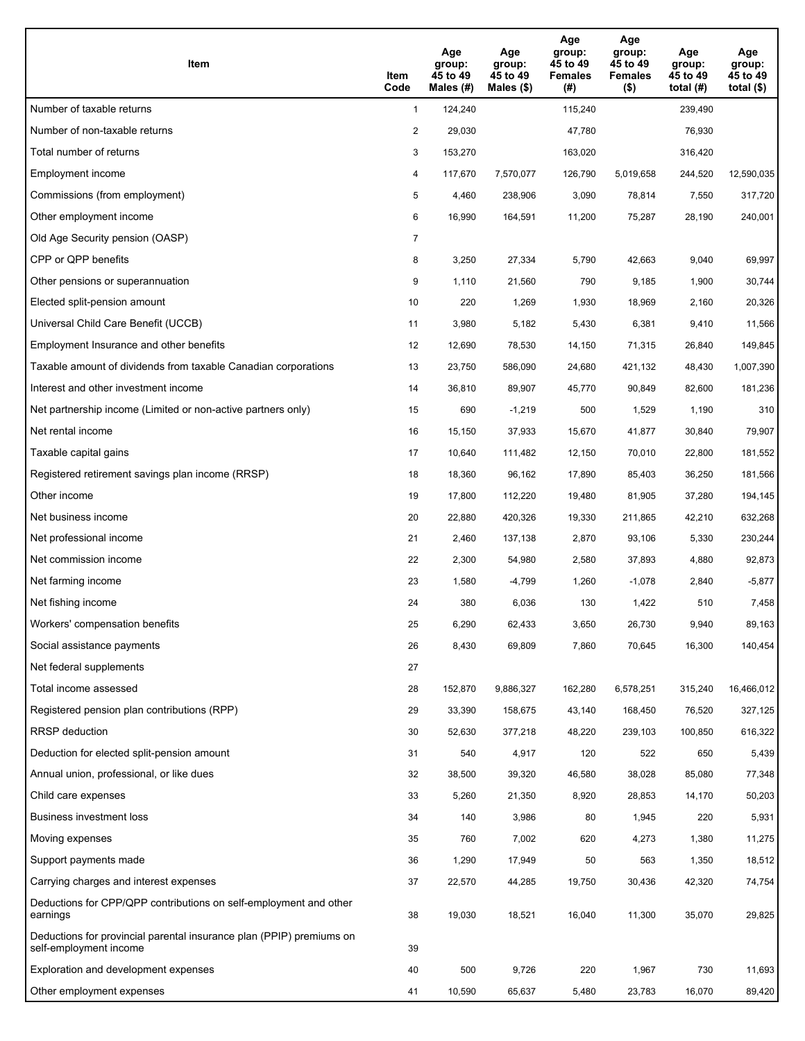| Item | Item Code | Age group: 45 to 49 Males (#) | Age group: 45 to 49 Males ($) | Age group: 45 to 49 Females (#) | Age group: 45 to 49 Females ($) | Age group: 45 to 49 total (#) | Age group: 45 to 49 total ($) |
|---|---|---|---|---|---|---|---|
| Number of taxable returns | 1 | 124,240 | | 115,240 | | 239,490 | |
| Number of non-taxable returns | 2 | 29,030 | | 47,780 | | 76,930 | |
| Total number of returns | 3 | 153,270 | | 163,020 | | 316,420 | |
| Employment income | 4 | 117,670 | 7,570,077 | 126,790 | 5,019,658 | 244,520 | 12,590,035 |
| Commissions (from employment) | 5 | 4,460 | 238,906 | 3,090 | 78,814 | 7,550 | 317,720 |
| Other employment income | 6 | 16,990 | 164,591 | 11,200 | 75,287 | 28,190 | 240,001 |
| Old Age Security pension (OASP) | 7 | | | | | | |
| CPP or QPP benefits | 8 | 3,250 | 27,334 | 5,790 | 42,663 | 9,040 | 69,997 |
| Other pensions or superannuation | 9 | 1,110 | 21,560 | 790 | 9,185 | 1,900 | 30,744 |
| Elected split-pension amount | 10 | 220 | 1,269 | 1,930 | 18,969 | 2,160 | 20,326 |
| Universal Child Care Benefit (UCCB) | 11 | 3,980 | 5,182 | 5,430 | 6,381 | 9,410 | 11,566 |
| Employment Insurance and other benefits | 12 | 12,690 | 78,530 | 14,150 | 71,315 | 26,840 | 149,845 |
| Taxable amount of dividends from taxable Canadian corporations | 13 | 23,750 | 586,090 | 24,680 | 421,132 | 48,430 | 1,007,390 |
| Interest and other investment income | 14 | 36,810 | 89,907 | 45,770 | 90,849 | 82,600 | 181,236 |
| Net partnership income (Limited or non-active partners only) | 15 | 690 | -1,219 | 500 | 1,529 | 1,190 | 310 |
| Net rental income | 16 | 15,150 | 37,933 | 15,670 | 41,877 | 30,840 | 79,907 |
| Taxable capital gains | 17 | 10,640 | 111,482 | 12,150 | 70,010 | 22,800 | 181,552 |
| Registered retirement savings plan income (RRSP) | 18 | 18,360 | 96,162 | 17,890 | 85,403 | 36,250 | 181,566 |
| Other income | 19 | 17,800 | 112,220 | 19,480 | 81,905 | 37,280 | 194,145 |
| Net business income | 20 | 22,880 | 420,326 | 19,330 | 211,865 | 42,210 | 632,268 |
| Net professional income | 21 | 2,460 | 137,138 | 2,870 | 93,106 | 5,330 | 230,244 |
| Net commission income | 22 | 2,300 | 54,980 | 2,580 | 37,893 | 4,880 | 92,873 |
| Net farming income | 23 | 1,580 | -4,799 | 1,260 | -1,078 | 2,840 | -5,877 |
| Net fishing income | 24 | 380 | 6,036 | 130 | 1,422 | 510 | 7,458 |
| Workers' compensation benefits | 25 | 6,290 | 62,433 | 3,650 | 26,730 | 9,940 | 89,163 |
| Social assistance payments | 26 | 8,430 | 69,809 | 7,860 | 70,645 | 16,300 | 140,454 |
| Net federal supplements | 27 | | | | | | |
| Total income assessed | 28 | 152,870 | 9,886,327 | 162,280 | 6,578,251 | 315,240 | 16,466,012 |
| Registered pension plan contributions (RPP) | 29 | 33,390 | 158,675 | 43,140 | 168,450 | 76,520 | 327,125 |
| RRSP deduction | 30 | 52,630 | 377,218 | 48,220 | 239,103 | 100,850 | 616,322 |
| Deduction for elected split-pension amount | 31 | 540 | 4,917 | 120 | 522 | 650 | 5,439 |
| Annual union, professional, or like dues | 32 | 38,500 | 39,320 | 46,580 | 38,028 | 85,080 | 77,348 |
| Child care expenses | 33 | 5,260 | 21,350 | 8,920 | 28,853 | 14,170 | 50,203 |
| Business investment loss | 34 | 140 | 3,986 | 80 | 1,945 | 220 | 5,931 |
| Moving expenses | 35 | 760 | 7,002 | 620 | 4,273 | 1,380 | 11,275 |
| Support payments made | 36 | 1,290 | 17,949 | 50 | 563 | 1,350 | 18,512 |
| Carrying charges and interest expenses | 37 | 22,570 | 44,285 | 19,750 | 30,436 | 42,320 | 74,754 |
| Deductions for CPP/QPP contributions on self-employment and other earnings | 38 | 19,030 | 18,521 | 16,040 | 11,300 | 35,070 | 29,825 |
| Deductions for provincial parental insurance plan (PPIP) premiums on self-employment income | 39 | | | | | | |
| Exploration and development expenses | 40 | 500 | 9,726 | 220 | 1,967 | 730 | 11,693 |
| Other employment expenses | 41 | 10,590 | 65,637 | 5,480 | 23,783 | 16,070 | 89,420 |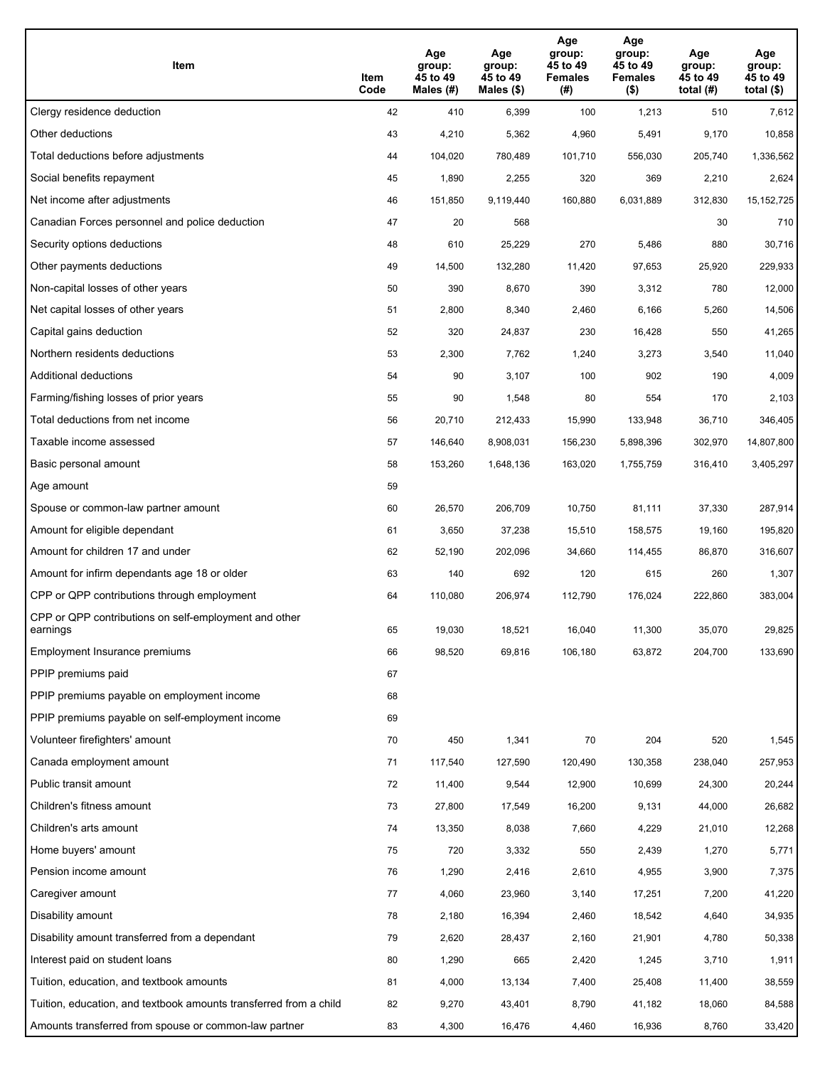| Item | Item Code | Age group: 45 to 49 Males (#) | Age group: 45 to 49 Males ($) | Age group: 45 to 49 Females (#) | Age group: 45 to 49 Females ($) | Age group: 45 to 49 total (#) | Age group: 45 to 49 total ($) |
|---|---|---|---|---|---|---|---|
| Clergy residence deduction | 42 | 410 | 6,399 | 100 | 1,213 | 510 | 7,612 |
| Other deductions | 43 | 4,210 | 5,362 | 4,960 | 5,491 | 9,170 | 10,858 |
| Total deductions before adjustments | 44 | 104,020 | 780,489 | 101,710 | 556,030 | 205,740 | 1,336,562 |
| Social benefits repayment | 45 | 1,890 | 2,255 | 320 | 369 | 2,210 | 2,624 |
| Net income after adjustments | 46 | 151,850 | 9,119,440 | 160,880 | 6,031,889 | 312,830 | 15,152,725 |
| Canadian Forces personnel and police deduction | 47 | 20 | 568 | | | 30 | 710 |
| Security options deductions | 48 | 610 | 25,229 | 270 | 5,486 | 880 | 30,716 |
| Other payments deductions | 49 | 14,500 | 132,280 | 11,420 | 97,653 | 25,920 | 229,933 |
| Non-capital losses of other years | 50 | 390 | 8,670 | 390 | 3,312 | 780 | 12,000 |
| Net capital losses of other years | 51 | 2,800 | 8,340 | 2,460 | 6,166 | 5,260 | 14,506 |
| Capital gains deduction | 52 | 320 | 24,837 | 230 | 16,428 | 550 | 41,265 |
| Northern residents deductions | 53 | 2,300 | 7,762 | 1,240 | 3,273 | 3,540 | 11,040 |
| Additional deductions | 54 | 90 | 3,107 | 100 | 902 | 190 | 4,009 |
| Farming/fishing losses of prior years | 55 | 90 | 1,548 | 80 | 554 | 170 | 2,103 |
| Total deductions from net income | 56 | 20,710 | 212,433 | 15,990 | 133,948 | 36,710 | 346,405 |
| Taxable income assessed | 57 | 146,640 | 8,908,031 | 156,230 | 5,898,396 | 302,970 | 14,807,800 |
| Basic personal amount | 58 | 153,260 | 1,648,136 | 163,020 | 1,755,759 | 316,410 | 3,405,297 |
| Age amount | 59 | | | | | | |
| Spouse or common-law partner amount | 60 | 26,570 | 206,709 | 10,750 | 81,111 | 37,330 | 287,914 |
| Amount for eligible dependant | 61 | 3,650 | 37,238 | 15,510 | 158,575 | 19,160 | 195,820 |
| Amount for children 17 and under | 62 | 52,190 | 202,096 | 34,660 | 114,455 | 86,870 | 316,607 |
| Amount for infirm dependants age 18 or older | 63 | 140 | 692 | 120 | 615 | 260 | 1,307 |
| CPP or QPP contributions through employment | 64 | 110,080 | 206,974 | 112,790 | 176,024 | 222,860 | 383,004 |
| CPP or QPP contributions on self-employment and other earnings | 65 | 19,030 | 18,521 | 16,040 | 11,300 | 35,070 | 29,825 |
| Employment Insurance premiums | 66 | 98,520 | 69,816 | 106,180 | 63,872 | 204,700 | 133,690 |
| PPIP premiums paid | 67 | | | | | | |
| PPIP premiums payable on employment income | 68 | | | | | | |
| PPIP premiums payable on self-employment income | 69 | | | | | | |
| Volunteer firefighters' amount | 70 | 450 | 1,341 | 70 | 204 | 520 | 1,545 |
| Canada employment amount | 71 | 117,540 | 127,590 | 120,490 | 130,358 | 238,040 | 257,953 |
| Public transit amount | 72 | 11,400 | 9,544 | 12,900 | 10,699 | 24,300 | 20,244 |
| Children's fitness amount | 73 | 27,800 | 17,549 | 16,200 | 9,131 | 44,000 | 26,682 |
| Children's arts amount | 74 | 13,350 | 8,038 | 7,660 | 4,229 | 21,010 | 12,268 |
| Home buyers' amount | 75 | 720 | 3,332 | 550 | 2,439 | 1,270 | 5,771 |
| Pension income amount | 76 | 1,290 | 2,416 | 2,610 | 4,955 | 3,900 | 7,375 |
| Caregiver amount | 77 | 4,060 | 23,960 | 3,140 | 17,251 | 7,200 | 41,220 |
| Disability amount | 78 | 2,180 | 16,394 | 2,460 | 18,542 | 4,640 | 34,935 |
| Disability amount transferred from a dependant | 79 | 2,620 | 28,437 | 2,160 | 21,901 | 4,780 | 50,338 |
| Interest paid on student loans | 80 | 1,290 | 665 | 2,420 | 1,245 | 3,710 | 1,911 |
| Tuition, education, and textbook amounts | 81 | 4,000 | 13,134 | 7,400 | 25,408 | 11,400 | 38,559 |
| Tuition, education, and textbook amounts transferred from a child | 82 | 9,270 | 43,401 | 8,790 | 41,182 | 18,060 | 84,588 |
| Amounts transferred from spouse or common-law partner | 83 | 4,300 | 16,476 | 4,460 | 16,936 | 8,760 | 33,420 |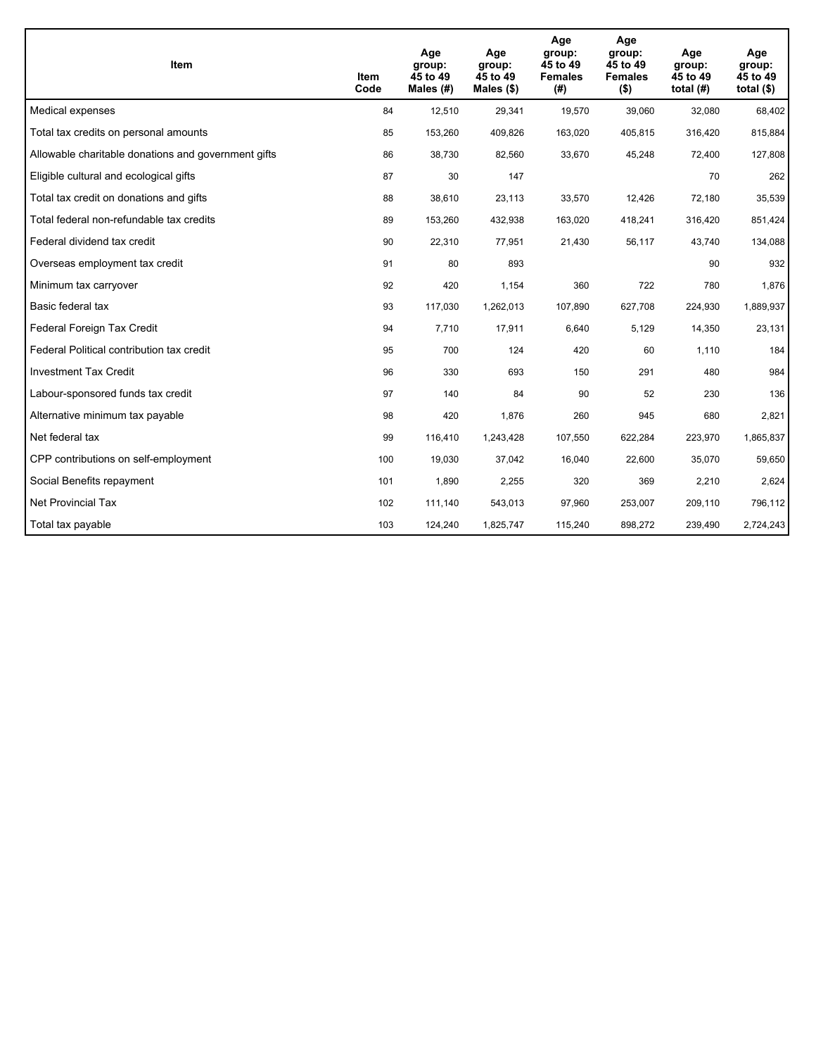| Item | Item Code | Age group: 45 to 49 Males (#) | Age group: 45 to 49 Males ($) | Age group: 45 to 49 Females (#) | Age group: 45 to 49 Females ($) | Age group: 45 to 49 total (#) | Age group: 45 to 49 total ($) |
|---|---|---|---|---|---|---|---|
| Medical expenses | 84 | 12,510 | 29,341 | 19,570 | 39,060 | 32,080 | 68,402 |
| Total tax credits on personal amounts | 85 | 153,260 | 409,826 | 163,020 | 405,815 | 316,420 | 815,884 |
| Allowable charitable donations and government gifts | 86 | 38,730 | 82,560 | 33,670 | 45,248 | 72,400 | 127,808 |
| Eligible cultural and ecological gifts | 87 | 30 | 147 | | | 70 | 262 |
| Total tax credit on donations and gifts | 88 | 38,610 | 23,113 | 33,570 | 12,426 | 72,180 | 35,539 |
| Total federal non-refundable tax credits | 89 | 153,260 | 432,938 | 163,020 | 418,241 | 316,420 | 851,424 |
| Federal dividend tax credit | 90 | 22,310 | 77,951 | 21,430 | 56,117 | 43,740 | 134,088 |
| Overseas employment tax credit | 91 | 80 | 893 | | | 90 | 932 |
| Minimum tax carryover | 92 | 420 | 1,154 | 360 | 722 | 780 | 1,876 |
| Basic federal tax | 93 | 117,030 | 1,262,013 | 107,890 | 627,708 | 224,930 | 1,889,937 |
| Federal Foreign Tax Credit | 94 | 7,710 | 17,911 | 6,640 | 5,129 | 14,350 | 23,131 |
| Federal Political contribution tax credit | 95 | 700 | 124 | 420 | 60 | 1,110 | 184 |
| Investment Tax Credit | 96 | 330 | 693 | 150 | 291 | 480 | 984 |
| Labour-sponsored funds tax credit | 97 | 140 | 84 | 90 | 52 | 230 | 136 |
| Alternative minimum tax payable | 98 | 420 | 1,876 | 260 | 945 | 680 | 2,821 |
| Net federal tax | 99 | 116,410 | 1,243,428 | 107,550 | 622,284 | 223,970 | 1,865,837 |
| CPP contributions on self-employment | 100 | 19,030 | 37,042 | 16,040 | 22,600 | 35,070 | 59,650 |
| Social Benefits repayment | 101 | 1,890 | 2,255 | 320 | 369 | 2,210 | 2,624 |
| Net Provincial Tax | 102 | 111,140 | 543,013 | 97,960 | 253,007 | 209,110 | 796,112 |
| Total tax payable | 103 | 124,240 | 1,825,747 | 115,240 | 898,272 | 239,490 | 2,724,243 |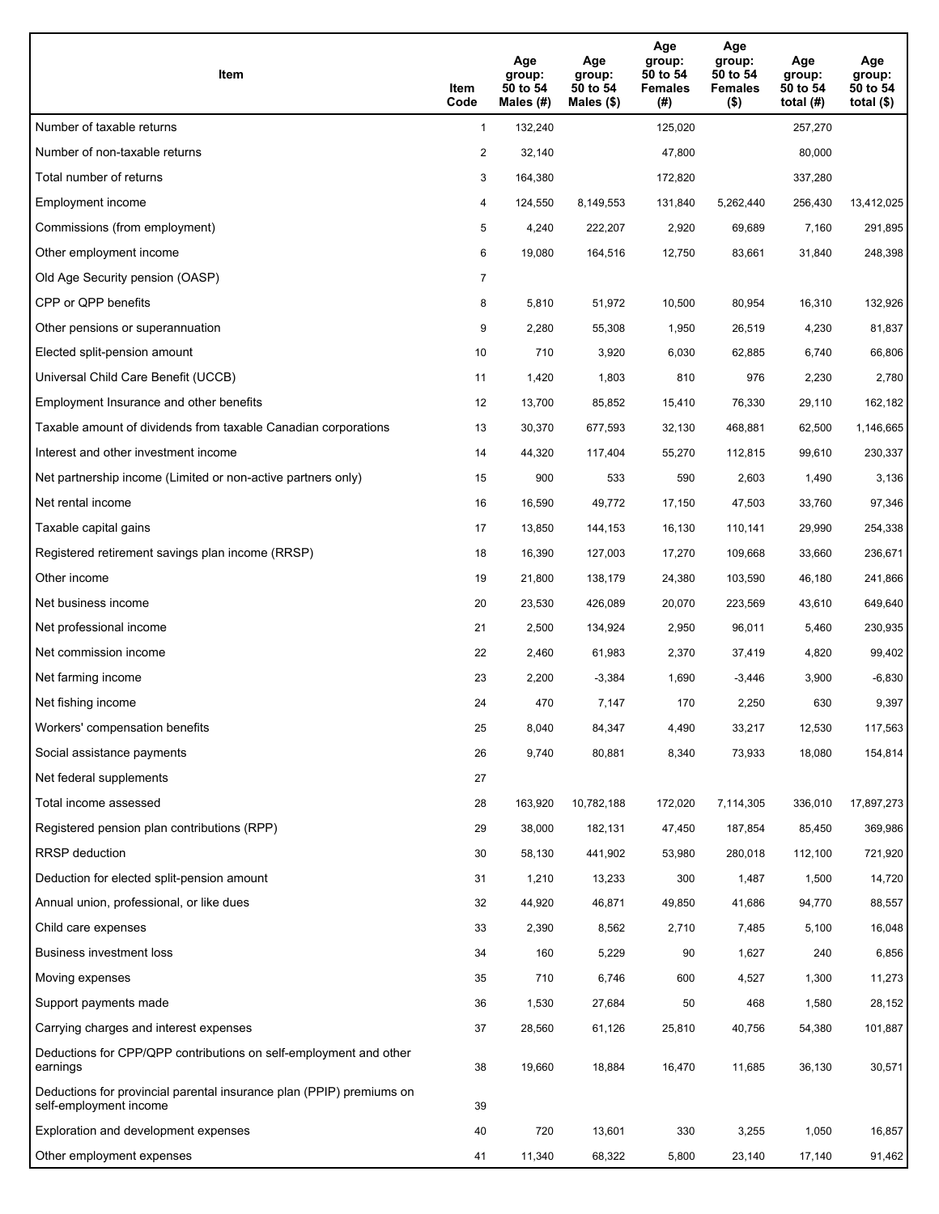| Item | Item Code | Age group: 50 to 54 Males (#) | Age group: 50 to 54 Males ($) | Age group: 50 to 54 Females (#) | Age group: 50 to 54 Females ($) | Age group: 50 to 54 total (#) | Age group: 50 to 54 total ($) |
|---|---|---|---|---|---|---|---|
| Number of taxable returns | 1 | 132,240 | | 125,020 | | 257,270 | |
| Number of non-taxable returns | 2 | 32,140 | | 47,800 | | 80,000 | |
| Total number of returns | 3 | 164,380 | | 172,820 | | 337,280 | |
| Employment income | 4 | 124,550 | 8,149,553 | 131,840 | 5,262,440 | 256,430 | 13,412,025 |
| Commissions (from employment) | 5 | 4,240 | 222,207 | 2,920 | 69,689 | 7,160 | 291,895 |
| Other employment income | 6 | 19,080 | 164,516 | 12,750 | 83,661 | 31,840 | 248,398 |
| Old Age Security pension (OASP) | 7 | | | | | | |
| CPP or QPP benefits | 8 | 5,810 | 51,972 | 10,500 | 80,954 | 16,310 | 132,926 |
| Other pensions or superannuation | 9 | 2,280 | 55,308 | 1,950 | 26,519 | 4,230 | 81,837 |
| Elected split-pension amount | 10 | 710 | 3,920 | 6,030 | 62,885 | 6,740 | 66,806 |
| Universal Child Care Benefit (UCCB) | 11 | 1,420 | 1,803 | 810 | 976 | 2,230 | 2,780 |
| Employment Insurance and other benefits | 12 | 13,700 | 85,852 | 15,410 | 76,330 | 29,110 | 162,182 |
| Taxable amount of dividends from taxable Canadian corporations | 13 | 30,370 | 677,593 | 32,130 | 468,881 | 62,500 | 1,146,665 |
| Interest and other investment income | 14 | 44,320 | 117,404 | 55,270 | 112,815 | 99,610 | 230,337 |
| Net partnership income (Limited or non-active partners only) | 15 | 900 | 533 | 590 | 2,603 | 1,490 | 3,136 |
| Net rental income | 16 | 16,590 | 49,772 | 17,150 | 47,503 | 33,760 | 97,346 |
| Taxable capital gains | 17 | 13,850 | 144,153 | 16,130 | 110,141 | 29,990 | 254,338 |
| Registered retirement savings plan income (RRSP) | 18 | 16,390 | 127,003 | 17,270 | 109,668 | 33,660 | 236,671 |
| Other income | 19 | 21,800 | 138,179 | 24,380 | 103,590 | 46,180 | 241,866 |
| Net business income | 20 | 23,530 | 426,089 | 20,070 | 223,569 | 43,610 | 649,640 |
| Net professional income | 21 | 2,500 | 134,924 | 2,950 | 96,011 | 5,460 | 230,935 |
| Net commission income | 22 | 2,460 | 61,983 | 2,370 | 37,419 | 4,820 | 99,402 |
| Net farming income | 23 | 2,200 | -3,384 | 1,690 | -3,446 | 3,900 | -6,830 |
| Net fishing income | 24 | 470 | 7,147 | 170 | 2,250 | 630 | 9,397 |
| Workers' compensation benefits | 25 | 8,040 | 84,347 | 4,490 | 33,217 | 12,530 | 117,563 |
| Social assistance payments | 26 | 9,740 | 80,881 | 8,340 | 73,933 | 18,080 | 154,814 |
| Net federal supplements | 27 | | | | | | |
| Total income assessed | 28 | 163,920 | 10,782,188 | 172,020 | 7,114,305 | 336,010 | 17,897,273 |
| Registered pension plan contributions (RPP) | 29 | 38,000 | 182,131 | 47,450 | 187,854 | 85,450 | 369,986 |
| RRSP deduction | 30 | 58,130 | 441,902 | 53,980 | 280,018 | 112,100 | 721,920 |
| Deduction for elected split-pension amount | 31 | 1,210 | 13,233 | 300 | 1,487 | 1,500 | 14,720 |
| Annual union, professional, or like dues | 32 | 44,920 | 46,871 | 49,850 | 41,686 | 94,770 | 88,557 |
| Child care expenses | 33 | 2,390 | 8,562 | 2,710 | 7,485 | 5,100 | 16,048 |
| Business investment loss | 34 | 160 | 5,229 | 90 | 1,627 | 240 | 6,856 |
| Moving expenses | 35 | 710 | 6,746 | 600 | 4,527 | 1,300 | 11,273 |
| Support payments made | 36 | 1,530 | 27,684 | 50 | 468 | 1,580 | 28,152 |
| Carrying charges and interest expenses | 37 | 28,560 | 61,126 | 25,810 | 40,756 | 54,380 | 101,887 |
| Deductions for CPP/QPP contributions on self-employment and other earnings | 38 | 19,660 | 18,884 | 16,470 | 11,685 | 36,130 | 30,571 |
| Deductions for provincial parental insurance plan (PPIP) premiums on self-employment income | 39 | | | | | | |
| Exploration and development expenses | 40 | 720 | 13,601 | 330 | 3,255 | 1,050 | 16,857 |
| Other employment expenses | 41 | 11,340 | 68,322 | 5,800 | 23,140 | 17,140 | 91,462 |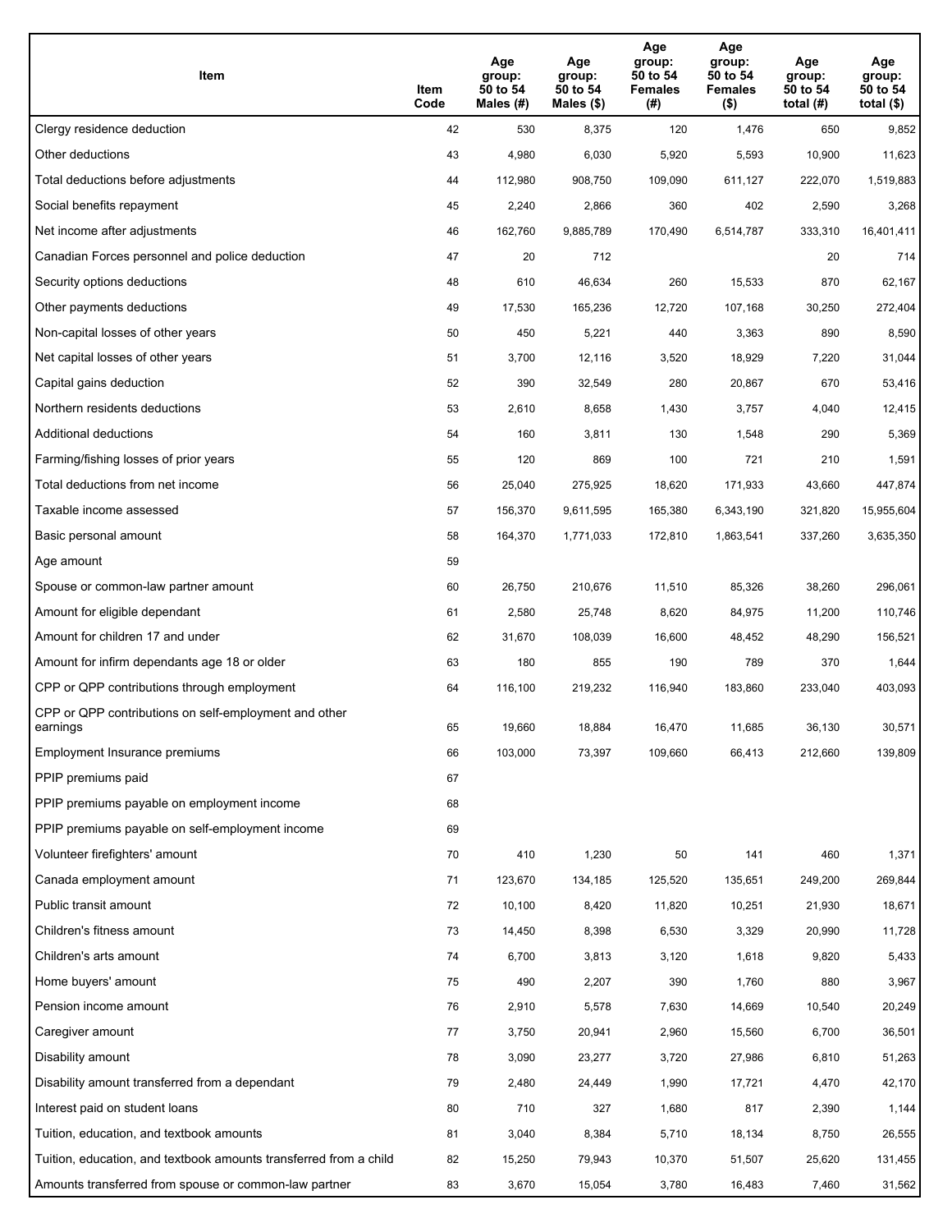| Item | Item Code | Age group: 50 to 54 Males (#) | Age group: 50 to 54 Males ($) | Age group: 50 to 54 Females (#) | Age group: 50 to 54 Females ($) | Age group: 50 to 54 total (#) | Age group: 50 to 54 total ($) |
|---|---|---|---|---|---|---|---|
| Clergy residence deduction | 42 | 530 | 8,375 | 120 | 1,476 | 650 | 9,852 |
| Other deductions | 43 | 4,980 | 6,030 | 5,920 | 5,593 | 10,900 | 11,623 |
| Total deductions before adjustments | 44 | 112,980 | 908,750 | 109,090 | 611,127 | 222,070 | 1,519,883 |
| Social benefits repayment | 45 | 2,240 | 2,866 | 360 | 402 | 2,590 | 3,268 |
| Net income after adjustments | 46 | 162,760 | 9,885,789 | 170,490 | 6,514,787 | 333,310 | 16,401,411 |
| Canadian Forces personnel and police deduction | 47 | 20 | 712 | | | 20 | 714 |
| Security options deductions | 48 | 610 | 46,634 | 260 | 15,533 | 870 | 62,167 |
| Other payments deductions | 49 | 17,530 | 165,236 | 12,720 | 107,168 | 30,250 | 272,404 |
| Non-capital losses of other years | 50 | 450 | 5,221 | 440 | 3,363 | 890 | 8,590 |
| Net capital losses of other years | 51 | 3,700 | 12,116 | 3,520 | 18,929 | 7,220 | 31,044 |
| Capital gains deduction | 52 | 390 | 32,549 | 280 | 20,867 | 670 | 53,416 |
| Northern residents deductions | 53 | 2,610 | 8,658 | 1,430 | 3,757 | 4,040 | 12,415 |
| Additional deductions | 54 | 160 | 3,811 | 130 | 1,548 | 290 | 5,369 |
| Farming/fishing losses of prior years | 55 | 120 | 869 | 100 | 721 | 210 | 1,591 |
| Total deductions from net income | 56 | 25,040 | 275,925 | 18,620 | 171,933 | 43,660 | 447,874 |
| Taxable income assessed | 57 | 156,370 | 9,611,595 | 165,380 | 6,343,190 | 321,820 | 15,955,604 |
| Basic personal amount | 58 | 164,370 | 1,771,033 | 172,810 | 1,863,541 | 337,260 | 3,635,350 |
| Age amount | 59 | | | | | | |
| Spouse or common-law partner amount | 60 | 26,750 | 210,676 | 11,510 | 85,326 | 38,260 | 296,061 |
| Amount for eligible dependant | 61 | 2,580 | 25,748 | 8,620 | 84,975 | 11,200 | 110,746 |
| Amount for children 17 and under | 62 | 31,670 | 108,039 | 16,600 | 48,452 | 48,290 | 156,521 |
| Amount for infirm dependants age 18 or older | 63 | 180 | 855 | 190 | 789 | 370 | 1,644 |
| CPP or QPP contributions through employment | 64 | 116,100 | 219,232 | 116,940 | 183,860 | 233,040 | 403,093 |
| CPP or QPP contributions on self-employment and other earnings | 65 | 19,660 | 18,884 | 16,470 | 11,685 | 36,130 | 30,571 |
| Employment Insurance premiums | 66 | 103,000 | 73,397 | 109,660 | 66,413 | 212,660 | 139,809 |
| PPIP premiums paid | 67 | | | | | | |
| PPIP premiums payable on employment income | 68 | | | | | | |
| PPIP premiums payable on self-employment income | 69 | | | | | | |
| Volunteer firefighters' amount | 70 | 410 | 1,230 | 50 | 141 | 460 | 1,371 |
| Canada employment amount | 71 | 123,670 | 134,185 | 125,520 | 135,651 | 249,200 | 269,844 |
| Public transit amount | 72 | 10,100 | 8,420 | 11,820 | 10,251 | 21,930 | 18,671 |
| Children's fitness amount | 73 | 14,450 | 8,398 | 6,530 | 3,329 | 20,990 | 11,728 |
| Children's arts amount | 74 | 6,700 | 3,813 | 3,120 | 1,618 | 9,820 | 5,433 |
| Home buyers' amount | 75 | 490 | 2,207 | 390 | 1,760 | 880 | 3,967 |
| Pension income amount | 76 | 2,910 | 5,578 | 7,630 | 14,669 | 10,540 | 20,249 |
| Caregiver amount | 77 | 3,750 | 20,941 | 2,960 | 15,560 | 6,700 | 36,501 |
| Disability amount | 78 | 3,090 | 23,277 | 3,720 | 27,986 | 6,810 | 51,263 |
| Disability amount transferred from a dependant | 79 | 2,480 | 24,449 | 1,990 | 17,721 | 4,470 | 42,170 |
| Interest paid on student loans | 80 | 710 | 327 | 1,680 | 817 | 2,390 | 1,144 |
| Tuition, education, and textbook amounts | 81 | 3,040 | 8,384 | 5,710 | 18,134 | 8,750 | 26,555 |
| Tuition, education, and textbook amounts transferred from a child | 82 | 15,250 | 79,943 | 10,370 | 51,507 | 25,620 | 131,455 |
| Amounts transferred from spouse or common-law partner | 83 | 3,670 | 15,054 | 3,780 | 16,483 | 7,460 | 31,562 |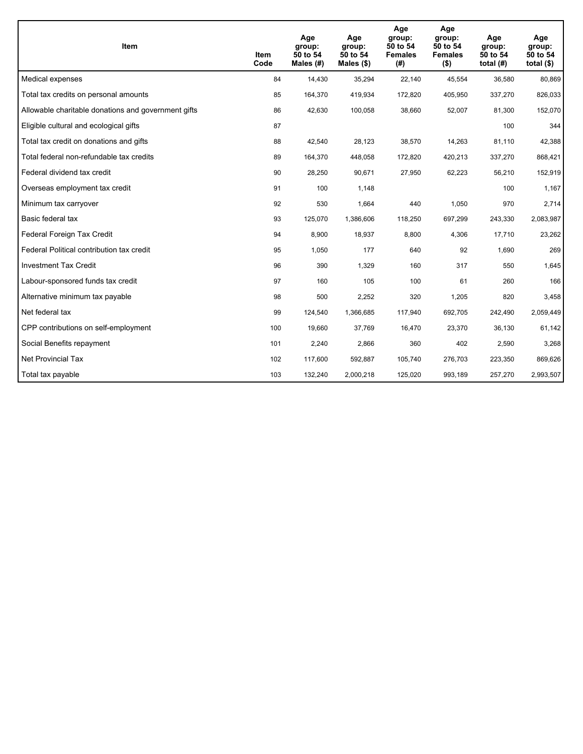| Item | Item Code | Age group: 50 to 54 Males (#) | Age group: 50 to 54 Males ($) | Age group: 50 to 54 Females (#) | Age group: 50 to 54 Females ($) | Age group: 50 to 54 total (#) | Age group: 50 to 54 total ($) |
|---|---|---|---|---|---|---|---|
| Medical expenses | 84 | 14,430 | 35,294 | 22,140 | 45,554 | 36,580 | 80,869 |
| Total tax credits on personal amounts | 85 | 164,370 | 419,934 | 172,820 | 405,950 | 337,270 | 826,033 |
| Allowable charitable donations and government gifts | 86 | 42,630 | 100,058 | 38,660 | 52,007 | 81,300 | 152,070 |
| Eligible cultural and ecological gifts | 87 | | | | | 100 | 344 |
| Total tax credit on donations and gifts | 88 | 42,540 | 28,123 | 38,570 | 14,263 | 81,110 | 42,388 |
| Total federal non-refundable tax credits | 89 | 164,370 | 448,058 | 172,820 | 420,213 | 337,270 | 868,421 |
| Federal dividend tax credit | 90 | 28,250 | 90,671 | 27,950 | 62,223 | 56,210 | 152,919 |
| Overseas employment tax credit | 91 | 100 | 1,148 | | | 100 | 1,167 |
| Minimum tax carryover | 92 | 530 | 1,664 | 440 | 1,050 | 970 | 2,714 |
| Basic federal tax | 93 | 125,070 | 1,386,606 | 118,250 | 697,299 | 243,330 | 2,083,987 |
| Federal Foreign Tax Credit | 94 | 8,900 | 18,937 | 8,800 | 4,306 | 17,710 | 23,262 |
| Federal Political contribution tax credit | 95 | 1,050 | 177 | 640 | 92 | 1,690 | 269 |
| Investment Tax Credit | 96 | 390 | 1,329 | 160 | 317 | 550 | 1,645 |
| Labour-sponsored funds tax credit | 97 | 160 | 105 | 100 | 61 | 260 | 166 |
| Alternative minimum tax payable | 98 | 500 | 2,252 | 320 | 1,205 | 820 | 3,458 |
| Net federal tax | 99 | 124,540 | 1,366,685 | 117,940 | 692,705 | 242,490 | 2,059,449 |
| CPP contributions on self-employment | 100 | 19,660 | 37,769 | 16,470 | 23,370 | 36,130 | 61,142 |
| Social Benefits repayment | 101 | 2,240 | 2,866 | 360 | 402 | 2,590 | 3,268 |
| Net Provincial Tax | 102 | 117,600 | 592,887 | 105,740 | 276,703 | 223,350 | 869,626 |
| Total tax payable | 103 | 132,240 | 2,000,218 | 125,020 | 993,189 | 257,270 | 2,993,507 |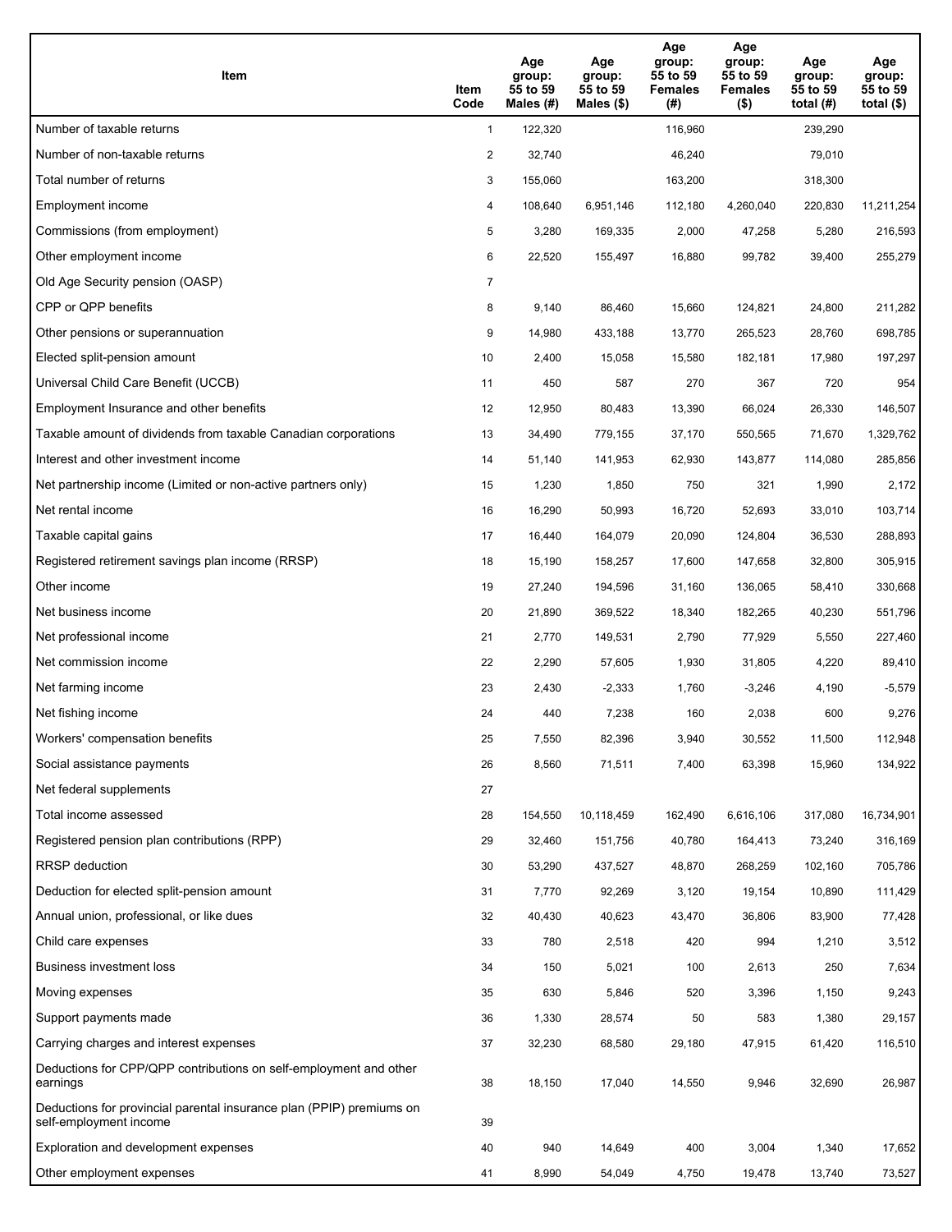| Item | Item Code | Age group: 55 to 59 Males (#) | Age group: 55 to 59 Males ($) | Age group: 55 to 59 Females (#) | Age group: 55 to 59 Females ($) | Age group: 55 to 59 total (#) | Age group: 55 to 59 total ($) |
|---|---|---|---|---|---|---|---|
| Number of taxable returns | 1 | 122,320 | | 116,960 | | 239,290 | |
| Number of non-taxable returns | 2 | 32,740 | | 46,240 | | 79,010 | |
| Total number of returns | 3 | 155,060 | | 163,200 | | 318,300 | |
| Employment income | 4 | 108,640 | 6,951,146 | 112,180 | 4,260,040 | 220,830 | 11,211,254 |
| Commissions (from employment) | 5 | 3,280 | 169,335 | 2,000 | 47,258 | 5,280 | 216,593 |
| Other employment income | 6 | 22,520 | 155,497 | 16,880 | 99,782 | 39,400 | 255,279 |
| Old Age Security pension (OASP) | 7 | | | | | | |
| CPP or QPP benefits | 8 | 9,140 | 86,460 | 15,660 | 124,821 | 24,800 | 211,282 |
| Other pensions or superannuation | 9 | 14,980 | 433,188 | 13,770 | 265,523 | 28,760 | 698,785 |
| Elected split-pension amount | 10 | 2,400 | 15,058 | 15,580 | 182,181 | 17,980 | 197,297 |
| Universal Child Care Benefit (UCCB) | 11 | 450 | 587 | 270 | 367 | 720 | 954 |
| Employment Insurance and other benefits | 12 | 12,950 | 80,483 | 13,390 | 66,024 | 26,330 | 146,507 |
| Taxable amount of dividends from taxable Canadian corporations | 13 | 34,490 | 779,155 | 37,170 | 550,565 | 71,670 | 1,329,762 |
| Interest and other investment income | 14 | 51,140 | 141,953 | 62,930 | 143,877 | 114,080 | 285,856 |
| Net partnership income (Limited or non-active partners only) | 15 | 1,230 | 1,850 | 750 | 321 | 1,990 | 2,172 |
| Net rental income | 16 | 16,290 | 50,993 | 16,720 | 52,693 | 33,010 | 103,714 |
| Taxable capital gains | 17 | 16,440 | 164,079 | 20,090 | 124,804 | 36,530 | 288,893 |
| Registered retirement savings plan income (RRSP) | 18 | 15,190 | 158,257 | 17,600 | 147,658 | 32,800 | 305,915 |
| Other income | 19 | 27,240 | 194,596 | 31,160 | 136,065 | 58,410 | 330,668 |
| Net business income | 20 | 21,890 | 369,522 | 18,340 | 182,265 | 40,230 | 551,796 |
| Net professional income | 21 | 2,770 | 149,531 | 2,790 | 77,929 | 5,550 | 227,460 |
| Net commission income | 22 | 2,290 | 57,605 | 1,930 | 31,805 | 4,220 | 89,410 |
| Net farming income | 23 | 2,430 | -2,333 | 1,760 | -3,246 | 4,190 | -5,579 |
| Net fishing income | 24 | 440 | 7,238 | 160 | 2,038 | 600 | 9,276 |
| Workers' compensation benefits | 25 | 7,550 | 82,396 | 3,940 | 30,552 | 11,500 | 112,948 |
| Social assistance payments | 26 | 8,560 | 71,511 | 7,400 | 63,398 | 15,960 | 134,922 |
| Net federal supplements | 27 | | | | | | |
| Total income assessed | 28 | 154,550 | 10,118,459 | 162,490 | 6,616,106 | 317,080 | 16,734,901 |
| Registered pension plan contributions (RPP) | 29 | 32,460 | 151,756 | 40,780 | 164,413 | 73,240 | 316,169 |
| RRSP deduction | 30 | 53,290 | 437,527 | 48,870 | 268,259 | 102,160 | 705,786 |
| Deduction for elected split-pension amount | 31 | 7,770 | 92,269 | 3,120 | 19,154 | 10,890 | 111,429 |
| Annual union, professional, or like dues | 32 | 40,430 | 40,623 | 43,470 | 36,806 | 83,900 | 77,428 |
| Child care expenses | 33 | 780 | 2,518 | 420 | 994 | 1,210 | 3,512 |
| Business investment loss | 34 | 150 | 5,021 | 100 | 2,613 | 250 | 7,634 |
| Moving expenses | 35 | 630 | 5,846 | 520 | 3,396 | 1,150 | 9,243 |
| Support payments made | 36 | 1,330 | 28,574 | 50 | 583 | 1,380 | 29,157 |
| Carrying charges and interest expenses | 37 | 32,230 | 68,580 | 29,180 | 47,915 | 61,420 | 116,510 |
| Deductions for CPP/QPP contributions on self-employment and other earnings | 38 | 18,150 | 17,040 | 14,550 | 9,946 | 32,690 | 26,987 |
| Deductions for provincial parental insurance plan (PPIP) premiums on self-employment income | 39 | | | | | | |
| Exploration and development expenses | 40 | 940 | 14,649 | 400 | 3,004 | 1,340 | 17,652 |
| Other employment expenses | 41 | 8,990 | 54,049 | 4,750 | 19,478 | 13,740 | 73,527 |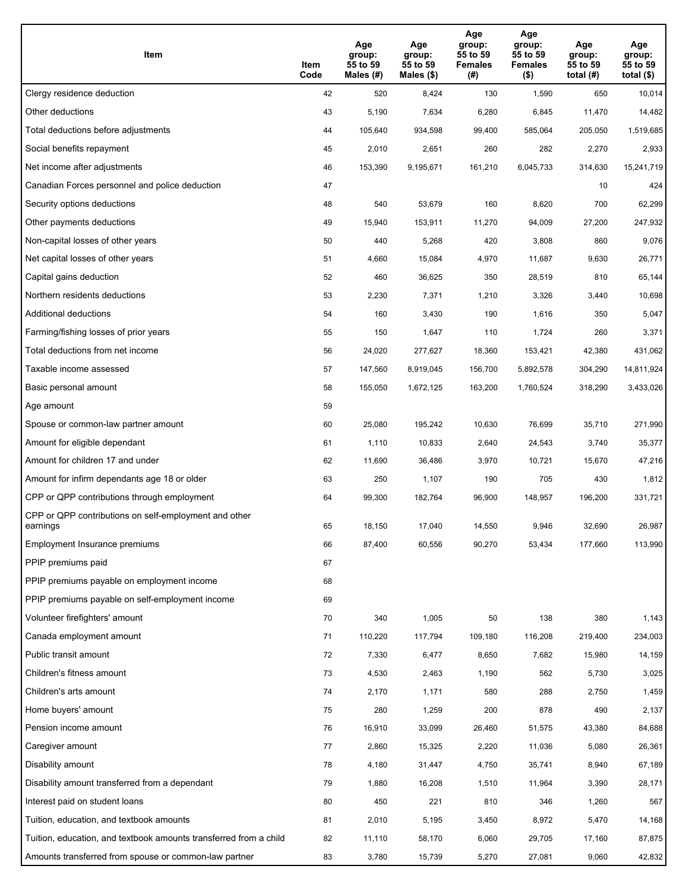| Item | Item Code | Age group: 55 to 59 Males (#) | Age group: 55 to 59 Males ($) | Age group: 55 to 59 Females (#) | Age group: 55 to 59 Females ($) | Age group: 55 to 59 total (#) | Age group: 55 to 59 total ($) |
|---|---|---|---|---|---|---|---|
| Clergy residence deduction | 42 | 520 | 8,424 | 130 | 1,590 | 650 | 10,014 |
| Other deductions | 43 | 5,190 | 7,634 | 6,280 | 6,845 | 11,470 | 14,482 |
| Total deductions before adjustments | 44 | 105,640 | 934,598 | 99,400 | 585,064 | 205,050 | 1,519,685 |
| Social benefits repayment | 45 | 2,010 | 2,651 | 260 | 282 | 2,270 | 2,933 |
| Net income after adjustments | 46 | 153,390 | 9,195,671 | 161,210 | 6,045,733 | 314,630 | 15,241,719 |
| Canadian Forces personnel and police deduction | 47 | | | | | 10 | 424 |
| Security options deductions | 48 | 540 | 53,679 | 160 | 8,620 | 700 | 62,299 |
| Other payments deductions | 49 | 15,940 | 153,911 | 11,270 | 94,009 | 27,200 | 247,932 |
| Non-capital losses of other years | 50 | 440 | 5,268 | 420 | 3,808 | 860 | 9,076 |
| Net capital losses of other years | 51 | 4,660 | 15,084 | 4,970 | 11,687 | 9,630 | 26,771 |
| Capital gains deduction | 52 | 460 | 36,625 | 350 | 28,519 | 810 | 65,144 |
| Northern residents deductions | 53 | 2,230 | 7,371 | 1,210 | 3,326 | 3,440 | 10,698 |
| Additional deductions | 54 | 160 | 3,430 | 190 | 1,616 | 350 | 5,047 |
| Farming/fishing losses of prior years | 55 | 150 | 1,647 | 110 | 1,724 | 260 | 3,371 |
| Total deductions from net income | 56 | 24,020 | 277,627 | 18,360 | 153,421 | 42,380 | 431,062 |
| Taxable income assessed | 57 | 147,560 | 8,919,045 | 156,700 | 5,892,578 | 304,290 | 14,811,924 |
| Basic personal amount | 58 | 155,050 | 1,672,125 | 163,200 | 1,760,524 | 318,290 | 3,433,026 |
| Age amount | 59 | | | | | | |
| Spouse or common-law partner amount | 60 | 25,080 | 195,242 | 10,630 | 76,699 | 35,710 | 271,990 |
| Amount for eligible dependant | 61 | 1,110 | 10,833 | 2,640 | 24,543 | 3,740 | 35,377 |
| Amount for children 17 and under | 62 | 11,690 | 36,486 | 3,970 | 10,721 | 15,670 | 47,216 |
| Amount for infirm dependants age 18 or older | 63 | 250 | 1,107 | 190 | 705 | 430 | 1,812 |
| CPP or QPP contributions through employment | 64 | 99,300 | 182,764 | 96,900 | 148,957 | 196,200 | 331,721 |
| CPP or QPP contributions on self-employment and other earnings | 65 | 18,150 | 17,040 | 14,550 | 9,946 | 32,690 | 26,987 |
| Employment Insurance premiums | 66 | 87,400 | 60,556 | 90,270 | 53,434 | 177,660 | 113,990 |
| PPIP premiums paid | 67 | | | | | | |
| PPIP premiums payable on employment income | 68 | | | | | | |
| PPIP premiums payable on self-employment income | 69 | | | | | | |
| Volunteer firefighters' amount | 70 | 340 | 1,005 | 50 | 138 | 380 | 1,143 |
| Canada employment amount | 71 | 110,220 | 117,794 | 109,180 | 116,208 | 219,400 | 234,003 |
| Public transit amount | 72 | 7,330 | 6,477 | 8,650 | 7,682 | 15,980 | 14,159 |
| Children's fitness amount | 73 | 4,530 | 2,463 | 1,190 | 562 | 5,730 | 3,025 |
| Children's arts amount | 74 | 2,170 | 1,171 | 580 | 288 | 2,750 | 1,459 |
| Home buyers' amount | 75 | 280 | 1,259 | 200 | 878 | 490 | 2,137 |
| Pension income amount | 76 | 16,910 | 33,099 | 26,460 | 51,575 | 43,380 | 84,688 |
| Caregiver amount | 77 | 2,860 | 15,325 | 2,220 | 11,036 | 5,080 | 26,361 |
| Disability amount | 78 | 4,180 | 31,447 | 4,750 | 35,741 | 8,940 | 67,189 |
| Disability amount transferred from a dependant | 79 | 1,880 | 16,208 | 1,510 | 11,964 | 3,390 | 28,171 |
| Interest paid on student loans | 80 | 450 | 221 | 810 | 346 | 1,260 | 567 |
| Tuition, education, and textbook amounts | 81 | 2,010 | 5,195 | 3,450 | 8,972 | 5,470 | 14,168 |
| Tuition, education, and textbook amounts transferred from a child | 82 | 11,110 | 58,170 | 6,060 | 29,705 | 17,160 | 87,875 |
| Amounts transferred from spouse or common-law partner | 83 | 3,780 | 15,739 | 5,270 | 27,081 | 9,060 | 42,832 |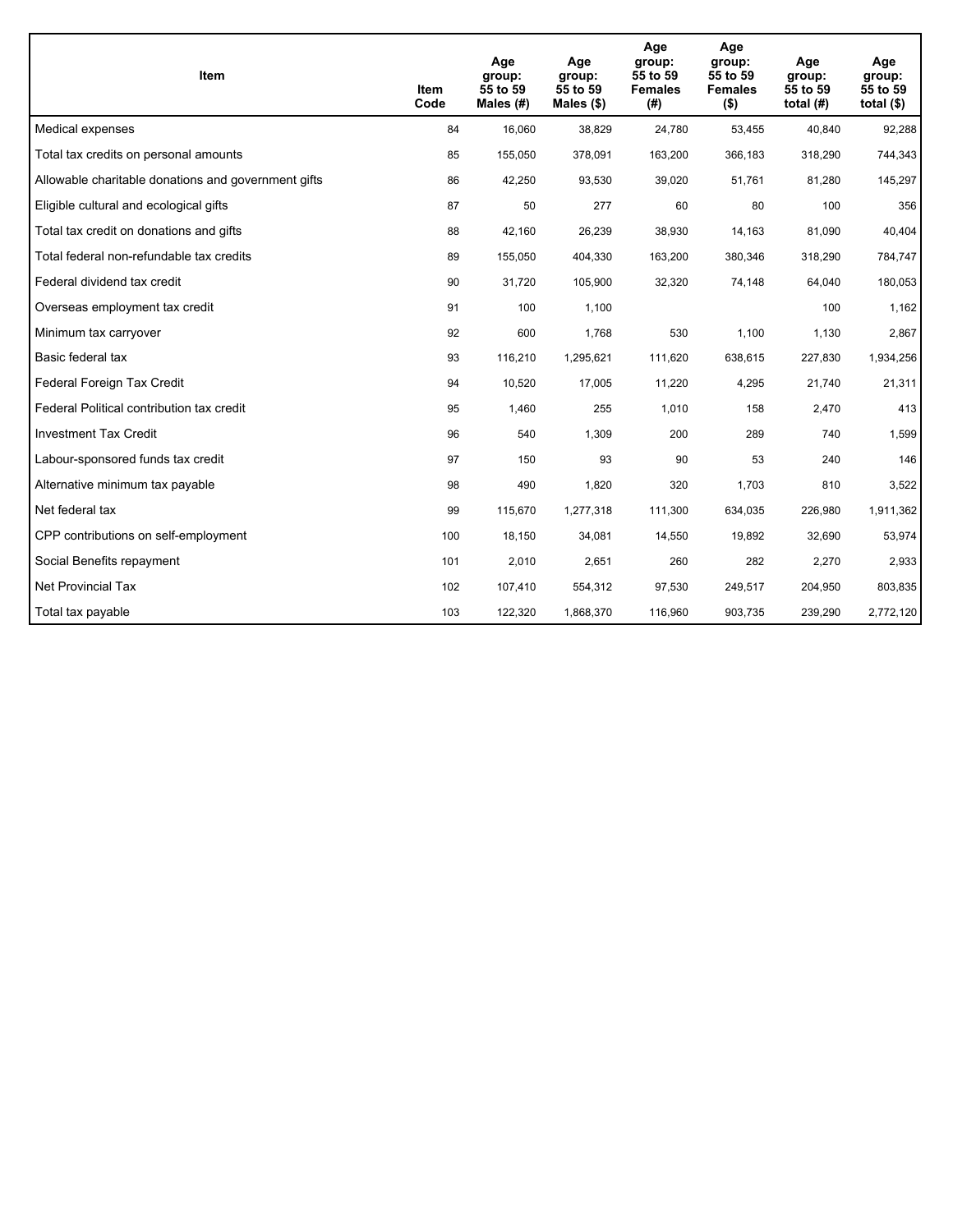| Item | Item Code | Age group: 55 to 59 Males (#) | Age group: 55 to 59 Males ($) | Age group: 55 to 59 Females (#) | Age group: 55 to 59 Females ($) | Age group: 55 to 59 total (#) | Age group: 55 to 59 total ($) |
|---|---|---|---|---|---|---|---|
| Medical expenses | 84 | 16,060 | 38,829 | 24,780 | 53,455 | 40,840 | 92,288 |
| Total tax credits on personal amounts | 85 | 155,050 | 378,091 | 163,200 | 366,183 | 318,290 | 744,343 |
| Allowable charitable donations and government gifts | 86 | 42,250 | 93,530 | 39,020 | 51,761 | 81,280 | 145,297 |
| Eligible cultural and ecological gifts | 87 | 50 | 277 | 60 | 80 | 100 | 356 |
| Total tax credit on donations and gifts | 88 | 42,160 | 26,239 | 38,930 | 14,163 | 81,090 | 40,404 |
| Total federal non-refundable tax credits | 89 | 155,050 | 404,330 | 163,200 | 380,346 | 318,290 | 784,747 |
| Federal dividend tax credit | 90 | 31,720 | 105,900 | 32,320 | 74,148 | 64,040 | 180,053 |
| Overseas employment tax credit | 91 | 100 | 1,100 | | | 100 | 1,162 |
| Minimum tax carryover | 92 | 600 | 1,768 | 530 | 1,100 | 1,130 | 2,867 |
| Basic federal tax | 93 | 116,210 | 1,295,621 | 111,620 | 638,615 | 227,830 | 1,934,256 |
| Federal Foreign Tax Credit | 94 | 10,520 | 17,005 | 11,220 | 4,295 | 21,740 | 21,311 |
| Federal Political contribution tax credit | 95 | 1,460 | 255 | 1,010 | 158 | 2,470 | 413 |
| Investment Tax Credit | 96 | 540 | 1,309 | 200 | 289 | 740 | 1,599 |
| Labour-sponsored funds tax credit | 97 | 150 | 93 | 90 | 53 | 240 | 146 |
| Alternative minimum tax payable | 98 | 490 | 1,820 | 320 | 1,703 | 810 | 3,522 |
| Net federal tax | 99 | 115,670 | 1,277,318 | 111,300 | 634,035 | 226,980 | 1,911,362 |
| CPP contributions on self-employment | 100 | 18,150 | 34,081 | 14,550 | 19,892 | 32,690 | 53,974 |
| Social Benefits repayment | 101 | 2,010 | 2,651 | 260 | 282 | 2,270 | 2,933 |
| Net Provincial Tax | 102 | 107,410 | 554,312 | 97,530 | 249,517 | 204,950 | 803,835 |
| Total tax payable | 103 | 122,320 | 1,868,370 | 116,960 | 903,735 | 239,290 | 2,772,120 |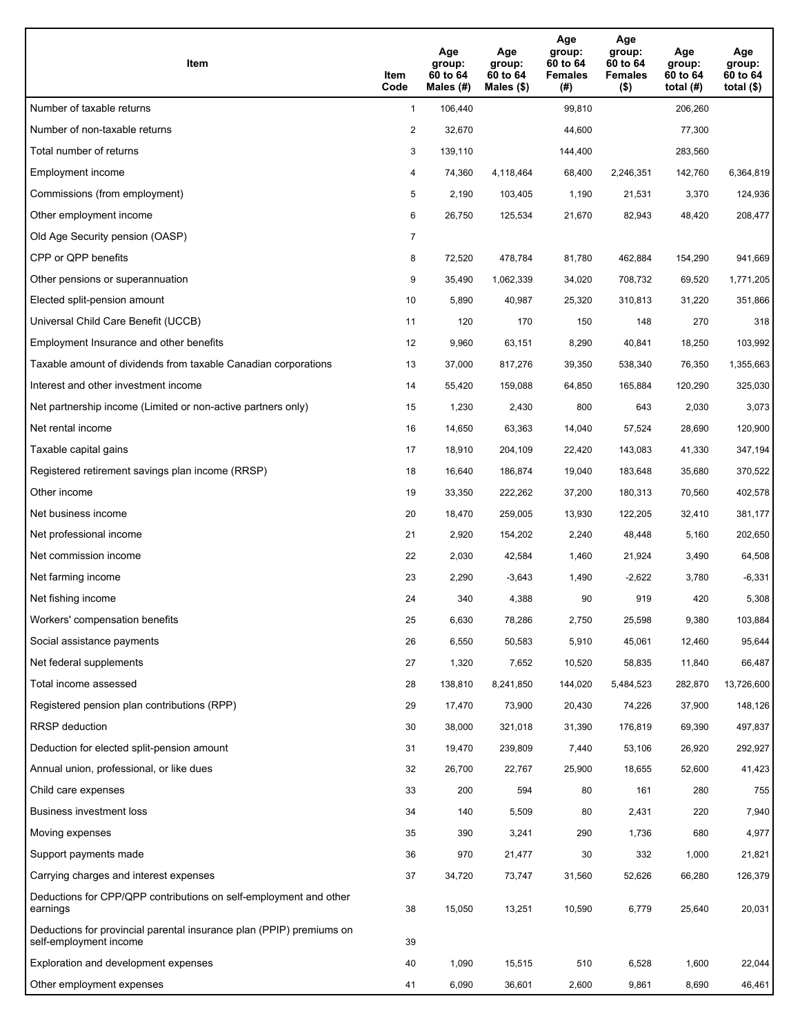| Item | Item Code | Age group: 60 to 64 Males (#) | Age group: 60 to 64 Males ($) | Age group: 60 to 64 Females (#) | Age group: 60 to 64 Females ($) | Age group: 60 to 64 total (#) | Age group: 60 to 64 total ($) |
|---|---|---|---|---|---|---|---|
| Number of taxable returns | 1 | 106,440 | | 99,810 | | 206,260 | |
| Number of non-taxable returns | 2 | 32,670 | | 44,600 | | 77,300 | |
| Total number of returns | 3 | 139,110 | | 144,400 | | 283,560 | |
| Employment income | 4 | 74,360 | 4,118,464 | 68,400 | 2,246,351 | 142,760 | 6,364,819 |
| Commissions (from employment) | 5 | 2,190 | 103,405 | 1,190 | 21,531 | 3,370 | 124,936 |
| Other employment income | 6 | 26,750 | 125,534 | 21,670 | 82,943 | 48,420 | 208,477 |
| Old Age Security pension (OASP) | 7 | | | | | | |
| CPP or QPP benefits | 8 | 72,520 | 478,784 | 81,780 | 462,884 | 154,290 | 941,669 |
| Other pensions or superannuation | 9 | 35,490 | 1,062,339 | 34,020 | 708,732 | 69,520 | 1,771,205 |
| Elected split-pension amount | 10 | 5,890 | 40,987 | 25,320 | 310,813 | 31,220 | 351,866 |
| Universal Child Care Benefit (UCCB) | 11 | 120 | 170 | 150 | 148 | 270 | 318 |
| Employment Insurance and other benefits | 12 | 9,960 | 63,151 | 8,290 | 40,841 | 18,250 | 103,992 |
| Taxable amount of dividends from taxable Canadian corporations | 13 | 37,000 | 817,276 | 39,350 | 538,340 | 76,350 | 1,355,663 |
| Interest and other investment income | 14 | 55,420 | 159,088 | 64,850 | 165,884 | 120,290 | 325,030 |
| Net partnership income (Limited or non-active partners only) | 15 | 1,230 | 2,430 | 800 | 643 | 2,030 | 3,073 |
| Net rental income | 16 | 14,650 | 63,363 | 14,040 | 57,524 | 28,690 | 120,900 |
| Taxable capital gains | 17 | 18,910 | 204,109 | 22,420 | 143,083 | 41,330 | 347,194 |
| Registered retirement savings plan income (RRSP) | 18 | 16,640 | 186,874 | 19,040 | 183,648 | 35,680 | 370,522 |
| Other income | 19 | 33,350 | 222,262 | 37,200 | 180,313 | 70,560 | 402,578 |
| Net business income | 20 | 18,470 | 259,005 | 13,930 | 122,205 | 32,410 | 381,177 |
| Net professional income | 21 | 2,920 | 154,202 | 2,240 | 48,448 | 5,160 | 202,650 |
| Net commission income | 22 | 2,030 | 42,584 | 1,460 | 21,924 | 3,490 | 64,508 |
| Net farming income | 23 | 2,290 | -3,643 | 1,490 | -2,622 | 3,780 | -6,331 |
| Net fishing income | 24 | 340 | 4,388 | 90 | 919 | 420 | 5,308 |
| Workers' compensation benefits | 25 | 6,630 | 78,286 | 2,750 | 25,598 | 9,380 | 103,884 |
| Social assistance payments | 26 | 6,550 | 50,583 | 5,910 | 45,061 | 12,460 | 95,644 |
| Net federal supplements | 27 | 1,320 | 7,652 | 10,520 | 58,835 | 11,840 | 66,487 |
| Total income assessed | 28 | 138,810 | 8,241,850 | 144,020 | 5,484,523 | 282,870 | 13,726,600 |
| Registered pension plan contributions (RPP) | 29 | 17,470 | 73,900 | 20,430 | 74,226 | 37,900 | 148,126 |
| RRSP deduction | 30 | 38,000 | 321,018 | 31,390 | 176,819 | 69,390 | 497,837 |
| Deduction for elected split-pension amount | 31 | 19,470 | 239,809 | 7,440 | 53,106 | 26,920 | 292,927 |
| Annual union, professional, or like dues | 32 | 26,700 | 22,767 | 25,900 | 18,655 | 52,600 | 41,423 |
| Child care expenses | 33 | 200 | 594 | 80 | 161 | 280 | 755 |
| Business investment loss | 34 | 140 | 5,509 | 80 | 2,431 | 220 | 7,940 |
| Moving expenses | 35 | 390 | 3,241 | 290 | 1,736 | 680 | 4,977 |
| Support payments made | 36 | 970 | 21,477 | 30 | 332 | 1,000 | 21,821 |
| Carrying charges and interest expenses | 37 | 34,720 | 73,747 | 31,560 | 52,626 | 66,280 | 126,379 |
| Deductions for CPP/QPP contributions on self-employment and other earnings | 38 | 15,050 | 13,251 | 10,590 | 6,779 | 25,640 | 20,031 |
| Deductions for provincial parental insurance plan (PPIP) premiums on self-employment income | 39 | | | | | | |
| Exploration and development expenses | 40 | 1,090 | 15,515 | 510 | 6,528 | 1,600 | 22,044 |
| Other employment expenses | 41 | 6,090 | 36,601 | 2,600 | 9,861 | 8,690 | 46,461 |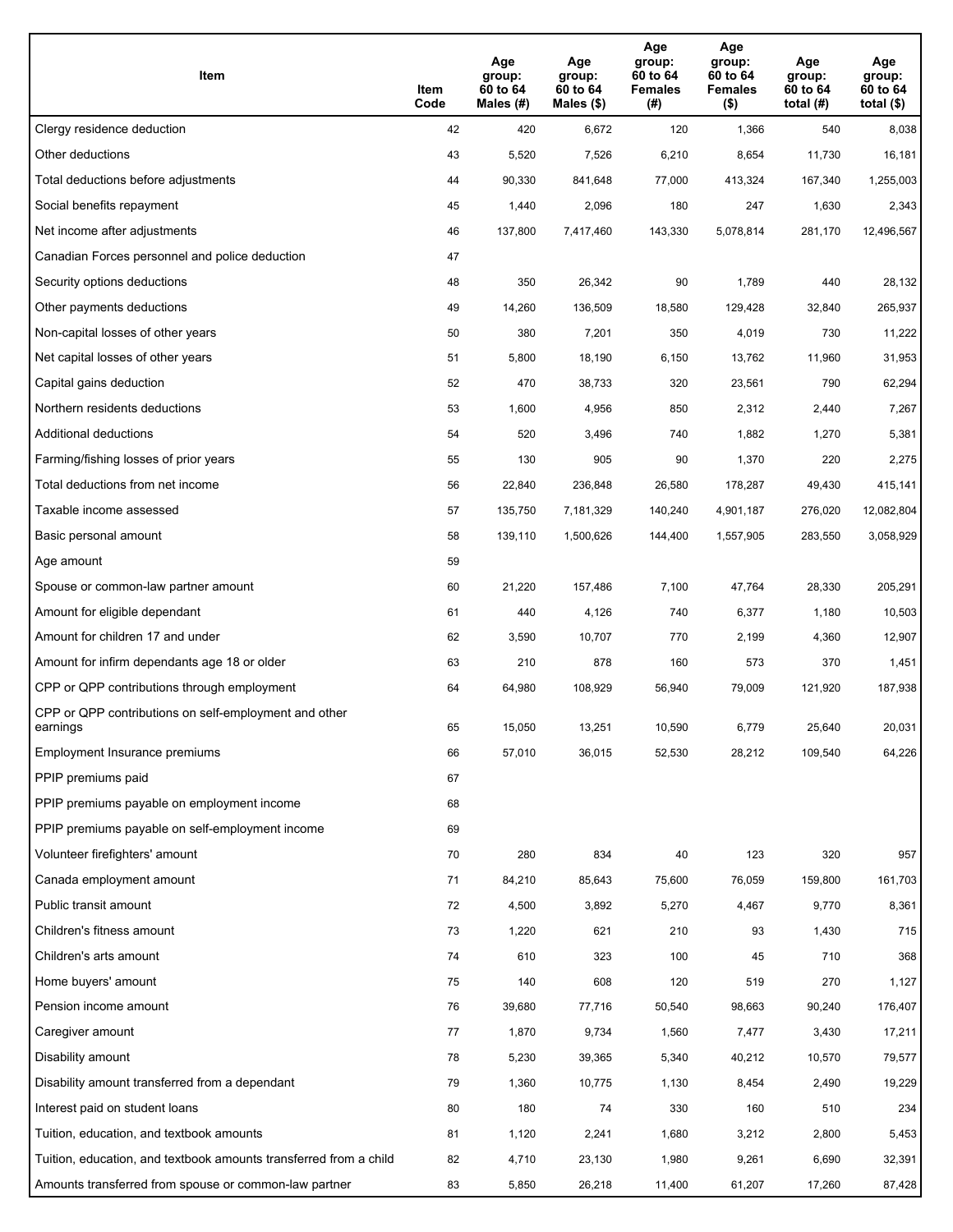| Item | Item Code | Age group: 60 to 64 Males (#) | Age group: 60 to 64 Males ($) | Age group: 60 to 64 Females (#) | Age group: 60 to 64 Females ($) | Age group: 60 to 64 total (#) | Age group: 60 to 64 total ($) |
|---|---|---|---|---|---|---|---|
| Clergy residence deduction | 42 | 420 | 6,672 | 120 | 1,366 | 540 | 8,038 |
| Other deductions | 43 | 5,520 | 7,526 | 6,210 | 8,654 | 11,730 | 16,181 |
| Total deductions before adjustments | 44 | 90,330 | 841,648 | 77,000 | 413,324 | 167,340 | 1,255,003 |
| Social benefits repayment | 45 | 1,440 | 2,096 | 180 | 247 | 1,630 | 2,343 |
| Net income after adjustments | 46 | 137,800 | 7,417,460 | 143,330 | 5,078,814 | 281,170 | 12,496,567 |
| Canadian Forces personnel and police deduction | 47 | | | | | | |
| Security options deductions | 48 | 350 | 26,342 | 90 | 1,789 | 440 | 28,132 |
| Other payments deductions | 49 | 14,260 | 136,509 | 18,580 | 129,428 | 32,840 | 265,937 |
| Non-capital losses of other years | 50 | 380 | 7,201 | 350 | 4,019 | 730 | 11,222 |
| Net capital losses of other years | 51 | 5,800 | 18,190 | 6,150 | 13,762 | 11,960 | 31,953 |
| Capital gains deduction | 52 | 470 | 38,733 | 320 | 23,561 | 790 | 62,294 |
| Northern residents deductions | 53 | 1,600 | 4,956 | 850 | 2,312 | 2,440 | 7,267 |
| Additional deductions | 54 | 520 | 3,496 | 740 | 1,882 | 1,270 | 5,381 |
| Farming/fishing losses of prior years | 55 | 130 | 905 | 90 | 1,370 | 220 | 2,275 |
| Total deductions from net income | 56 | 22,840 | 236,848 | 26,580 | 178,287 | 49,430 | 415,141 |
| Taxable income assessed | 57 | 135,750 | 7,181,329 | 140,240 | 4,901,187 | 276,020 | 12,082,804 |
| Basic personal amount | 58 | 139,110 | 1,500,626 | 144,400 | 1,557,905 | 283,550 | 3,058,929 |
| Age amount | 59 | | | | | | |
| Spouse or common-law partner amount | 60 | 21,220 | 157,486 | 7,100 | 47,764 | 28,330 | 205,291 |
| Amount for eligible dependant | 61 | 440 | 4,126 | 740 | 6,377 | 1,180 | 10,503 |
| Amount for children 17 and under | 62 | 3,590 | 10,707 | 770 | 2,199 | 4,360 | 12,907 |
| Amount for infirm dependants age 18 or older | 63 | 210 | 878 | 160 | 573 | 370 | 1,451 |
| CPP or QPP contributions through employment | 64 | 64,980 | 108,929 | 56,940 | 79,009 | 121,920 | 187,938 |
| CPP or QPP contributions on self-employment and other earnings | 65 | 15,050 | 13,251 | 10,590 | 6,779 | 25,640 | 20,031 |
| Employment Insurance premiums | 66 | 57,010 | 36,015 | 52,530 | 28,212 | 109,540 | 64,226 |
| PPIP premiums paid | 67 | | | | | | |
| PPIP premiums payable on employment income | 68 | | | | | | |
| PPIP premiums payable on self-employment income | 69 | | | | | | |
| Volunteer firefighters' amount | 70 | 280 | 834 | 40 | 123 | 320 | 957 |
| Canada employment amount | 71 | 84,210 | 85,643 | 75,600 | 76,059 | 159,800 | 161,703 |
| Public transit amount | 72 | 4,500 | 3,892 | 5,270 | 4,467 | 9,770 | 8,361 |
| Children's fitness amount | 73 | 1,220 | 621 | 210 | 93 | 1,430 | 715 |
| Children's arts amount | 74 | 610 | 323 | 100 | 45 | 710 | 368 |
| Home buyers' amount | 75 | 140 | 608 | 120 | 519 | 270 | 1,127 |
| Pension income amount | 76 | 39,680 | 77,716 | 50,540 | 98,663 | 90,240 | 176,407 |
| Caregiver amount | 77 | 1,870 | 9,734 | 1,560 | 7,477 | 3,430 | 17,211 |
| Disability amount | 78 | 5,230 | 39,365 | 5,340 | 40,212 | 10,570 | 79,577 |
| Disability amount transferred from a dependant | 79 | 1,360 | 10,775 | 1,130 | 8,454 | 2,490 | 19,229 |
| Interest paid on student loans | 80 | 180 | 74 | 330 | 160 | 510 | 234 |
| Tuition, education, and textbook amounts | 81 | 1,120 | 2,241 | 1,680 | 3,212 | 2,800 | 5,453 |
| Tuition, education, and textbook amounts transferred from a child | 82 | 4,710 | 23,130 | 1,980 | 9,261 | 6,690 | 32,391 |
| Amounts transferred from spouse or common-law partner | 83 | 5,850 | 26,218 | 11,400 | 61,207 | 17,260 | 87,428 |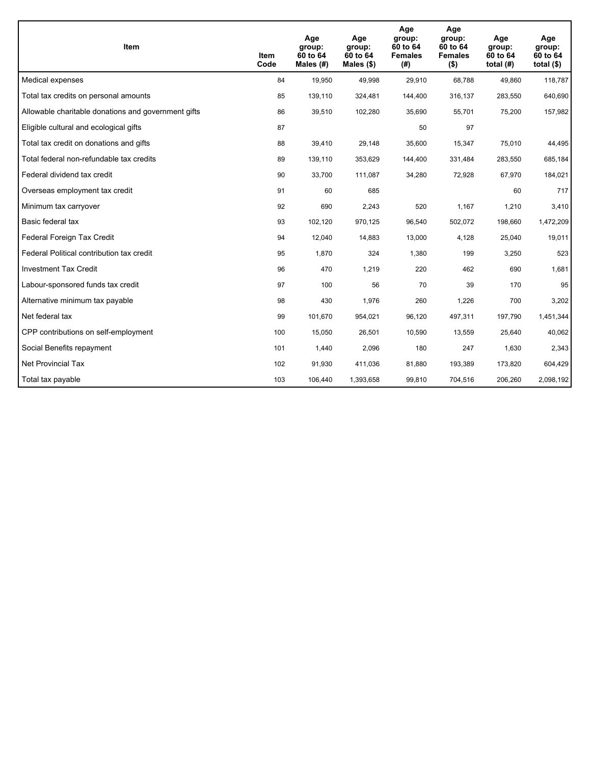| Item | Item Code | Age group: 60 to 64 Males (#) | Age group: 60 to 64 Males ($) | Age group: 60 to 64 Females (#) | Age group: 60 to 64 Females ($) | Age group: 60 to 64 total (#) | Age group: 60 to 64 total ($) |
|---|---|---|---|---|---|---|---|
| Medical expenses | 84 | 19,950 | 49,998 | 29,910 | 68,788 | 49,860 | 118,787 |
| Total tax credits on personal amounts | 85 | 139,110 | 324,481 | 144,400 | 316,137 | 283,550 | 640,690 |
| Allowable charitable donations and government gifts | 86 | 39,510 | 102,280 | 35,690 | 55,701 | 75,200 | 157,982 |
| Eligible cultural and ecological gifts | 87 | | | 50 | 97 | | |
| Total tax credit on donations and gifts | 88 | 39,410 | 29,148 | 35,600 | 15,347 | 75,010 | 44,495 |
| Total federal non-refundable tax credits | 89 | 139,110 | 353,629 | 144,400 | 331,484 | 283,550 | 685,184 |
| Federal dividend tax credit | 90 | 33,700 | 111,087 | 34,280 | 72,928 | 67,970 | 184,021 |
| Overseas employment tax credit | 91 | 60 | 685 | | | 60 | 717 |
| Minimum tax carryover | 92 | 690 | 2,243 | 520 | 1,167 | 1,210 | 3,410 |
| Basic federal tax | 93 | 102,120 | 970,125 | 96,540 | 502,072 | 198,660 | 1,472,209 |
| Federal Foreign Tax Credit | 94 | 12,040 | 14,883 | 13,000 | 4,128 | 25,040 | 19,011 |
| Federal Political contribution tax credit | 95 | 1,870 | 324 | 1,380 | 199 | 3,250 | 523 |
| Investment Tax Credit | 96 | 470 | 1,219 | 220 | 462 | 690 | 1,681 |
| Labour-sponsored funds tax credit | 97 | 100 | 56 | 70 | 39 | 170 | 95 |
| Alternative minimum tax payable | 98 | 430 | 1,976 | 260 | 1,226 | 700 | 3,202 |
| Net federal tax | 99 | 101,670 | 954,021 | 96,120 | 497,311 | 197,790 | 1,451,344 |
| CPP contributions on self-employment | 100 | 15,050 | 26,501 | 10,590 | 13,559 | 25,640 | 40,062 |
| Social Benefits repayment | 101 | 1,440 | 2,096 | 180 | 247 | 1,630 | 2,343 |
| Net Provincial Tax | 102 | 91,930 | 411,036 | 81,880 | 193,389 | 173,820 | 604,429 |
| Total tax payable | 103 | 106,440 | 1,393,658 | 99,810 | 704,516 | 206,260 | 2,098,192 |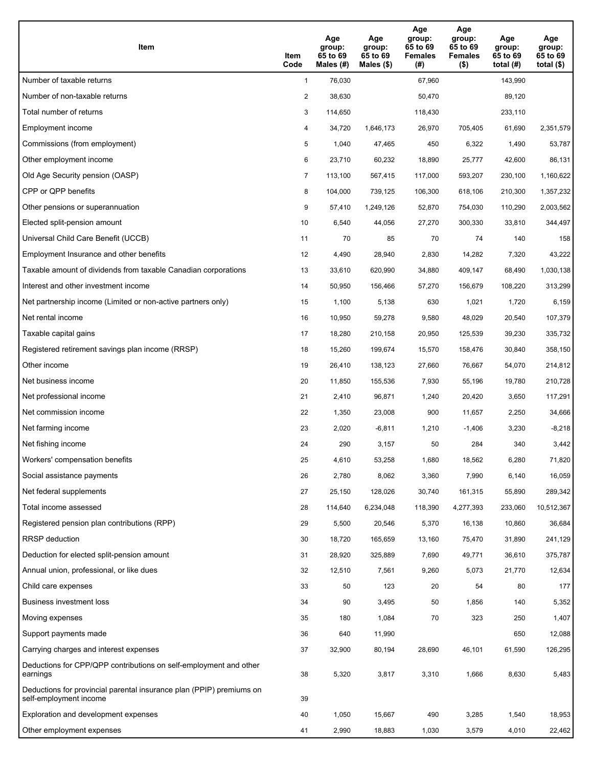| Item | Item Code | Age group: 65 to 69 Males (#) | Age group: 65 to 69 Males ($) | Age group: 65 to 69 Females (#) | Age group: 65 to 69 Females ($) | Age group: 65 to 69 total (#) | Age group: 65 to 69 total ($) |
|---|---|---|---|---|---|---|---|
| Number of taxable returns | 1 | 76,030 | | 67,960 | | 143,990 | |
| Number of non-taxable returns | 2 | 38,630 | | 50,470 | | 89,120 | |
| Total number of returns | 3 | 114,650 | | 118,430 | | 233,110 | |
| Employment income | 4 | 34,720 | 1,646,173 | 26,970 | 705,405 | 61,690 | 2,351,579 |
| Commissions (from employment) | 5 | 1,040 | 47,465 | 450 | 6,322 | 1,490 | 53,787 |
| Other employment income | 6 | 23,710 | 60,232 | 18,890 | 25,777 | 42,600 | 86,131 |
| Old Age Security pension (OASP) | 7 | 113,100 | 567,415 | 117,000 | 593,207 | 230,100 | 1,160,622 |
| CPP or QPP benefits | 8 | 104,000 | 739,125 | 106,300 | 618,106 | 210,300 | 1,357,232 |
| Other pensions or superannuation | 9 | 57,410 | 1,249,126 | 52,870 | 754,030 | 110,290 | 2,003,562 |
| Elected split-pension amount | 10 | 6,540 | 44,056 | 27,270 | 300,330 | 33,810 | 344,497 |
| Universal Child Care Benefit (UCCB) | 11 | 70 | 85 | 70 | 74 | 140 | 158 |
| Employment Insurance and other benefits | 12 | 4,490 | 28,940 | 2,830 | 14,282 | 7,320 | 43,222 |
| Taxable amount of dividends from taxable Canadian corporations | 13 | 33,610 | 620,990 | 34,880 | 409,147 | 68,490 | 1,030,138 |
| Interest and other investment income | 14 | 50,950 | 156,466 | 57,270 | 156,679 | 108,220 | 313,299 |
| Net partnership income (Limited or non-active partners only) | 15 | 1,100 | 5,138 | 630 | 1,021 | 1,720 | 6,159 |
| Net rental income | 16 | 10,950 | 59,278 | 9,580 | 48,029 | 20,540 | 107,379 |
| Taxable capital gains | 17 | 18,280 | 210,158 | 20,950 | 125,539 | 39,230 | 335,732 |
| Registered retirement savings plan income (RRSP) | 18 | 15,260 | 199,674 | 15,570 | 158,476 | 30,840 | 358,150 |
| Other income | 19 | 26,410 | 138,123 | 27,660 | 76,667 | 54,070 | 214,812 |
| Net business income | 20 | 11,850 | 155,536 | 7,930 | 55,196 | 19,780 | 210,728 |
| Net professional income | 21 | 2,410 | 96,871 | 1,240 | 20,420 | 3,650 | 117,291 |
| Net commission income | 22 | 1,350 | 23,008 | 900 | 11,657 | 2,250 | 34,666 |
| Net farming income | 23 | 2,020 | -6,811 | 1,210 | -1,406 | 3,230 | -8,218 |
| Net fishing income | 24 | 290 | 3,157 | 50 | 284 | 340 | 3,442 |
| Workers' compensation benefits | 25 | 4,610 | 53,258 | 1,680 | 18,562 | 6,280 | 71,820 |
| Social assistance payments | 26 | 2,780 | 8,062 | 3,360 | 7,990 | 6,140 | 16,059 |
| Net federal supplements | 27 | 25,150 | 128,026 | 30,740 | 161,315 | 55,890 | 289,342 |
| Total income assessed | 28 | 114,640 | 6,234,048 | 118,390 | 4,277,393 | 233,060 | 10,512,367 |
| Registered pension plan contributions (RPP) | 29 | 5,500 | 20,546 | 5,370 | 16,138 | 10,860 | 36,684 |
| RRSP deduction | 30 | 18,720 | 165,659 | 13,160 | 75,470 | 31,890 | 241,129 |
| Deduction for elected split-pension amount | 31 | 28,920 | 325,889 | 7,690 | 49,771 | 36,610 | 375,787 |
| Annual union, professional, or like dues | 32 | 12,510 | 7,561 | 9,260 | 5,073 | 21,770 | 12,634 |
| Child care expenses | 33 | 50 | 123 | 20 | 54 | 80 | 177 |
| Business investment loss | 34 | 90 | 3,495 | 50 | 1,856 | 140 | 5,352 |
| Moving expenses | 35 | 180 | 1,084 | 70 | 323 | 250 | 1,407 |
| Support payments made | 36 | 640 | 11,990 | | | 650 | 12,088 |
| Carrying charges and interest expenses | 37 | 32,900 | 80,194 | 28,690 | 46,101 | 61,590 | 126,295 |
| Deductions for CPP/QPP contributions on self-employment and other earnings | 38 | 5,320 | 3,817 | 3,310 | 1,666 | 8,630 | 5,483 |
| Deductions for provincial parental insurance plan (PPIP) premiums on self-employment income | 39 | | | | | | |
| Exploration and development expenses | 40 | 1,050 | 15,667 | 490 | 3,285 | 1,540 | 18,953 |
| Other employment expenses | 41 | 2,990 | 18,883 | 1,030 | 3,579 | 4,010 | 22,462 |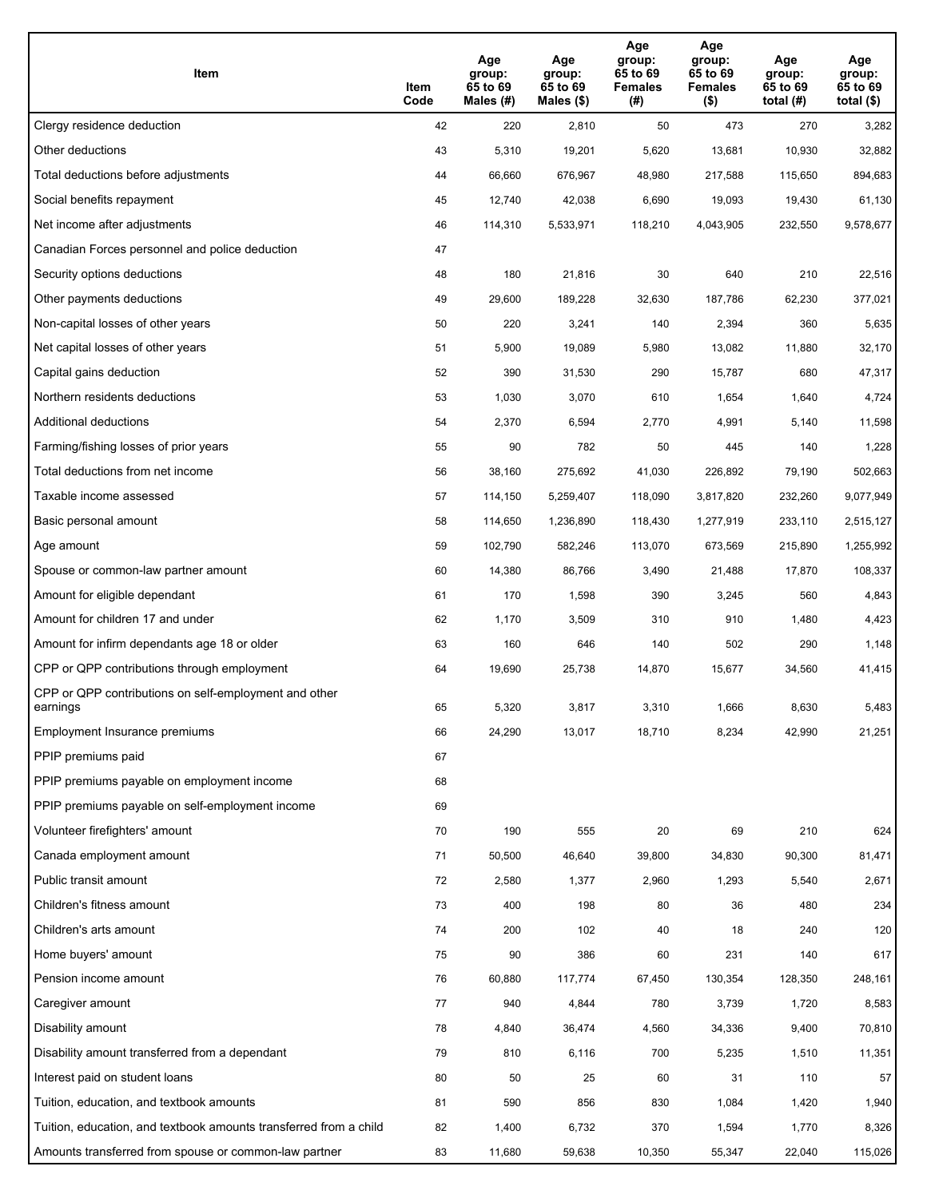| Item | Item Code | Age group: 65 to 69 Males (#) | Age group: 65 to 69 Males ($) | Age group: 65 to 69 Females (#) | Age group: 65 to 69 Females ($) | Age group: 65 to 69 total (#) | Age group: 65 to 69 total ($) |
|---|---|---|---|---|---|---|---|
| Clergy residence deduction | 42 | 220 | 2,810 | 50 | 473 | 270 | 3,282 |
| Other deductions | 43 | 5,310 | 19,201 | 5,620 | 13,681 | 10,930 | 32,882 |
| Total deductions before adjustments | 44 | 66,660 | 676,967 | 48,980 | 217,588 | 115,650 | 894,683 |
| Social benefits repayment | 45 | 12,740 | 42,038 | 6,690 | 19,093 | 19,430 | 61,130 |
| Net income after adjustments | 46 | 114,310 | 5,533,971 | 118,210 | 4,043,905 | 232,550 | 9,578,677 |
| Canadian Forces personnel and police deduction | 47 | | | | | | |
| Security options deductions | 48 | 180 | 21,816 | 30 | 640 | 210 | 22,516 |
| Other payments deductions | 49 | 29,600 | 189,228 | 32,630 | 187,786 | 62,230 | 377,021 |
| Non-capital losses of other years | 50 | 220 | 3,241 | 140 | 2,394 | 360 | 5,635 |
| Net capital losses of other years | 51 | 5,900 | 19,089 | 5,980 | 13,082 | 11,880 | 32,170 |
| Capital gains deduction | 52 | 390 | 31,530 | 290 | 15,787 | 680 | 47,317 |
| Northern residents deductions | 53 | 1,030 | 3,070 | 610 | 1,654 | 1,640 | 4,724 |
| Additional deductions | 54 | 2,370 | 6,594 | 2,770 | 4,991 | 5,140 | 11,598 |
| Farming/fishing losses of prior years | 55 | 90 | 782 | 50 | 445 | 140 | 1,228 |
| Total deductions from net income | 56 | 38,160 | 275,692 | 41,030 | 226,892 | 79,190 | 502,663 |
| Taxable income assessed | 57 | 114,150 | 5,259,407 | 118,090 | 3,817,820 | 232,260 | 9,077,949 |
| Basic personal amount | 58 | 114,650 | 1,236,890 | 118,430 | 1,277,919 | 233,110 | 2,515,127 |
| Age amount | 59 | 102,790 | 582,246 | 113,070 | 673,569 | 215,890 | 1,255,992 |
| Spouse or common-law partner amount | 60 | 14,380 | 86,766 | 3,490 | 21,488 | 17,870 | 108,337 |
| Amount for eligible dependant | 61 | 170 | 1,598 | 390 | 3,245 | 560 | 4,843 |
| Amount for children 17 and under | 62 | 1,170 | 3,509 | 310 | 910 | 1,480 | 4,423 |
| Amount for infirm dependants age 18 or older | 63 | 160 | 646 | 140 | 502 | 290 | 1,148 |
| CPP or QPP contributions through employment | 64 | 19,690 | 25,738 | 14,870 | 15,677 | 34,560 | 41,415 |
| CPP or QPP contributions on self-employment and other earnings | 65 | 5,320 | 3,817 | 3,310 | 1,666 | 8,630 | 5,483 |
| Employment Insurance premiums | 66 | 24,290 | 13,017 | 18,710 | 8,234 | 42,990 | 21,251 |
| PPIP premiums paid | 67 | | | | | | |
| PPIP premiums payable on employment income | 68 | | | | | | |
| PPIP premiums payable on self-employment income | 69 | | | | | | |
| Volunteer firefighters' amount | 70 | 190 | 555 | 20 | 69 | 210 | 624 |
| Canada employment amount | 71 | 50,500 | 46,640 | 39,800 | 34,830 | 90,300 | 81,471 |
| Public transit amount | 72 | 2,580 | 1,377 | 2,960 | 1,293 | 5,540 | 2,671 |
| Children's fitness amount | 73 | 400 | 198 | 80 | 36 | 480 | 234 |
| Children's arts amount | 74 | 200 | 102 | 40 | 18 | 240 | 120 |
| Home buyers' amount | 75 | 90 | 386 | 60 | 231 | 140 | 617 |
| Pension income amount | 76 | 60,880 | 117,774 | 67,450 | 130,354 | 128,350 | 248,161 |
| Caregiver amount | 77 | 940 | 4,844 | 780 | 3,739 | 1,720 | 8,583 |
| Disability amount | 78 | 4,840 | 36,474 | 4,560 | 34,336 | 9,400 | 70,810 |
| Disability amount transferred from a dependant | 79 | 810 | 6,116 | 700 | 5,235 | 1,510 | 11,351 |
| Interest paid on student loans | 80 | 50 | 25 | 60 | 31 | 110 | 57 |
| Tuition, education, and textbook amounts | 81 | 590 | 856 | 830 | 1,084 | 1,420 | 1,940 |
| Tuition, education, and textbook amounts transferred from a child | 82 | 1,400 | 6,732 | 370 | 1,594 | 1,770 | 8,326 |
| Amounts transferred from spouse or common-law partner | 83 | 11,680 | 59,638 | 10,350 | 55,347 | 22,040 | 115,026 |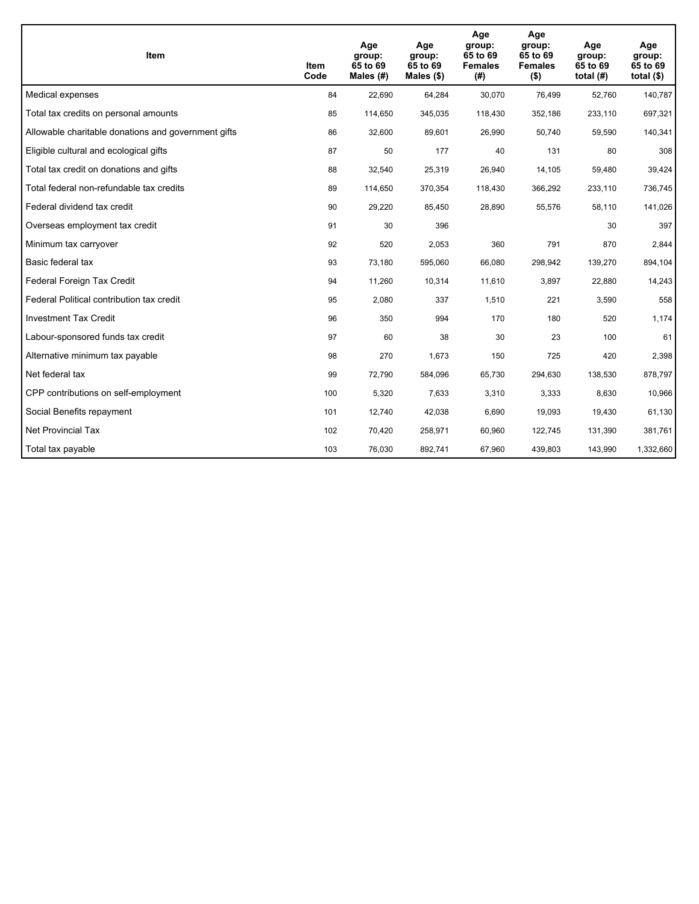| Item | Item Code | Age group: 65 to 69 Males (#) | Age group: 65 to 69 Males ($) | Age group: 65 to 69 Females (#) | Age group: 65 to 69 Females ($) | Age group: 65 to 69 total (#) | Age group: 65 to 69 total ($) |
|---|---|---|---|---|---|---|---|
| Medical expenses | 84 | 22,690 | 64,284 | 30,070 | 76,499 | 52,760 | 140,787 |
| Total tax credits on personal amounts | 85 | 114,650 | 345,035 | 118,430 | 352,186 | 233,110 | 697,321 |
| Allowable charitable donations and government gifts | 86 | 32,600 | 89,601 | 26,990 | 50,740 | 59,590 | 140,341 |
| Eligible cultural and ecological gifts | 87 | 50 | 177 | 40 | 131 | 80 | 308 |
| Total tax credit on donations and gifts | 88 | 32,540 | 25,319 | 26,940 | 14,105 | 59,480 | 39,424 |
| Total federal non-refundable tax credits | 89 | 114,650 | 370,354 | 118,430 | 366,292 | 233,110 | 736,745 |
| Federal dividend tax credit | 90 | 29,220 | 85,450 | 28,890 | 55,576 | 58,110 | 141,026 |
| Overseas employment tax credit | 91 | 30 | 396 | | | 30 | 397 |
| Minimum tax carryover | 92 | 520 | 2,053 | 360 | 791 | 870 | 2,844 |
| Basic federal tax | 93 | 73,180 | 595,060 | 66,080 | 298,942 | 139,270 | 894,104 |
| Federal Foreign Tax Credit | 94 | 11,260 | 10,314 | 11,610 | 3,897 | 22,880 | 14,243 |
| Federal Political contribution tax credit | 95 | 2,080 | 337 | 1,510 | 221 | 3,590 | 558 |
| Investment Tax Credit | 96 | 350 | 994 | 170 | 180 | 520 | 1,174 |
| Labour-sponsored funds tax credit | 97 | 60 | 38 | 30 | 23 | 100 | 61 |
| Alternative minimum tax payable | 98 | 270 | 1,673 | 150 | 725 | 420 | 2,398 |
| Net federal tax | 99 | 72,790 | 584,096 | 65,730 | 294,630 | 138,530 | 878,797 |
| CPP contributions on self-employment | 100 | 5,320 | 7,633 | 3,310 | 3,333 | 8,630 | 10,966 |
| Social Benefits repayment | 101 | 12,740 | 42,038 | 6,690 | 19,093 | 19,430 | 61,130 |
| Net Provincial Tax | 102 | 70,420 | 258,971 | 60,960 | 122,745 | 131,390 | 381,761 |
| Total tax payable | 103 | 76,030 | 892,741 | 67,960 | 439,803 | 143,990 | 1,332,660 |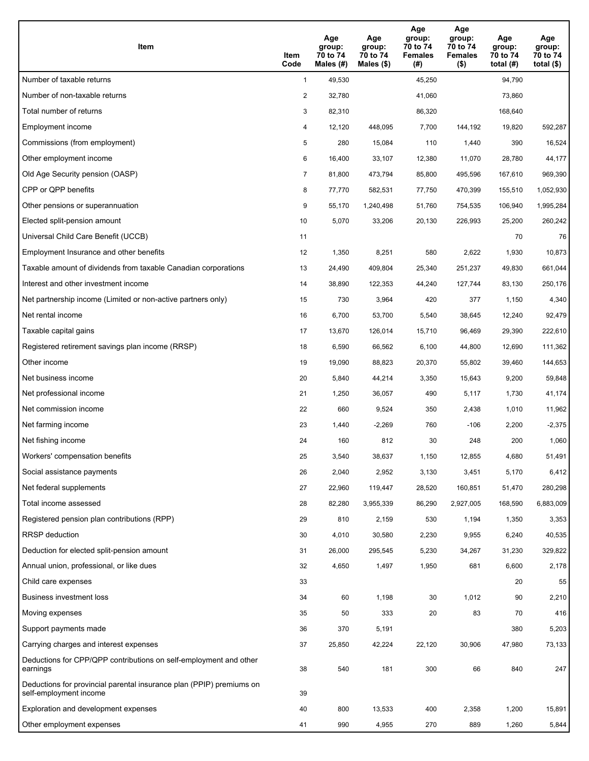| Item | Item Code | Age group: 70 to 74 Males (#) | Age group: 70 to 74 Males ($) | Age group: 70 to 74 Females (#) | Age group: 70 to 74 Females ($) | Age group: 70 to 74 total (#) | Age group: 70 to 74 total ($) |
|---|---|---|---|---|---|---|---|
| Number of taxable returns | 1 | 49,530 | | 45,250 | | 94,790 | |
| Number of non-taxable returns | 2 | 32,780 | | 41,060 | | 73,860 | |
| Total number of returns | 3 | 82,310 | | 86,320 | | 168,640 | |
| Employment income | 4 | 12,120 | 448,095 | 7,700 | 144,192 | 19,820 | 592,287 |
| Commissions (from employment) | 5 | 280 | 15,084 | 110 | 1,440 | 390 | 16,524 |
| Other employment income | 6 | 16,400 | 33,107 | 12,380 | 11,070 | 28,780 | 44,177 |
| Old Age Security pension (OASP) | 7 | 81,800 | 473,794 | 85,800 | 495,596 | 167,610 | 969,390 |
| CPP or QPP benefits | 8 | 77,770 | 582,531 | 77,750 | 470,399 | 155,510 | 1,052,930 |
| Other pensions or superannuation | 9 | 55,170 | 1,240,498 | 51,760 | 754,535 | 106,940 | 1,995,284 |
| Elected split-pension amount | 10 | 5,070 | 33,206 | 20,130 | 226,993 | 25,200 | 260,242 |
| Universal Child Care Benefit (UCCB) | 11 | | | | | 70 | 76 |
| Employment Insurance and other benefits | 12 | 1,350 | 8,251 | 580 | 2,622 | 1,930 | 10,873 |
| Taxable amount of dividends from taxable Canadian corporations | 13 | 24,490 | 409,804 | 25,340 | 251,237 | 49,830 | 661,044 |
| Interest and other investment income | 14 | 38,890 | 122,353 | 44,240 | 127,744 | 83,130 | 250,176 |
| Net partnership income (Limited or non-active partners only) | 15 | 730 | 3,964 | 420 | 377 | 1,150 | 4,340 |
| Net rental income | 16 | 6,700 | 53,700 | 5,540 | 38,645 | 12,240 | 92,479 |
| Taxable capital gains | 17 | 13,670 | 126,014 | 15,710 | 96,469 | 29,390 | 222,610 |
| Registered retirement savings plan income (RRSP) | 18 | 6,590 | 66,562 | 6,100 | 44,800 | 12,690 | 111,362 |
| Other income | 19 | 19,090 | 88,823 | 20,370 | 55,802 | 39,460 | 144,653 |
| Net business income | 20 | 5,840 | 44,214 | 3,350 | 15,643 | 9,200 | 59,848 |
| Net professional income | 21 | 1,250 | 36,057 | 490 | 5,117 | 1,730 | 41,174 |
| Net commission income | 22 | 660 | 9,524 | 350 | 2,438 | 1,010 | 11,962 |
| Net farming income | 23 | 1,440 | -2,269 | 760 | -106 | 2,200 | -2,375 |
| Net fishing income | 24 | 160 | 812 | 30 | 248 | 200 | 1,060 |
| Workers' compensation benefits | 25 | 3,540 | 38,637 | 1,150 | 12,855 | 4,680 | 51,491 |
| Social assistance payments | 26 | 2,040 | 2,952 | 3,130 | 3,451 | 5,170 | 6,412 |
| Net federal supplements | 27 | 22,960 | 119,447 | 28,520 | 160,851 | 51,470 | 280,298 |
| Total income assessed | 28 | 82,280 | 3,955,339 | 86,290 | 2,927,005 | 168,590 | 6,883,009 |
| Registered pension plan contributions (RPP) | 29 | 810 | 2,159 | 530 | 1,194 | 1,350 | 3,353 |
| RRSP deduction | 30 | 4,010 | 30,580 | 2,230 | 9,955 | 6,240 | 40,535 |
| Deduction for elected split-pension amount | 31 | 26,000 | 295,545 | 5,230 | 34,267 | 31,230 | 329,822 |
| Annual union, professional, or like dues | 32 | 4,650 | 1,497 | 1,950 | 681 | 6,600 | 2,178 |
| Child care expenses | 33 | | | | | 20 | 55 |
| Business investment loss | 34 | 60 | 1,198 | 30 | 1,012 | 90 | 2,210 |
| Moving expenses | 35 | 50 | 333 | 20 | 83 | 70 | 416 |
| Support payments made | 36 | 370 | 5,191 | | | 380 | 5,203 |
| Carrying charges and interest expenses | 37 | 25,850 | 42,224 | 22,120 | 30,906 | 47,980 | 73,133 |
| Deductions for CPP/QPP contributions on self-employment and other earnings | 38 | 540 | 181 | 300 | 66 | 840 | 247 |
| Deductions for provincial parental insurance plan (PPIP) premiums on self-employment income | 39 | | | | | | |
| Exploration and development expenses | 40 | 800 | 13,533 | 400 | 2,358 | 1,200 | 15,891 |
| Other employment expenses | 41 | 990 | 4,955 | 270 | 889 | 1,260 | 5,844 |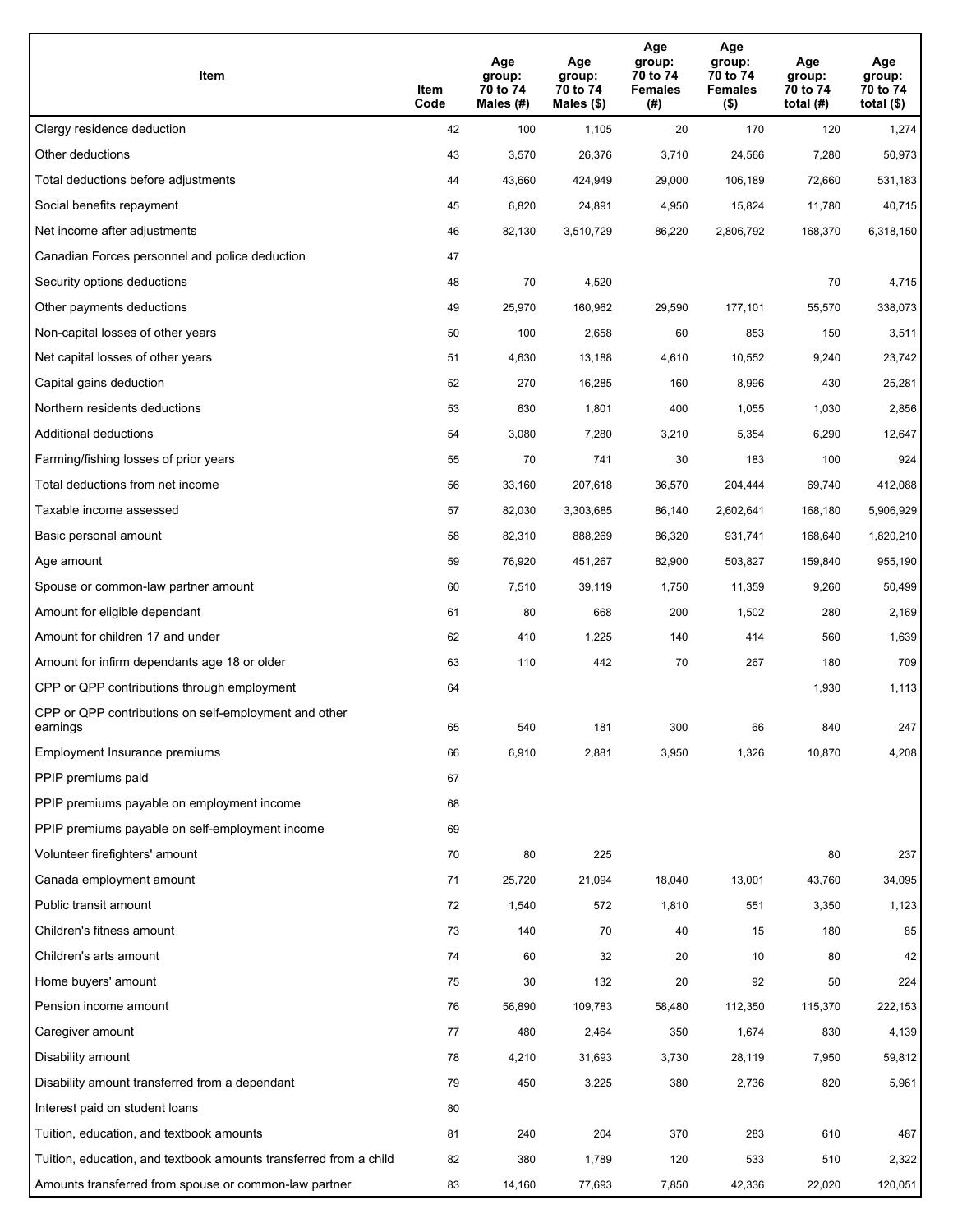| Item | Item Code | Age group: 70 to 74 Males (#) | Age group: 70 to 74 Males ($) | Age group: 70 to 74 Females (#) | Age group: 70 to 74 Females ($) | Age group: 70 to 74 total (#) | Age group: 70 to 74 total ($) |
|---|---|---|---|---|---|---|---|
| Clergy residence deduction | 42 | 100 | 1,105 | 20 | 170 | 120 | 1,274 |
| Other deductions | 43 | 3,570 | 26,376 | 3,710 | 24,566 | 7,280 | 50,973 |
| Total deductions before adjustments | 44 | 43,660 | 424,949 | 29,000 | 106,189 | 72,660 | 531,183 |
| Social benefits repayment | 45 | 6,820 | 24,891 | 4,950 | 15,824 | 11,780 | 40,715 |
| Net income after adjustments | 46 | 82,130 | 3,510,729 | 86,220 | 2,806,792 | 168,370 | 6,318,150 |
| Canadian Forces personnel and police deduction | 47 | | | | | | |
| Security options deductions | 48 | 70 | 4,520 | | | 70 | 4,715 |
| Other payments deductions | 49 | 25,970 | 160,962 | 29,590 | 177,101 | 55,570 | 338,073 |
| Non-capital losses of other years | 50 | 100 | 2,658 | 60 | 853 | 150 | 3,511 |
| Net capital losses of other years | 51 | 4,630 | 13,188 | 4,610 | 10,552 | 9,240 | 23,742 |
| Capital gains deduction | 52 | 270 | 16,285 | 160 | 8,996 | 430 | 25,281 |
| Northern residents deductions | 53 | 630 | 1,801 | 400 | 1,055 | 1,030 | 2,856 |
| Additional deductions | 54 | 3,080 | 7,280 | 3,210 | 5,354 | 6,290 | 12,647 |
| Farming/fishing losses of prior years | 55 | 70 | 741 | 30 | 183 | 100 | 924 |
| Total deductions from net income | 56 | 33,160 | 207,618 | 36,570 | 204,444 | 69,740 | 412,088 |
| Taxable income assessed | 57 | 82,030 | 3,303,685 | 86,140 | 2,602,641 | 168,180 | 5,906,929 |
| Basic personal amount | 58 | 82,310 | 888,269 | 86,320 | 931,741 | 168,640 | 1,820,210 |
| Age amount | 59 | 76,920 | 451,267 | 82,900 | 503,827 | 159,840 | 955,190 |
| Spouse or common-law partner amount | 60 | 7,510 | 39,119 | 1,750 | 11,359 | 9,260 | 50,499 |
| Amount for eligible dependant | 61 | 80 | 668 | 200 | 1,502 | 280 | 2,169 |
| Amount for children 17 and under | 62 | 410 | 1,225 | 140 | 414 | 560 | 1,639 |
| Amount for infirm dependants age 18 or older | 63 | 110 | 442 | 70 | 267 | 180 | 709 |
| CPP or QPP contributions through employment | 64 | | | | | 1,930 | 1,113 |
| CPP or QPP contributions on self-employment and other earnings | 65 | 540 | 181 | 300 | 66 | 840 | 247 |
| Employment Insurance premiums | 66 | 6,910 | 2,881 | 3,950 | 1,326 | 10,870 | 4,208 |
| PPIP premiums paid | 67 | | | | | | |
| PPIP premiums payable on employment income | 68 | | | | | | |
| PPIP premiums payable on self-employment income | 69 | | | | | | |
| Volunteer firefighters' amount | 70 | 80 | 225 | | | 80 | 237 |
| Canada employment amount | 71 | 25,720 | 21,094 | 18,040 | 13,001 | 43,760 | 34,095 |
| Public transit amount | 72 | 1,540 | 572 | 1,810 | 551 | 3,350 | 1,123 |
| Children's fitness amount | 73 | 140 | 70 | 40 | 15 | 180 | 85 |
| Children's arts amount | 74 | 60 | 32 | 20 | 10 | 80 | 42 |
| Home buyers' amount | 75 | 30 | 132 | 20 | 92 | 50 | 224 |
| Pension income amount | 76 | 56,890 | 109,783 | 58,480 | 112,350 | 115,370 | 222,153 |
| Caregiver amount | 77 | 480 | 2,464 | 350 | 1,674 | 830 | 4,139 |
| Disability amount | 78 | 4,210 | 31,693 | 3,730 | 28,119 | 7,950 | 59,812 |
| Disability amount transferred from a dependant | 79 | 450 | 3,225 | 380 | 2,736 | 820 | 5,961 |
| Interest paid on student loans | 80 | | | | | | |
| Tuition, education, and textbook amounts | 81 | 240 | 204 | 370 | 283 | 610 | 487 |
| Tuition, education, and textbook amounts transferred from a child | 82 | 380 | 1,789 | 120 | 533 | 510 | 2,322 |
| Amounts transferred from spouse or common-law partner | 83 | 14,160 | 77,693 | 7,850 | 42,336 | 22,020 | 120,051 |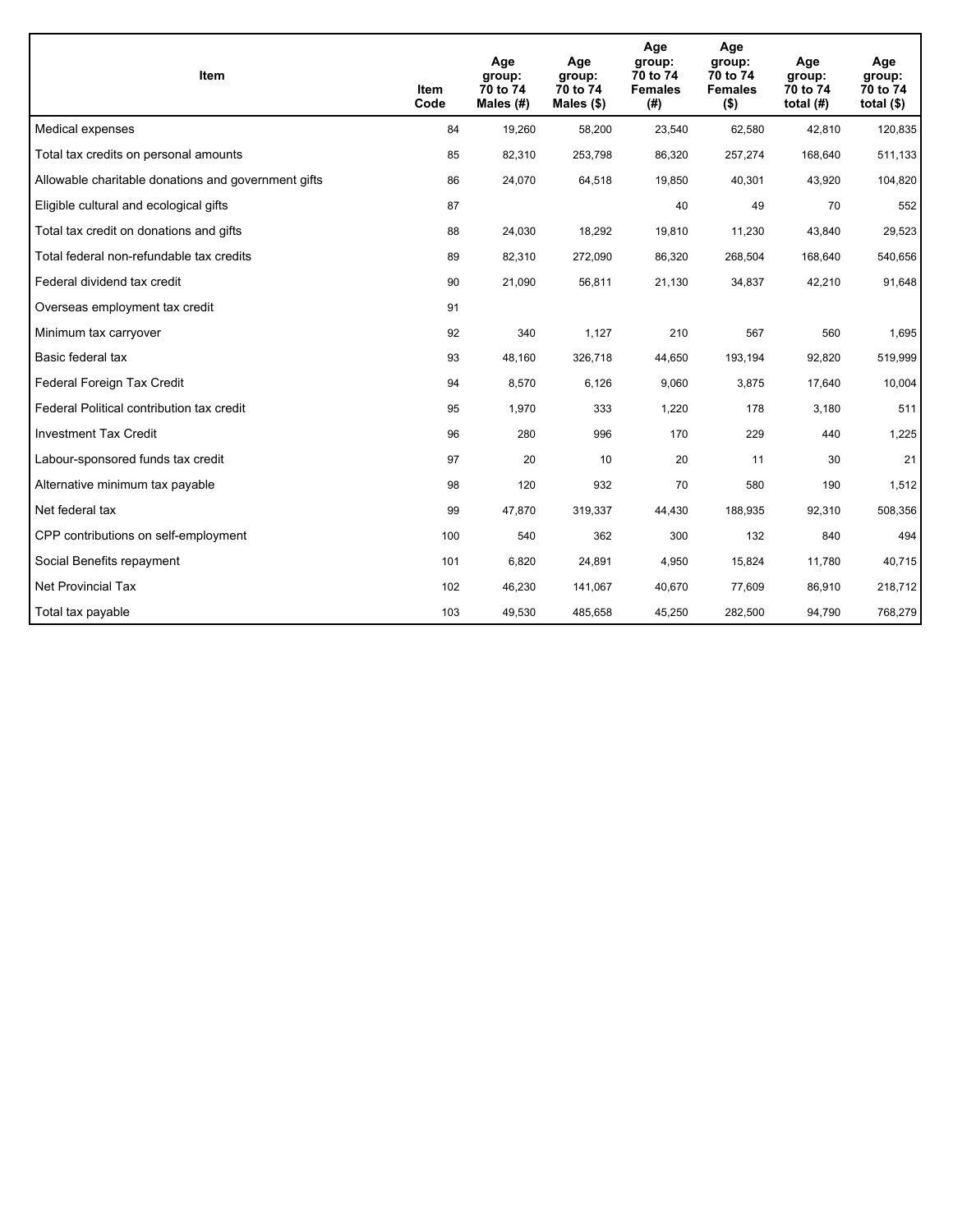| Item | Item Code | Age group: 70 to 74 Males (#) | Age group: 70 to 74 Males ($) | Age group: 70 to 74 Females (#) | Age group: 70 to 74 Females ($) | Age group: 70 to 74 total (#) | Age group: 70 to 74 total ($) |
|---|---|---|---|---|---|---|---|
| Medical expenses | 84 | 19,260 | 58,200 | 23,540 | 62,580 | 42,810 | 120,835 |
| Total tax credits on personal amounts | 85 | 82,310 | 253,798 | 86,320 | 257,274 | 168,640 | 511,133 |
| Allowable charitable donations and government gifts | 86 | 24,070 | 64,518 | 19,850 | 40,301 | 43,920 | 104,820 |
| Eligible cultural and ecological gifts | 87 | | | 40 | 49 | 70 | 552 |
| Total tax credit on donations and gifts | 88 | 24,030 | 18,292 | 19,810 | 11,230 | 43,840 | 29,523 |
| Total federal non-refundable tax credits | 89 | 82,310 | 272,090 | 86,320 | 268,504 | 168,640 | 540,656 |
| Federal dividend tax credit | 90 | 21,090 | 56,811 | 21,130 | 34,837 | 42,210 | 91,648 |
| Overseas employment tax credit | 91 | | | | | | |
| Minimum tax carryover | 92 | 340 | 1,127 | 210 | 567 | 560 | 1,695 |
| Basic federal tax | 93 | 48,160 | 326,718 | 44,650 | 193,194 | 92,820 | 519,999 |
| Federal Foreign Tax Credit | 94 | 8,570 | 6,126 | 9,060 | 3,875 | 17,640 | 10,004 |
| Federal Political contribution tax credit | 95 | 1,970 | 333 | 1,220 | 178 | 3,180 | 511 |
| Investment Tax Credit | 96 | 280 | 996 | 170 | 229 | 440 | 1,225 |
| Labour-sponsored funds tax credit | 97 | 20 | 10 | 20 | 11 | 30 | 21 |
| Alternative minimum tax payable | 98 | 120 | 932 | 70 | 580 | 190 | 1,512 |
| Net federal tax | 99 | 47,870 | 319,337 | 44,430 | 188,935 | 92,310 | 508,356 |
| CPP contributions on self-employment | 100 | 540 | 362 | 300 | 132 | 840 | 494 |
| Social Benefits repayment | 101 | 6,820 | 24,891 | 4,950 | 15,824 | 11,780 | 40,715 |
| Net Provincial Tax | 102 | 46,230 | 141,067 | 40,670 | 77,609 | 86,910 | 218,712 |
| Total tax payable | 103 | 49,530 | 485,658 | 45,250 | 282,500 | 94,790 | 768,279 |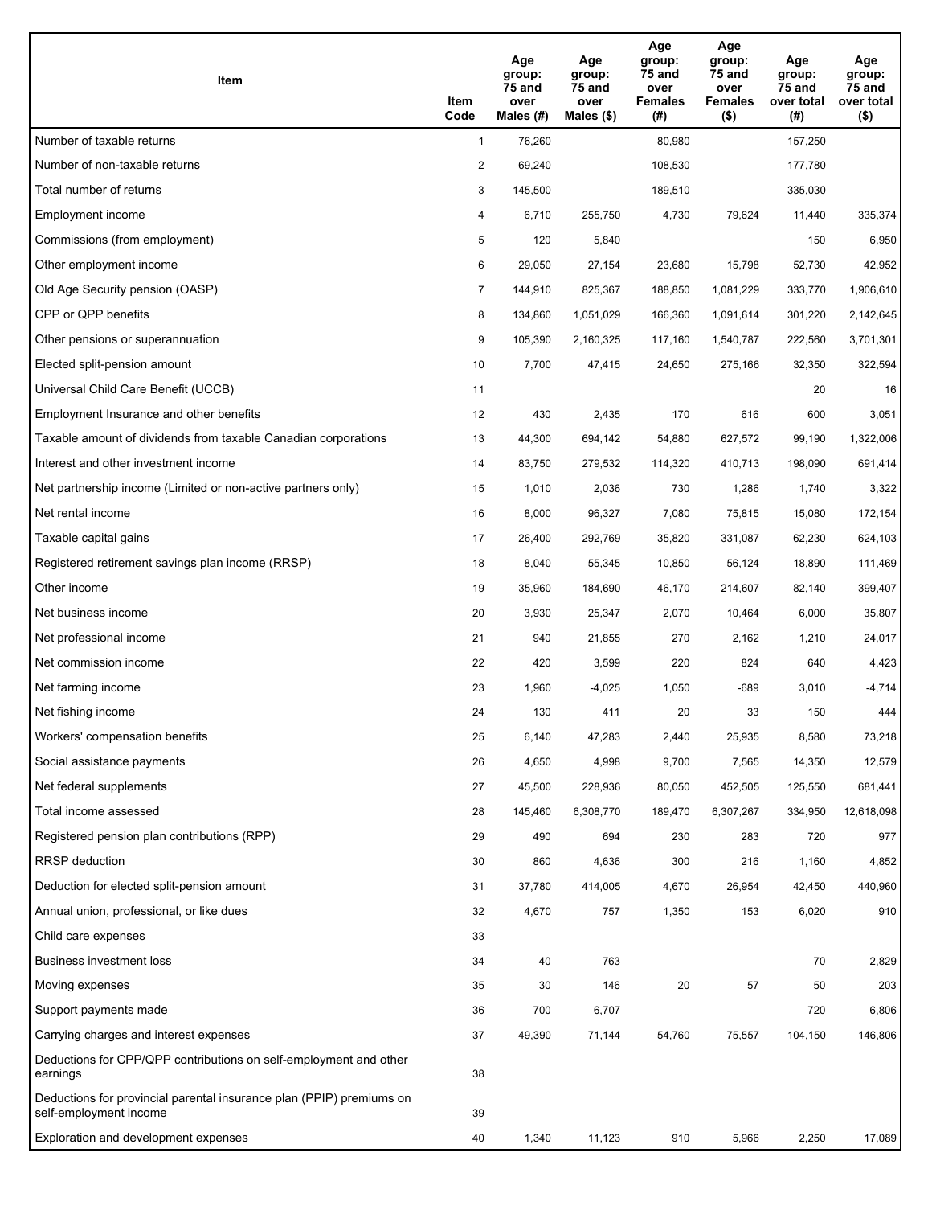| Item | Item Code | Age group: 75 and over Males (#) | Age group: 75 and over Males ($) | Age group: 75 and over Females (#) | Age group: 75 and over Females ($) | Age group: 75 and over total (#) | Age group: 75 and over total ($) |
|---|---|---|---|---|---|---|---|
| Number of taxable returns | 1 | 76,260 | | 80,980 | | 157,250 | |
| Number of non-taxable returns | 2 | 69,240 | | 108,530 | | 177,780 | |
| Total number of returns | 3 | 145,500 | | 189,510 | | 335,030 | |
| Employment income | 4 | 6,710 | 255,750 | 4,730 | 79,624 | 11,440 | 335,374 |
| Commissions (from employment) | 5 | 120 | 5,840 | | | 150 | 6,950 |
| Other employment income | 6 | 29,050 | 27,154 | 23,680 | 15,798 | 52,730 | 42,952 |
| Old Age Security pension (OASP) | 7 | 144,910 | 825,367 | 188,850 | 1,081,229 | 333,770 | 1,906,610 |
| CPP or QPP benefits | 8 | 134,860 | 1,051,029 | 166,360 | 1,091,614 | 301,220 | 2,142,645 |
| Other pensions or superannuation | 9 | 105,390 | 2,160,325 | 117,160 | 1,540,787 | 222,560 | 3,701,301 |
| Elected split-pension amount | 10 | 7,700 | 47,415 | 24,650 | 275,166 | 32,350 | 322,594 |
| Universal Child Care Benefit (UCCB) | 11 | | | | | 20 | 16 |
| Employment Insurance and other benefits | 12 | 430 | 2,435 | 170 | 616 | 600 | 3,051 |
| Taxable amount of dividends from taxable Canadian corporations | 13 | 44,300 | 694,142 | 54,880 | 627,572 | 99,190 | 1,322,006 |
| Interest and other investment income | 14 | 83,750 | 279,532 | 114,320 | 410,713 | 198,090 | 691,414 |
| Net partnership income (Limited or non-active partners only) | 15 | 1,010 | 2,036 | 730 | 1,286 | 1,740 | 3,322 |
| Net rental income | 16 | 8,000 | 96,327 | 7,080 | 75,815 | 15,080 | 172,154 |
| Taxable capital gains | 17 | 26,400 | 292,769 | 35,820 | 331,087 | 62,230 | 624,103 |
| Registered retirement savings plan income (RRSP) | 18 | 8,040 | 55,345 | 10,850 | 56,124 | 18,890 | 111,469 |
| Other income | 19 | 35,960 | 184,690 | 46,170 | 214,607 | 82,140 | 399,407 |
| Net business income | 20 | 3,930 | 25,347 | 2,070 | 10,464 | 6,000 | 35,807 |
| Net professional income | 21 | 940 | 21,855 | 270 | 2,162 | 1,210 | 24,017 |
| Net commission income | 22 | 420 | 3,599 | 220 | 824 | 640 | 4,423 |
| Net farming income | 23 | 1,960 | -4,025 | 1,050 | -689 | 3,010 | -4,714 |
| Net fishing income | 24 | 130 | 411 | 20 | 33 | 150 | 444 |
| Workers' compensation benefits | 25 | 6,140 | 47,283 | 2,440 | 25,935 | 8,580 | 73,218 |
| Social assistance payments | 26 | 4,650 | 4,998 | 9,700 | 7,565 | 14,350 | 12,579 |
| Net federal supplements | 27 | 45,500 | 228,936 | 80,050 | 452,505 | 125,550 | 681,441 |
| Total income assessed | 28 | 145,460 | 6,308,770 | 189,470 | 6,307,267 | 334,950 | 12,618,098 |
| Registered pension plan contributions (RPP) | 29 | 490 | 694 | 230 | 283 | 720 | 977 |
| RRSP deduction | 30 | 860 | 4,636 | 300 | 216 | 1,160 | 4,852 |
| Deduction for elected split-pension amount | 31 | 37,780 | 414,005 | 4,670 | 26,954 | 42,450 | 440,960 |
| Annual union, professional, or like dues | 32 | 4,670 | 757 | 1,350 | 153 | 6,020 | 910 |
| Child care expenses | 33 | | | | | | |
| Business investment loss | 34 | 40 | 763 | | | 70 | 2,829 |
| Moving expenses | 35 | 30 | 146 | 20 | 57 | 50 | 203 |
| Support payments made | 36 | 700 | 6,707 | | | 720 | 6,806 |
| Carrying charges and interest expenses | 37 | 49,390 | 71,144 | 54,760 | 75,557 | 104,150 | 146,806 |
| Deductions for CPP/QPP contributions on self-employment and other earnings | 38 | | | | | | |
| Deductions for provincial parental insurance plan (PPIP) premiums on self-employment income | 39 | | | | | | |
| Exploration and development expenses | 40 | 1,340 | 11,123 | 910 | 5,966 | 2,250 | 17,089 |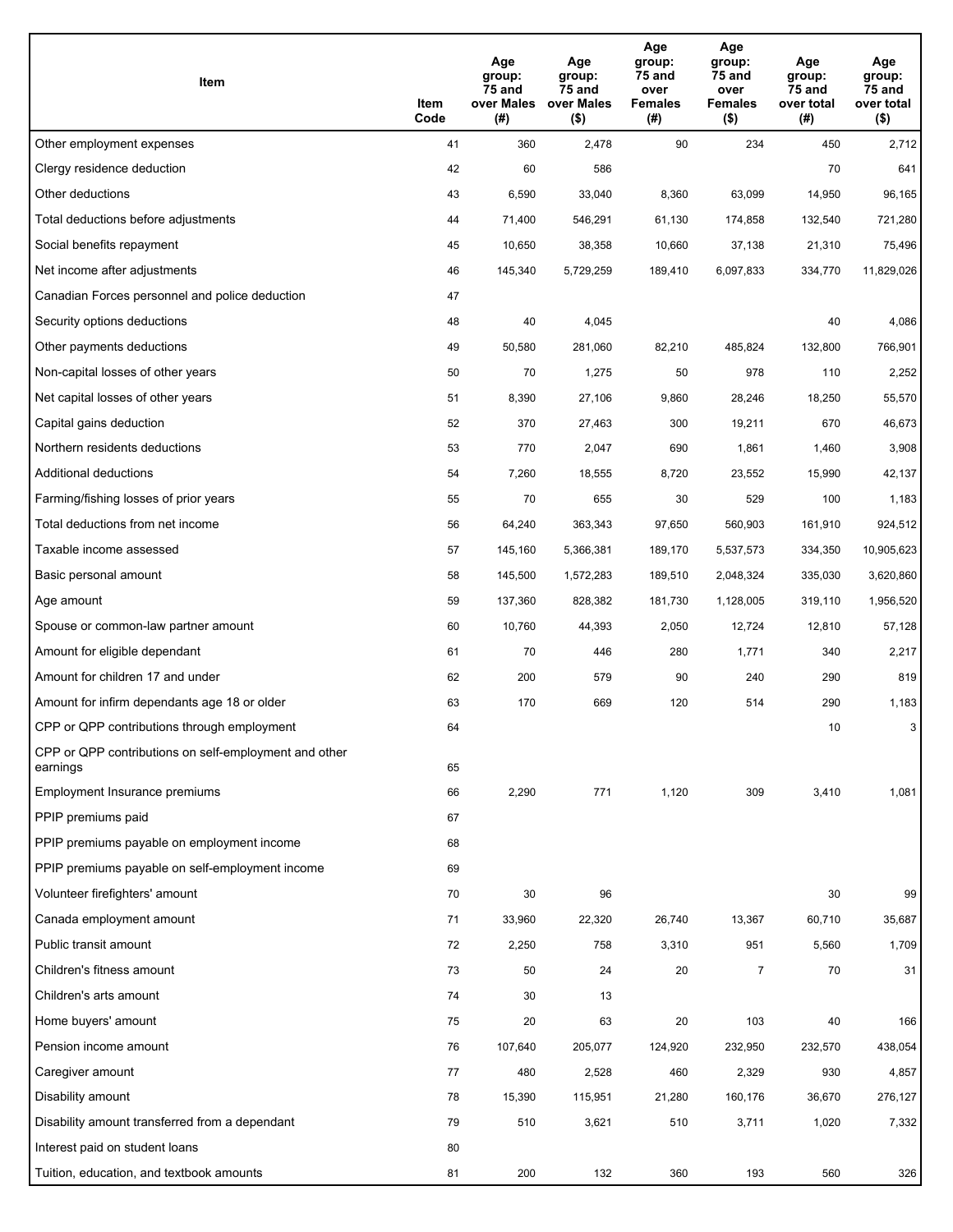| Item | Item Code | Age group: 75 and over Males (#) | Age group: 75 and over Males ($) | Age group: 75 and over Females (#) | Age group: 75 and over Females ($) | Age group: 75 and over total (#) | Age group: 75 and over total ($) |
|---|---|---|---|---|---|---|---|
| Other employment expenses | 41 | 360 | 2,478 | 90 | 234 | 450 | 2,712 |
| Clergy residence deduction | 42 | 60 | 586 | | | 70 | 641 |
| Other deductions | 43 | 6,590 | 33,040 | 8,360 | 63,099 | 14,950 | 96,165 |
| Total deductions before adjustments | 44 | 71,400 | 546,291 | 61,130 | 174,858 | 132,540 | 721,280 |
| Social benefits repayment | 45 | 10,650 | 38,358 | 10,660 | 37,138 | 21,310 | 75,496 |
| Net income after adjustments | 46 | 145,340 | 5,729,259 | 189,410 | 6,097,833 | 334,770 | 11,829,026 |
| Canadian Forces personnel and police deduction | 47 | | | | | | |
| Security options deductions | 48 | 40 | 4,045 | | | 40 | 4,086 |
| Other payments deductions | 49 | 50,580 | 281,060 | 82,210 | 485,824 | 132,800 | 766,901 |
| Non-capital losses of other years | 50 | 70 | 1,275 | 50 | 978 | 110 | 2,252 |
| Net capital losses of other years | 51 | 8,390 | 27,106 | 9,860 | 28,246 | 18,250 | 55,570 |
| Capital gains deduction | 52 | 370 | 27,463 | 300 | 19,211 | 670 | 46,673 |
| Northern residents deductions | 53 | 770 | 2,047 | 690 | 1,861 | 1,460 | 3,908 |
| Additional deductions | 54 | 7,260 | 18,555 | 8,720 | 23,552 | 15,990 | 42,137 |
| Farming/fishing losses of prior years | 55 | 70 | 655 | 30 | 529 | 100 | 1,183 |
| Total deductions from net income | 56 | 64,240 | 363,343 | 97,650 | 560,903 | 161,910 | 924,512 |
| Taxable income assessed | 57 | 145,160 | 5,366,381 | 189,170 | 5,537,573 | 334,350 | 10,905,623 |
| Basic personal amount | 58 | 145,500 | 1,572,283 | 189,510 | 2,048,324 | 335,030 | 3,620,860 |
| Age amount | 59 | 137,360 | 828,382 | 181,730 | 1,128,005 | 319,110 | 1,956,520 |
| Spouse or common-law partner amount | 60 | 10,760 | 44,393 | 2,050 | 12,724 | 12,810 | 57,128 |
| Amount for eligible dependant | 61 | 70 | 446 | 280 | 1,771 | 340 | 2,217 |
| Amount for children 17 and under | 62 | 200 | 579 | 90 | 240 | 290 | 819 |
| Amount for infirm dependants age 18 or older | 63 | 170 | 669 | 120 | 514 | 290 | 1,183 |
| CPP or QPP contributions through employment | 64 | | | | | 10 | 3 |
| CPP or QPP contributions on self-employment and other earnings | 65 | | | | | | |
| Employment Insurance premiums | 66 | 2,290 | 771 | 1,120 | 309 | 3,410 | 1,081 |
| PPIP premiums paid | 67 | | | | | | |
| PPIP premiums payable on employment income | 68 | | | | | | |
| PPIP premiums payable on self-employment income | 69 | | | | | | |
| Volunteer firefighters' amount | 70 | 30 | 96 | | | 30 | 99 |
| Canada employment amount | 71 | 33,960 | 22,320 | 26,740 | 13,367 | 60,710 | 35,687 |
| Public transit amount | 72 | 2,250 | 758 | 3,310 | 951 | 5,560 | 1,709 |
| Children's fitness amount | 73 | 50 | 24 | 20 | 7 | 70 | 31 |
| Children's arts amount | 74 | 30 | 13 | | | | |
| Home buyers' amount | 75 | 20 | 63 | 20 | 103 | 40 | 166 |
| Pension income amount | 76 | 107,640 | 205,077 | 124,920 | 232,950 | 232,570 | 438,054 |
| Caregiver amount | 77 | 480 | 2,528 | 460 | 2,329 | 930 | 4,857 |
| Disability amount | 78 | 15,390 | 115,951 | 21,280 | 160,176 | 36,670 | 276,127 |
| Disability amount transferred from a dependant | 79 | 510 | 3,621 | 510 | 3,711 | 1,020 | 7,332 |
| Interest paid on student loans | 80 | | | | | | |
| Tuition, education, and textbook amounts | 81 | 200 | 132 | 360 | 193 | 560 | 326 |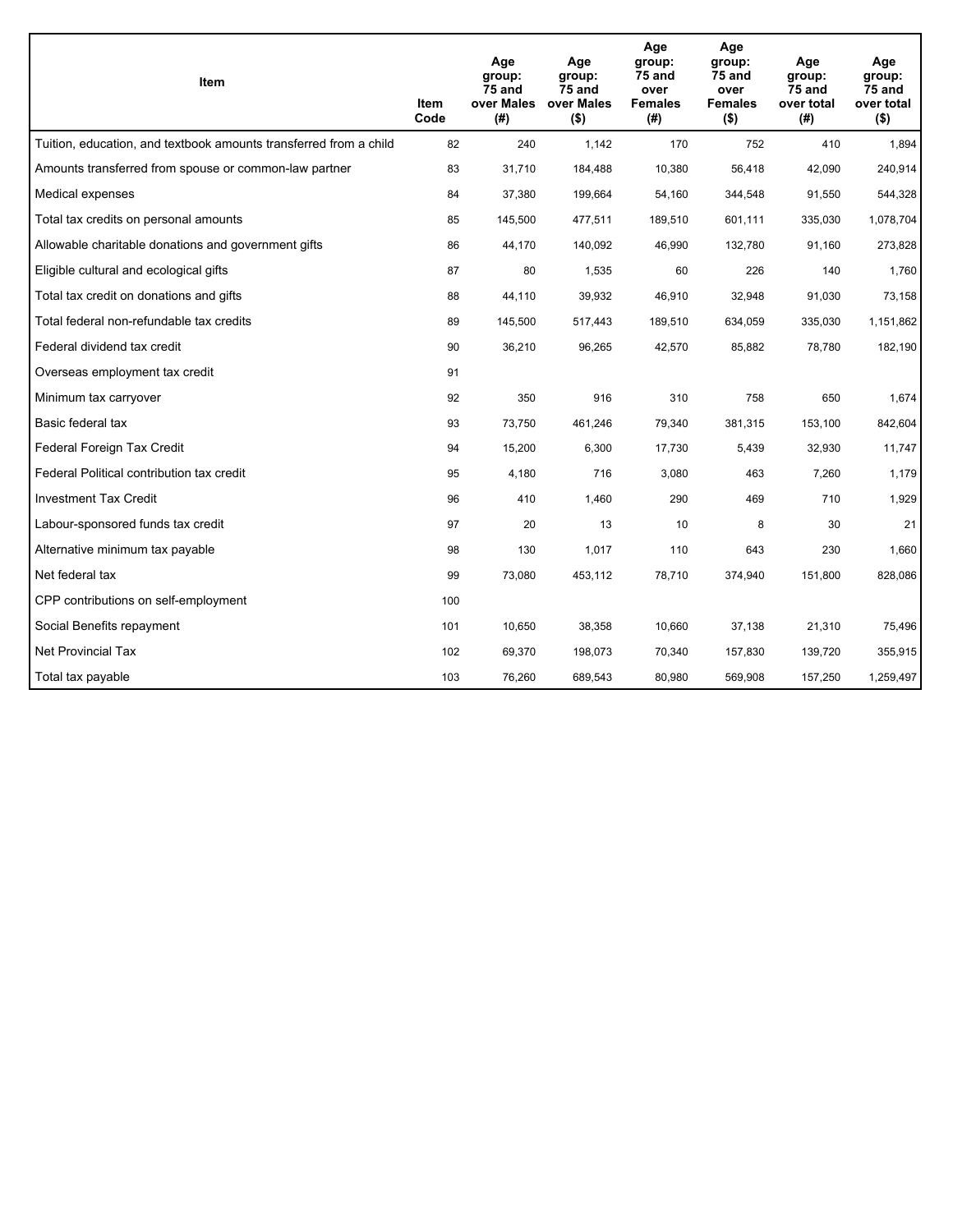| Item | Item Code | Age group: 75 and over Males (#) | Age group: 75 and over Males ($) | Age group: 75 and over Females (#) | Age group: 75 and over Females ($) | Age group: 75 and over total (#) | Age group: 75 and over total ($) |
|---|---|---|---|---|---|---|---|
| Tuition, education, and textbook amounts transferred from a child | 82 | 240 | 1,142 | 170 | 752 | 410 | 1,894 |
| Amounts transferred from spouse or common-law partner | 83 | 31,710 | 184,488 | 10,380 | 56,418 | 42,090 | 240,914 |
| Medical expenses | 84 | 37,380 | 199,664 | 54,160 | 344,548 | 91,550 | 544,328 |
| Total tax credits on personal amounts | 85 | 145,500 | 477,511 | 189,510 | 601,111 | 335,030 | 1,078,704 |
| Allowable charitable donations and government gifts | 86 | 44,170 | 140,092 | 46,990 | 132,780 | 91,160 | 273,828 |
| Eligible cultural and ecological gifts | 87 | 80 | 1,535 | 60 | 226 | 140 | 1,760 |
| Total tax credit on donations and gifts | 88 | 44,110 | 39,932 | 46,910 | 32,948 | 91,030 | 73,158 |
| Total federal non-refundable tax credits | 89 | 145,500 | 517,443 | 189,510 | 634,059 | 335,030 | 1,151,862 |
| Federal dividend tax credit | 90 | 36,210 | 96,265 | 42,570 | 85,882 | 78,780 | 182,190 |
| Overseas employment tax credit | 91 | | | | | | |
| Minimum tax carryover | 92 | 350 | 916 | 310 | 758 | 650 | 1,674 |
| Basic federal tax | 93 | 73,750 | 461,246 | 79,340 | 381,315 | 153,100 | 842,604 |
| Federal Foreign Tax Credit | 94 | 15,200 | 6,300 | 17,730 | 5,439 | 32,930 | 11,747 |
| Federal Political contribution tax credit | 95 | 4,180 | 716 | 3,080 | 463 | 7,260 | 1,179 |
| Investment Tax Credit | 96 | 410 | 1,460 | 290 | 469 | 710 | 1,929 |
| Labour-sponsored funds tax credit | 97 | 20 | 13 | 10 | 8 | 30 | 21 |
| Alternative minimum tax payable | 98 | 130 | 1,017 | 110 | 643 | 230 | 1,660 |
| Net federal tax | 99 | 73,080 | 453,112 | 78,710 | 374,940 | 151,800 | 828,086 |
| CPP contributions on self-employment | 100 | | | | | | |
| Social Benefits repayment | 101 | 10,650 | 38,358 | 10,660 | 37,138 | 21,310 | 75,496 |
| Net Provincial Tax | 102 | 69,370 | 198,073 | 70,340 | 157,830 | 139,720 | 355,915 |
| Total tax payable | 103 | 76,260 | 689,543 | 80,980 | 569,908 | 157,250 | 1,259,497 |